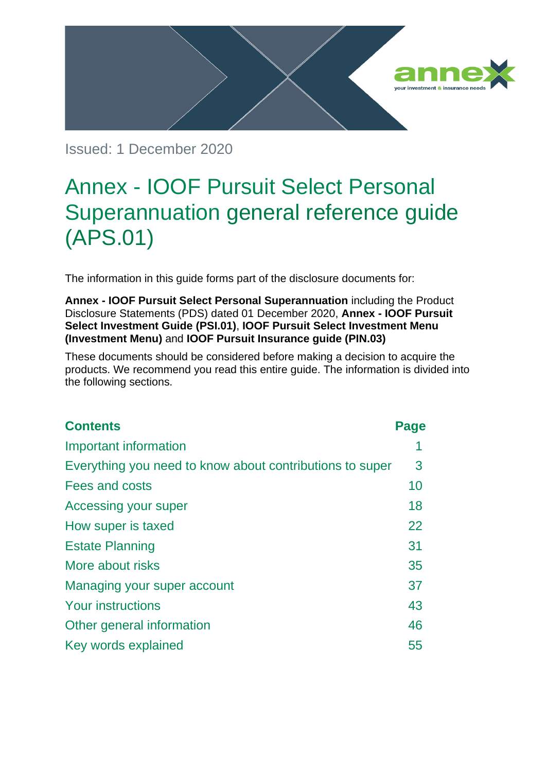Issued: 1 December 2020

# Annex - IOOF Pursuit Select Personal Superannuation general reference guide (APS.01)

The information in this guide forms part of the disclosure documents for:

**Annex - IOOF Pursuit Select Personal Superannuation** including the Product Disclosure Statements (PDS) dated 01 December 2020, **Annex - IOOF Pursuit Select Investment Guide (PSI.01)**, **IOOF Pursuit Select Investment Menu (Investment Menu)** and **IOOF Pursuit Insurance guide (PIN.03)**

These documents should be considered before making a decision to acquire the products. We recommend you read this entire guide. The information is divided into the following sections.

| Contents | Page |
| --- | --- |
| Important information | 1 |
| Everything you need to know about contributions to super | 3 |
| Fees and costs | 10 |
| Accessing your super | 18 |
| How super is taxed | 22 |
| Estate Planning | 31 |
| More about risks | 35 |
| Managing your super account | 37 |
| Your instructions | 43 |
| Other general information | 46 |
| Key words explained | 55 |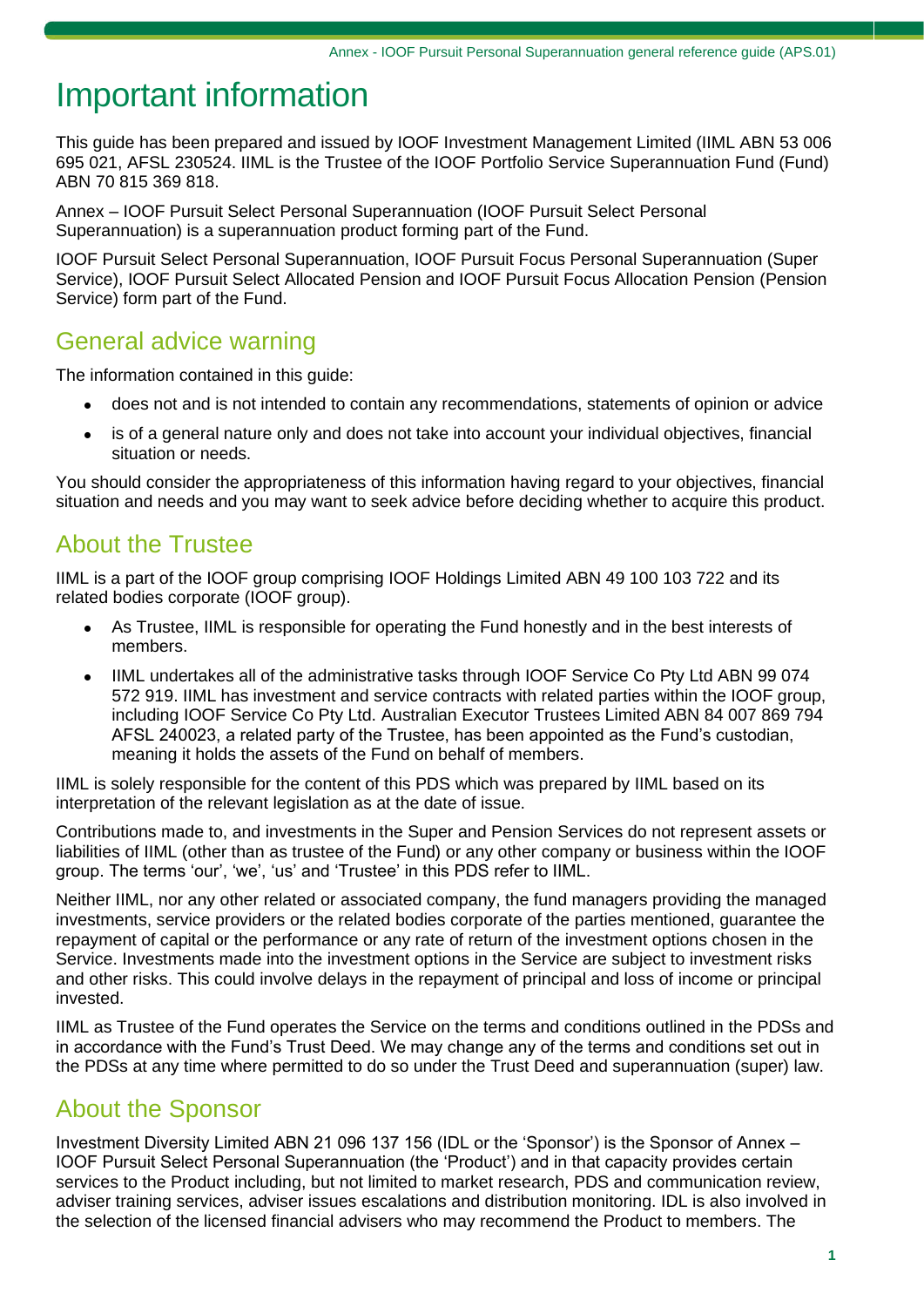# Important information

This guide has been prepared and issued by IOOF Investment Management Limited (IIML ABN 53 006 695 021, AFSL 230524. IIML is the Trustee of the IOOF Portfolio Service Superannuation Fund (Fund) ABN 70 815 369 818.

Annex – IOOF Pursuit Select Personal Superannuation (IOOF Pursuit Select Personal Superannuation) is a superannuation product forming part of the Fund.

IOOF Pursuit Select Personal Superannuation, IOOF Pursuit Focus Personal Superannuation (Super Service), IOOF Pursuit Select Allocated Pension and IOOF Pursuit Focus Allocation Pension (Pension Service) form part of the Fund.

## General advice warning

The information contained in this guide:

- does not and is not intended to contain any recommendations, statements of opinion or advice
- is of a general nature only and does not take into account your individual objectives, financial situation or needs.

You should consider the appropriateness of this information having regard to your objectives, financial situation and needs and you may want to seek advice before deciding whether to acquire this product.

## About the Trustee

IIML is a part of the IOOF group comprising IOOF Holdings Limited ABN 49 100 103 722 and its related bodies corporate (IOOF group).

- As Trustee, IIML is responsible for operating the Fund honestly and in the best interests of members.
- IIML undertakes all of the administrative tasks through IOOF Service Co Pty Ltd ABN 99 074 572 919. IIML has investment and service contracts with related parties within the IOOF group, including IOOF Service Co Pty Ltd. Australian Executor Trustees Limited ABN 84 007 869 794 AFSL 240023, a related party of the Trustee, has been appointed as the Fund's custodian, meaning it holds the assets of the Fund on behalf of members.

IIML is solely responsible for the content of this PDS which was prepared by IIML based on its interpretation of the relevant legislation as at the date of issue.

Contributions made to, and investments in the Super and Pension Services do not represent assets or liabilities of IIML (other than as trustee of the Fund) or any other company or business within the IOOF group. The terms 'our', 'we', 'us' and 'Trustee' in this PDS refer to IIML.

Neither IIML, nor any other related or associated company, the fund managers providing the managed investments, service providers or the related bodies corporate of the parties mentioned, guarantee the repayment of capital or the performance or any rate of return of the investment options chosen in the Service. Investments made into the investment options in the Service are subject to investment risks and other risks. This could involve delays in the repayment of principal and loss of income or principal invested.

IIML as Trustee of the Fund operates the Service on the terms and conditions outlined in the PDSs and in accordance with the Fund's Trust Deed. We may change any of the terms and conditions set out in the PDSs at any time where permitted to do so under the Trust Deed and superannuation (super) law.

## About the Sponsor

Investment Diversity Limited ABN 21 096 137 156 (IDL or the 'Sponsor') is the Sponsor of Annex – IOOF Pursuit Select Personal Superannuation (the 'Product') and in that capacity provides certain services to the Product including, but not limited to market research, PDS and communication review, adviser training services, adviser issues escalations and distribution monitoring. IDL is also involved in the selection of the licensed financial advisers who may recommend the Product to members. The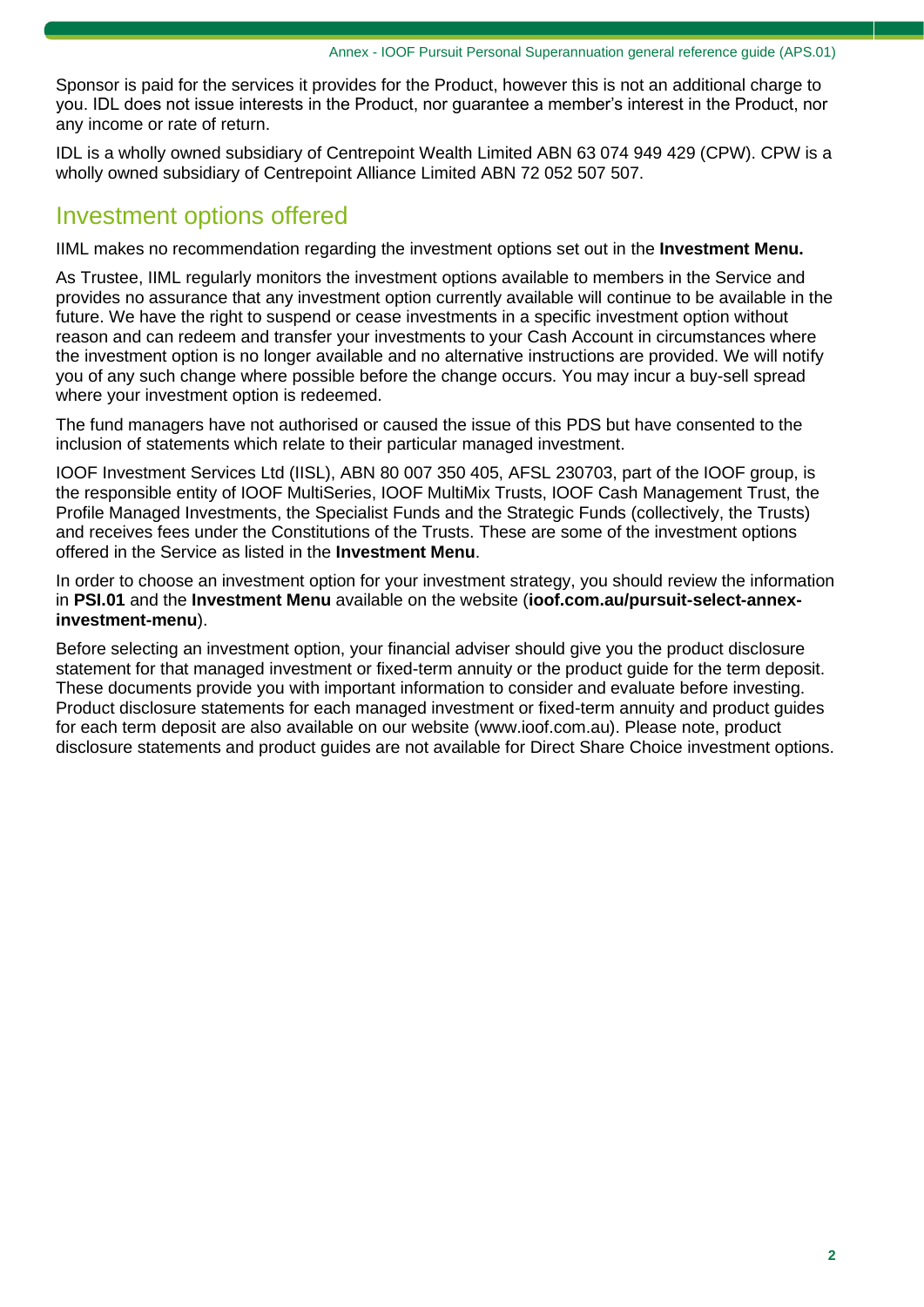Sponsor is paid for the services it provides for the Product, however this is not an additional charge to you. IDL does not issue interests in the Product, nor guarantee a member's interest in the Product, nor any income or rate of return.

IDL is a wholly owned subsidiary of Centrepoint Wealth Limited ABN 63 074 949 429 (CPW). CPW is a wholly owned subsidiary of Centrepoint Alliance Limited ABN 72 052 507 507.

## Investment options offered

IIML makes no recommendation regarding the investment options set out in the **Investment Menu.**

As Trustee, IIML regularly monitors the investment options available to members in the Service and provides no assurance that any investment option currently available will continue to be available in the future. We have the right to suspend or cease investments in a specific investment option without reason and can redeem and transfer your investments to your Cash Account in circumstances where the investment option is no longer available and no alternative instructions are provided. We will notify you of any such change where possible before the change occurs. You may incur a buy-sell spread where your investment option is redeemed.

The fund managers have not authorised or caused the issue of this PDS but have consented to the inclusion of statements which relate to their particular managed investment.

IOOF Investment Services Ltd (IISL), ABN 80 007 350 405, AFSL 230703, part of the IOOF group, is the responsible entity of IOOF MultiSeries, IOOF MultiMix Trusts, IOOF Cash Management Trust, the Profile Managed Investments, the Specialist Funds and the Strategic Funds (collectively, the Trusts) and receives fees under the Constitutions of the Trusts. These are some of the investment options offered in the Service as listed in the **Investment Menu**.

In order to choose an investment option for your investment strategy, you should review the information in **PSI.01** and the **Investment Menu** available on the website (**ioof.com.au/pursuit-select-annex-investment-menu**).

Before selecting an investment option, your financial adviser should give you the product disclosure statement for that managed investment or fixed-term annuity or the product guide for the term deposit. These documents provide you with important information to consider and evaluate before investing. Product disclosure statements for each managed investment or fixed-term annuity and product guides for each term deposit are also available on our website (www.ioof.com.au). Please note, product disclosure statements and product guides are not available for Direct Share Choice investment options.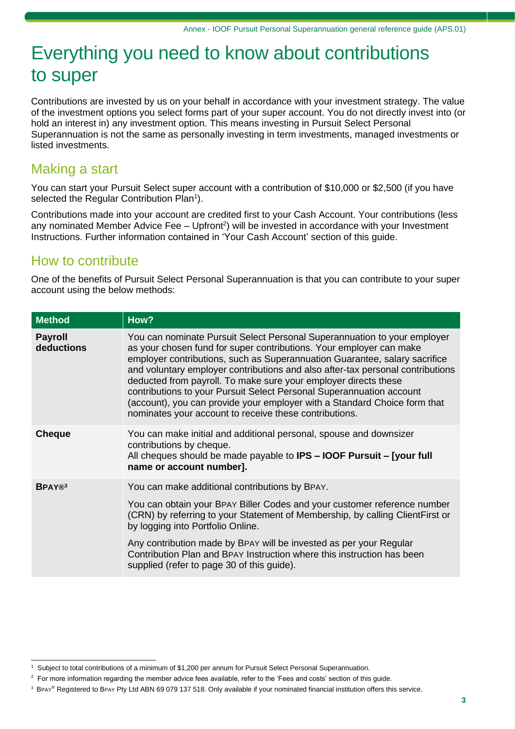# Everything you need to know about contributions to super

Contributions are invested by us on your behalf in accordance with your investment strategy. The value of the investment options you select forms part of your super account. You do not directly invest into (or hold an interest in) any investment option. This means investing in Pursuit Select Personal Superannuation is not the same as personally investing in term investments, managed investments or listed investments.

## Making a start

You can start your Pursuit Select super account with a contribution of $10,000 or $2,500 (if you have selected the Regular Contribution Plan[1]).

Contributions made into your account are credited first to your Cash Account. Your contributions (less any nominated Member Advice Fee – Upfront[2]) will be invested in accordance with your Investment Instructions. Further information contained in 'Your Cash Account' section of this guide.

## How to contribute

One of the benefits of Pursuit Select Personal Superannuation is that you can contribute to your super account using the below methods:

| Method | How? |
|---|---|
| **Payroll deductions** | You can nominate Pursuit Select Personal Superannuation to your employer as your chosen fund for super contributions. Your employer can make employer contributions, such as Superannuation Guarantee, salary sacrifice and voluntary employer contributions and also after-tax personal contributions deducted from payroll. To make sure your employer directs these contributions to your Pursuit Select Personal Superannuation account (account), you can provide your employer with a Standard Choice form that nominates your account to receive these contributions. |
| **Cheque** | You can make initial and additional personal, spouse and downsizer contributions by cheque.<br>All cheques should be made payable to **IPS – IOOF Pursuit – [your full name or account number].** |
| **BPAY®[3]** | You can make additional contributions by BPAY.<br><br>You can obtain your BPAY Biller Codes and your customer reference number (CRN) by referring to your Statement of Membership, by calling ClientFirst or by logging into Portfolio Online.<br><br>Any contribution made by BPAY will be invested as per your Regular Contribution Plan and BPAY Instruction where this instruction has been supplied (refer to page 30 of this guide). |

[1] Subject to total contributions of a minimum of $1,200 per annum for Pursuit Select Personal Superannuation.

[2] For more information regarding the member advice fees available, refer to the 'Fees and costs' section of this guide.

[3] BPAY® Registered to BPAY Pty Ltd ABN 69 079 137 518. Only available if your nominated financial institution offers this service.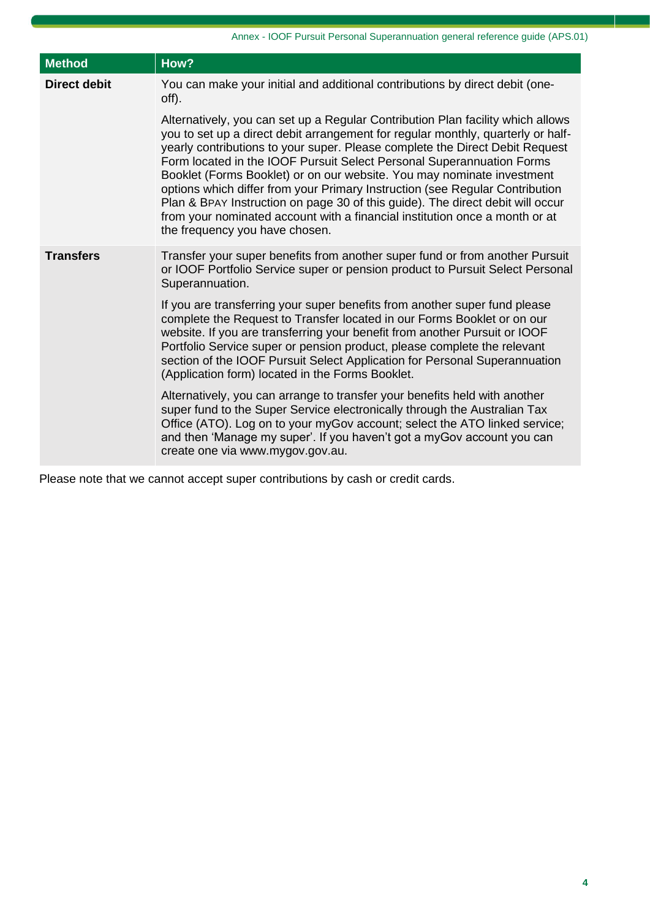| Method | How? |
| --- | --- |
| **Direct debit** | You can make your initial and additional contributions by direct debit (one-off).<br><br>Alternatively, you can set up a Regular Contribution Plan facility which allows you to set up a direct debit arrangement for regular monthly, quarterly or half-yearly contributions to your super. Please complete the Direct Debit Request Form located in the IOOF Pursuit Select Personal Superannuation Forms Booklet (Forms Booklet) or on our website. You may nominate investment options which differ from your Primary Instruction (see Regular Contribution Plan & BPAY Instruction on page 30 of this guide). The direct debit will occur from your nominated account with a financial institution once a month or at the frequency you have chosen. |
| **Transfers** | Transfer your super benefits from another super fund or from another Pursuit or IOOF Portfolio Service super or pension product to Pursuit Select Personal Superannuation.<br><br>If you are transferring your super benefits from another super fund please complete the Request to Transfer located in our Forms Booklet or on our website. If you are transferring your benefit from another Pursuit or IOOF Portfolio Service super or pension product, please complete the relevant section of the IOOF Pursuit Select Application for Personal Superannuation (Application form) located in the Forms Booklet.<br><br>Alternatively, you can arrange to transfer your benefits held with another super fund to the Super Service electronically through the Australian Tax Office (ATO). Log on to your myGov account; select the ATO linked service; and then 'Manage my super'. If you haven't got a myGov account you can create one via www.mygov.gov.au. |

Please note that we cannot accept super contributions by cash or credit cards.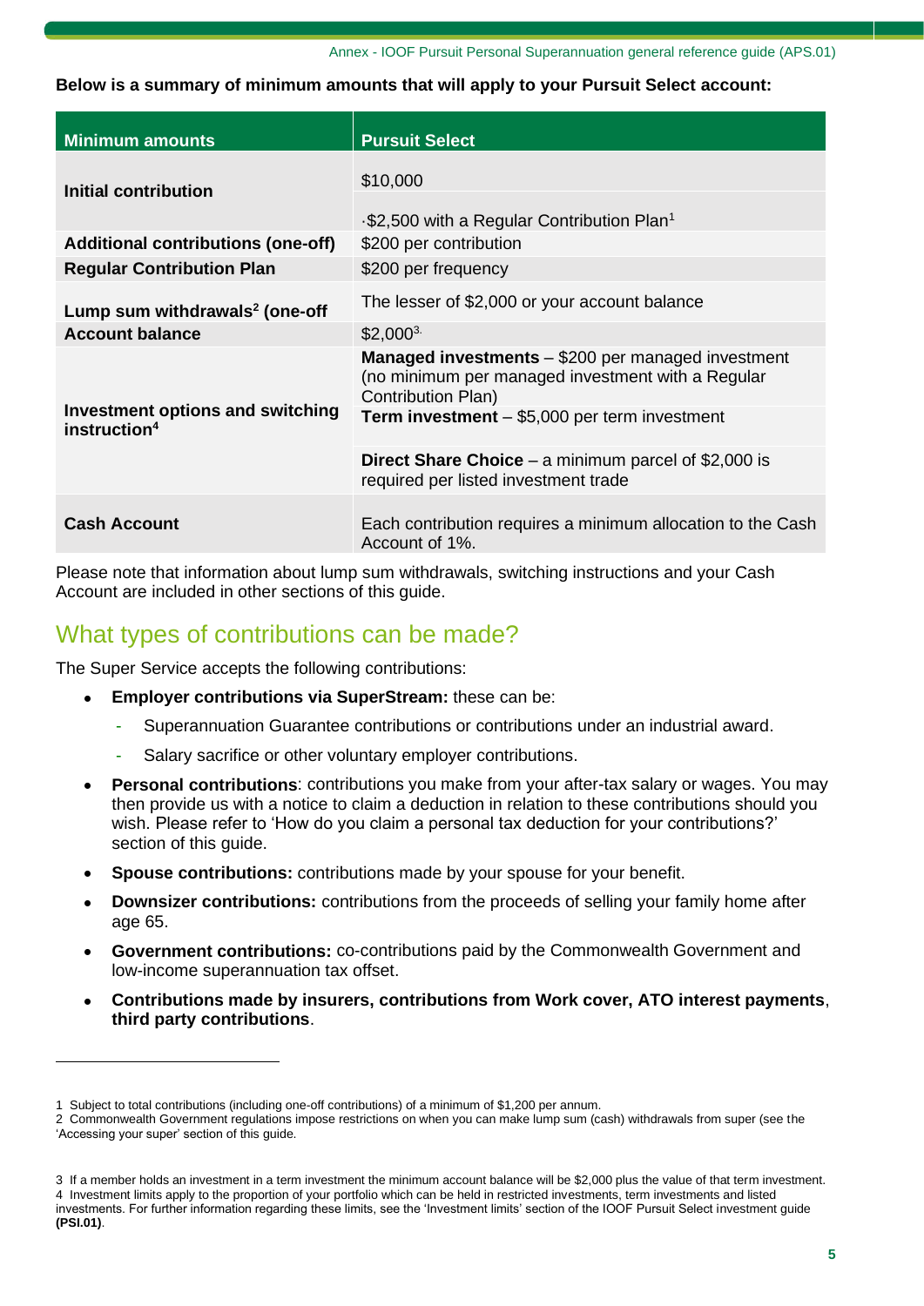**Below is a summary of minimum amounts that will apply to your Pursuit Select account:**

| Minimum amounts | Pursuit Select |
|---|---|
| **Initial contribution** | $10,000<br>·$2,500 with a Regular Contribution Plan[1] |
| **Additional contributions (one-off)** | $200 per contribution |
| **Regular Contribution Plan** | $200 per frequency |
| **Lump sum withdrawals[2] (one-off** | The lesser of $2,000 or your account balance |
| **Account balance** | $2,000[3.] |
| **Investment options and switching instruction[4]** | **Managed investments** – $200 per managed investment (no minimum per managed investment with a Regular Contribution Plan)<br>**Term investment** – $5,000 per term investment<br>**Direct Share Choice** – a minimum parcel of $2,000 is required per listed investment trade |
| **Cash Account** | Each contribution requires a minimum allocation to the Cash Account of 1%. |

Please note that information about lump sum withdrawals, switching instructions and your Cash Account are included in other sections of this guide.

## What types of contributions can be made?

The Super Service accepts the following contributions:

- **Employer contributions via SuperStream:** these can be:
  - Superannuation Guarantee contributions or contributions under an industrial award.
  - Salary sacrifice or other voluntary employer contributions.
- **Personal contributions**: contributions you make from your after-tax salary or wages. You may then provide us with a notice to claim a deduction in relation to these contributions should you wish. Please refer to 'How do you claim a personal tax deduction for your contributions?' section of this guide.
- **Spouse contributions:** contributions made by your spouse for your benefit.
- **Downsizer contributions:** contributions from the proceeds of selling your family home after age 65.
- **Government contributions:** co-contributions paid by the Commonwealth Government and low-income superannuation tax offset.
- **Contributions made by insurers, contributions from Work cover, ATO interest payments**, **third party contributions**.

---

1 Subject to total contributions (including one-off contributions) of a minimum of $1,200 per annum.
2 Commonwealth Government regulations impose restrictions on when you can make lump sum (cash) withdrawals from super (see the 'Accessing your super' section of this guide.

3 If a member holds an investment in a term investment the minimum account balance will be $2,000 plus the value of that term investment.
4 Investment limits apply to the proportion of your portfolio which can be held in restricted investments, term investments and listed investments. For further information regarding these limits, see the 'Investment limits' section of the IOOF Pursuit Select investment guide **(PSI.01)**.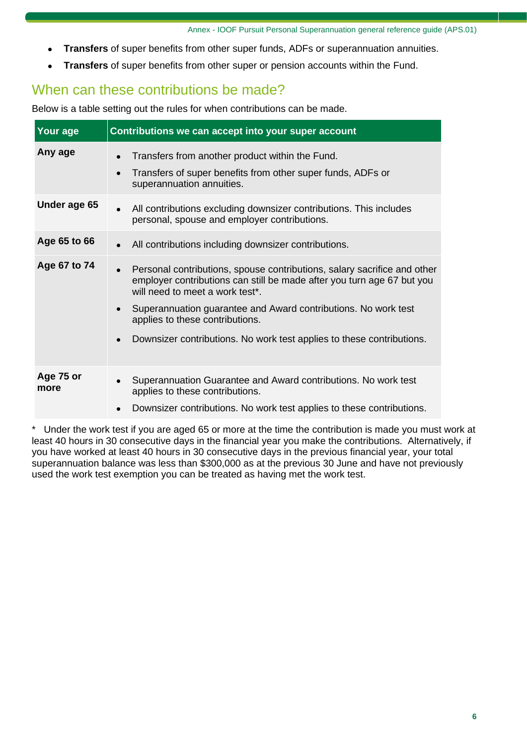- **Transfers** of super benefits from other super funds, ADFs or superannuation annuities.
- **Transfers** of super benefits from other super or pension accounts within the Fund.

## When can these contributions be made?

Below is a table setting out the rules for when contributions can be made.

| Your age | Contributions we can accept into your super account |
|---|---|
| **Any age** | • Transfers from another product within the Fund.<br>• Transfers of super benefits from other super funds, ADFs or superannuation annuities. |
| **Under age 65** | • All contributions excluding downsizer contributions. This includes personal, spouse and employer contributions. |
| **Age 65 to 66** | • All contributions including downsizer contributions. |
| **Age 67 to 74** | • Personal contributions, spouse contributions, salary sacrifice and other employer contributions can still be made after you turn age 67 but you will need to meet a work test*.<br>• Superannuation guarantee and Award contributions. No work test applies to these contributions.<br>• Downsizer contributions. No work test applies to these contributions. |
| **Age 75 or more** | • Superannuation Guarantee and Award contributions. No work test applies to these contributions.<br>• Downsizer contributions. No work test applies to these contributions. |

\* Under the work test if you are aged 65 or more at the time the contribution is made you must work at least 40 hours in 30 consecutive days in the financial year you make the contributions. Alternatively, if you have worked at least 40 hours in 30 consecutive days in the previous financial year, your total superannuation balance was less than $300,000 as at the previous 30 June and have not previously used the work test exemption you can be treated as having met the work test.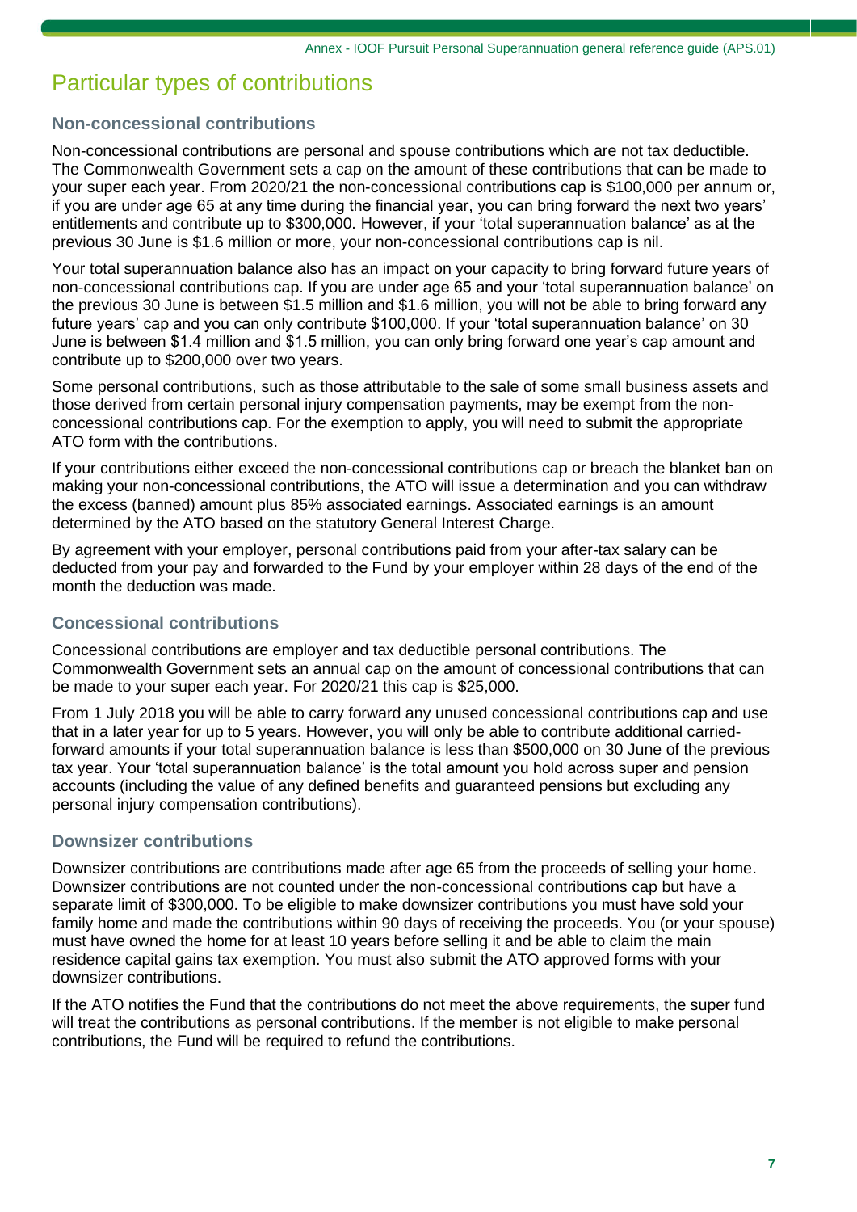# Particular types of contributions

## Non-concessional contributions

Non-concessional contributions are personal and spouse contributions which are not tax deductible. The Commonwealth Government sets a cap on the amount of these contributions that can be made to your super each year. From 2020/21 the non-concessional contributions cap is $100,000 per annum or, if you are under age 65 at any time during the financial year, you can bring forward the next two years' entitlements and contribute up to $300,000. However, if your 'total superannuation balance' as at the previous 30 June is $1.6 million or more, your non-concessional contributions cap is nil.

Your total superannuation balance also has an impact on your capacity to bring forward future years of non-concessional contributions cap. If you are under age 65 and your 'total superannuation balance' on the previous 30 June is between $1.5 million and $1.6 million, you will not be able to bring forward any future years' cap and you can only contribute $100,000. If your 'total superannuation balance' on 30 June is between $1.4 million and $1.5 million, you can only bring forward one year's cap amount and contribute up to $200,000 over two years.

Some personal contributions, such as those attributable to the sale of some small business assets and those derived from certain personal injury compensation payments, may be exempt from the non-concessional contributions cap. For the exemption to apply, you will need to submit the appropriate ATO form with the contributions.

If your contributions either exceed the non-concessional contributions cap or breach the blanket ban on making your non-concessional contributions, the ATO will issue a determination and you can withdraw the excess (banned) amount plus 85% associated earnings. Associated earnings is an amount determined by the ATO based on the statutory General Interest Charge.

By agreement with your employer, personal contributions paid from your after-tax salary can be deducted from your pay and forwarded to the Fund by your employer within 28 days of the end of the month the deduction was made.

## Concessional contributions

Concessional contributions are employer and tax deductible personal contributions. The Commonwealth Government sets an annual cap on the amount of concessional contributions that can be made to your super each year. For 2020/21 this cap is $25,000.

From 1 July 2018 you will be able to carry forward any unused concessional contributions cap and use that in a later year for up to 5 years. However, you will only be able to contribute additional carried-forward amounts if your total superannuation balance is less than $500,000 on 30 June of the previous tax year. Your 'total superannuation balance' is the total amount you hold across super and pension accounts (including the value of any defined benefits and guaranteed pensions but excluding any personal injury compensation contributions).

## Downsizer contributions

Downsizer contributions are contributions made after age 65 from the proceeds of selling your home. Downsizer contributions are not counted under the non-concessional contributions cap but have a separate limit of $300,000. To be eligible to make downsizer contributions you must have sold your family home and made the contributions within 90 days of receiving the proceeds. You (or your spouse) must have owned the home for at least 10 years before selling it and be able to claim the main residence capital gains tax exemption. You must also submit the ATO approved forms with your downsizer contributions.

If the ATO notifies the Fund that the contributions do not meet the above requirements, the super fund will treat the contributions as personal contributions. If the member is not eligible to make personal contributions, the Fund will be required to refund the contributions.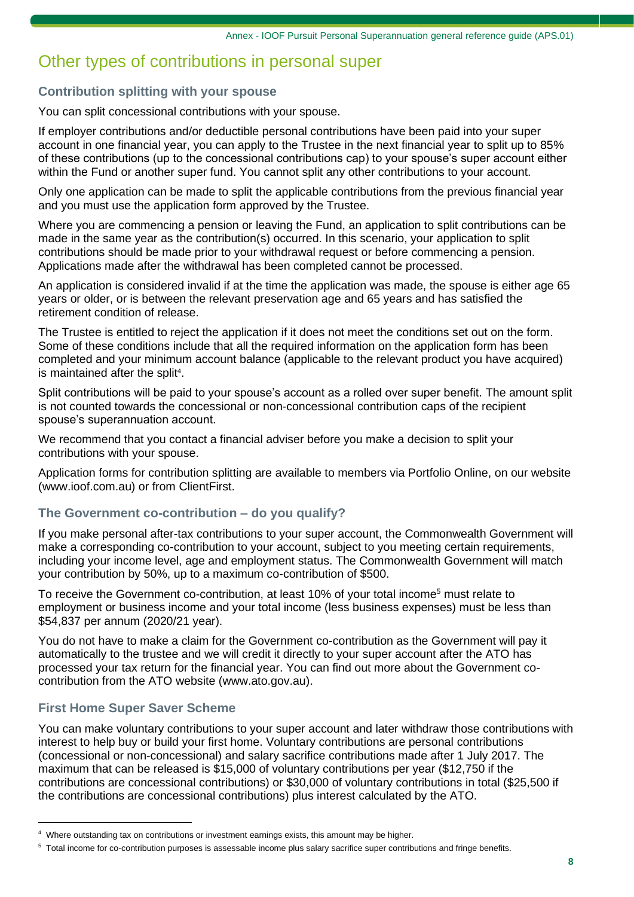# Other types of contributions in personal super

## Contribution splitting with your spouse

You can split concessional contributions with your spouse.

If employer contributions and/or deductible personal contributions have been paid into your super account in one financial year, you can apply to the Trustee in the next financial year to split up to 85% of these contributions (up to the concessional contributions cap) to your spouse's super account either within the Fund or another super fund. You cannot split any other contributions to your account.

Only one application can be made to split the applicable contributions from the previous financial year and you must use the application form approved by the Trustee.

Where you are commencing a pension or leaving the Fund, an application to split contributions can be made in the same year as the contribution(s) occurred. In this scenario, your application to split contributions should be made prior to your withdrawal request or before commencing a pension. Applications made after the withdrawal has been completed cannot be processed.

An application is considered invalid if at the time the application was made, the spouse is either age 65 years or older, or is between the relevant preservation age and 65 years and has satisfied the retirement condition of release.

The Trustee is entitled to reject the application if it does not meet the conditions set out on the form. Some of these conditions include that all the required information on the application form has been completed and your minimum account balance (applicable to the relevant product you have acquired) is maintained after the split[4].

Split contributions will be paid to your spouse's account as a rolled over super benefit. The amount split is not counted towards the concessional or non-concessional contribution caps of the recipient spouse's superannuation account.

We recommend that you contact a financial adviser before you make a decision to split your contributions with your spouse.

Application forms for contribution splitting are available to members via Portfolio Online, on our website (www.ioof.com.au) or from ClientFirst.

## The Government co-contribution – do you qualify?

If you make personal after-tax contributions to your super account, the Commonwealth Government will make a corresponding co-contribution to your account, subject to you meeting certain requirements, including your income level, age and employment status. The Commonwealth Government will match your contribution by 50%, up to a maximum co-contribution of $500.

To receive the Government co-contribution, at least 10% of your total income[5] must relate to employment or business income and your total income (less business expenses) must be less than $54,837 per annum (2020/21 year).

You do not have to make a claim for the Government co-contribution as the Government will pay it automatically to the trustee and we will credit it directly to your super account after the ATO has processed your tax return for the financial year. You can find out more about the Government co-contribution from the ATO website (www.ato.gov.au).

## First Home Super Saver Scheme

You can make voluntary contributions to your super account and later withdraw those contributions with interest to help buy or build your first home. Voluntary contributions are personal contributions (concessional or non-concessional) and salary sacrifice contributions made after 1 July 2017. The maximum that can be released is $15,000 of voluntary contributions per year ($12,750 if the contributions are concessional contributions) or $30,000 of voluntary contributions in total ($25,500 if the contributions are concessional contributions) plus interest calculated by the ATO.

---

[4] Where outstanding tax on contributions or investment earnings exists, this amount may be higher.

[5] Total income for co-contribution purposes is assessable income plus salary sacrifice super contributions and fringe benefits.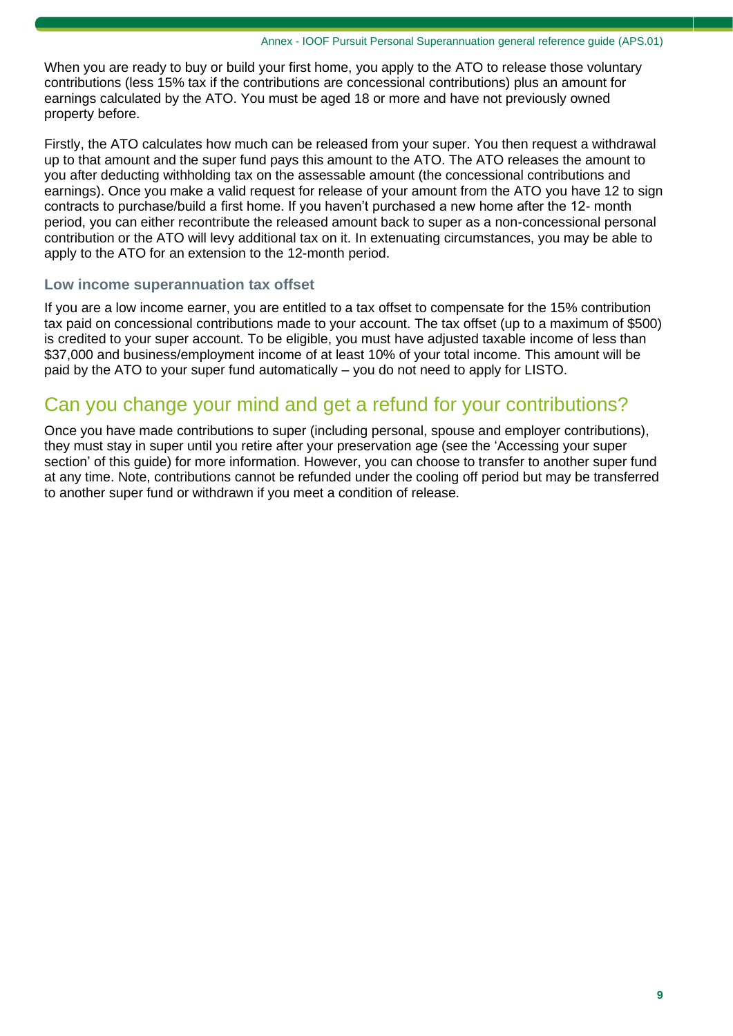When you are ready to buy or build your first home, you apply to the ATO to release those voluntary contributions (less 15% tax if the contributions are concessional contributions) plus an amount for earnings calculated by the ATO. You must be aged 18 or more and have not previously owned property before.

Firstly, the ATO calculates how much can be released from your super. You then request a withdrawal up to that amount and the super fund pays this amount to the ATO. The ATO releases the amount to you after deducting withholding tax on the assessable amount (the concessional contributions and earnings). Once you make a valid request for release of your amount from the ATO you have 12 to sign contracts to purchase/build a first home. If you haven't purchased a new home after the 12- month period, you can either recontribute the released amount back to super as a non-concessional personal contribution or the ATO will levy additional tax on it. In extenuating circumstances, you may be able to apply to the ATO for an extension to the 12-month period.

### Low income superannuation tax offset

If you are a low income earner, you are entitled to a tax offset to compensate for the 15% contribution tax paid on concessional contributions made to your account. The tax offset (up to a maximum of $500) is credited to your super account. To be eligible, you must have adjusted taxable income of less than $37,000 and business/employment income of at least 10% of your total income. This amount will be paid by the ATO to your super fund automatically – you do not need to apply for LISTO.

## Can you change your mind and get a refund for your contributions?

Once you have made contributions to super (including personal, spouse and employer contributions), they must stay in super until you retire after your preservation age (see the 'Accessing your super section' of this guide) for more information. However, you can choose to transfer to another super fund at any time. Note, contributions cannot be refunded under the cooling off period but may be transferred to another super fund or withdrawn if you meet a condition of release.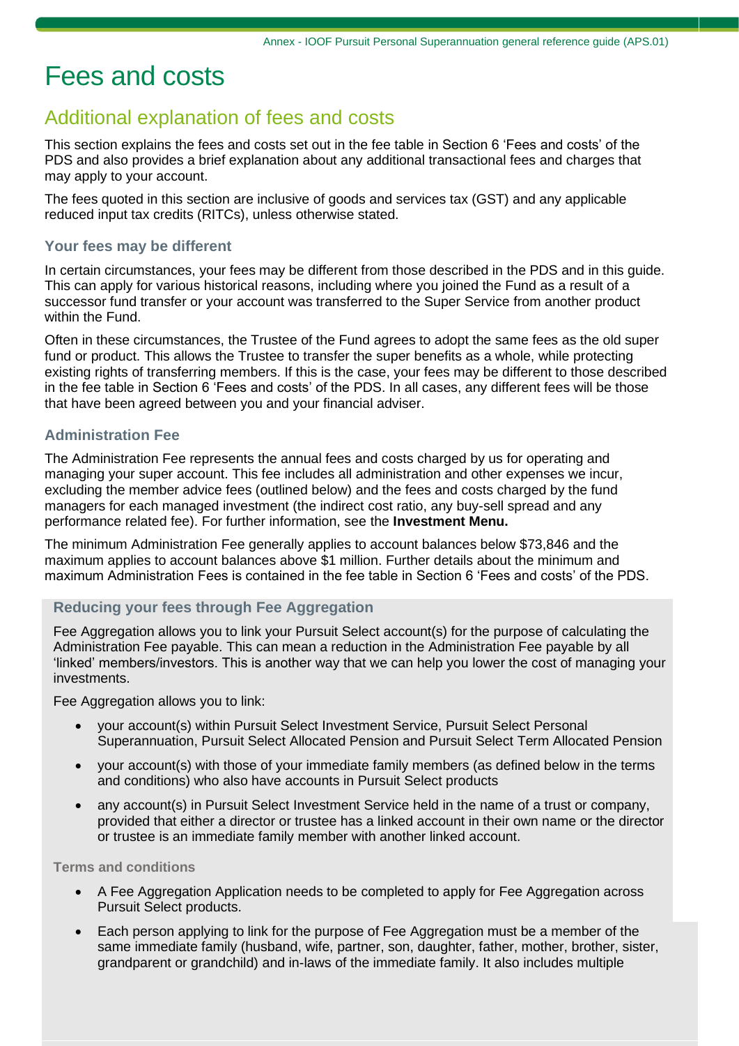# Fees and costs

## Additional explanation of fees and costs

This section explains the fees and costs set out in the fee table in Section 6 'Fees and costs' of the PDS and also provides a brief explanation about any additional transactional fees and charges that may apply to your account.

The fees quoted in this section are inclusive of goods and services tax (GST) and any applicable reduced input tax credits (RITCs), unless otherwise stated.

### Your fees may be different

In certain circumstances, your fees may be different from those described in the PDS and in this guide. This can apply for various historical reasons, including where you joined the Fund as a result of a successor fund transfer or your account was transferred to the Super Service from another product within the Fund.

Often in these circumstances, the Trustee of the Fund agrees to adopt the same fees as the old super fund or product. This allows the Trustee to transfer the super benefits as a whole, while protecting existing rights of transferring members. If this is the case, your fees may be different to those described in the fee table in Section 6 'Fees and costs' of the PDS. In all cases, any different fees will be those that have been agreed between you and your financial adviser.

### Administration Fee

The Administration Fee represents the annual fees and costs charged by us for operating and managing your super account. This fee includes all administration and other expenses we incur, excluding the member advice fees (outlined below) and the fees and costs charged by the fund managers for each managed investment (the indirect cost ratio, any buy-sell spread and any performance related fee). For further information, see the **Investment Menu.**

The minimum Administration Fee generally applies to account balances below $73,846 and the maximum applies to account balances above $1 million. Further details about the minimum and maximum Administration Fees is contained in the fee table in Section 6 'Fees and costs' of the PDS.

### Reducing your fees through Fee Aggregation

Fee Aggregation allows you to link your Pursuit Select account(s) for the purpose of calculating the Administration Fee payable. This can mean a reduction in the Administration Fee payable by all 'linked' members/investors. This is another way that we can help you lower the cost of managing your investments.

Fee Aggregation allows you to link:

- your account(s) within Pursuit Select Investment Service, Pursuit Select Personal Superannuation, Pursuit Select Allocated Pension and Pursuit Select Term Allocated Pension
- your account(s) with those of your immediate family members (as defined below in the terms and conditions) who also have accounts in Pursuit Select products
- any account(s) in Pursuit Select Investment Service held in the name of a trust or company, provided that either a director or trustee has a linked account in their own name or the director or trustee is an immediate family member with another linked account.

#### Terms and conditions

- A Fee Aggregation Application needs to be completed to apply for Fee Aggregation across Pursuit Select products.
- Each person applying to link for the purpose of Fee Aggregation must be a member of the same immediate family (husband, wife, partner, son, daughter, father, mother, brother, sister, grandparent or grandchild) and in-laws of the immediate family. It also includes multiple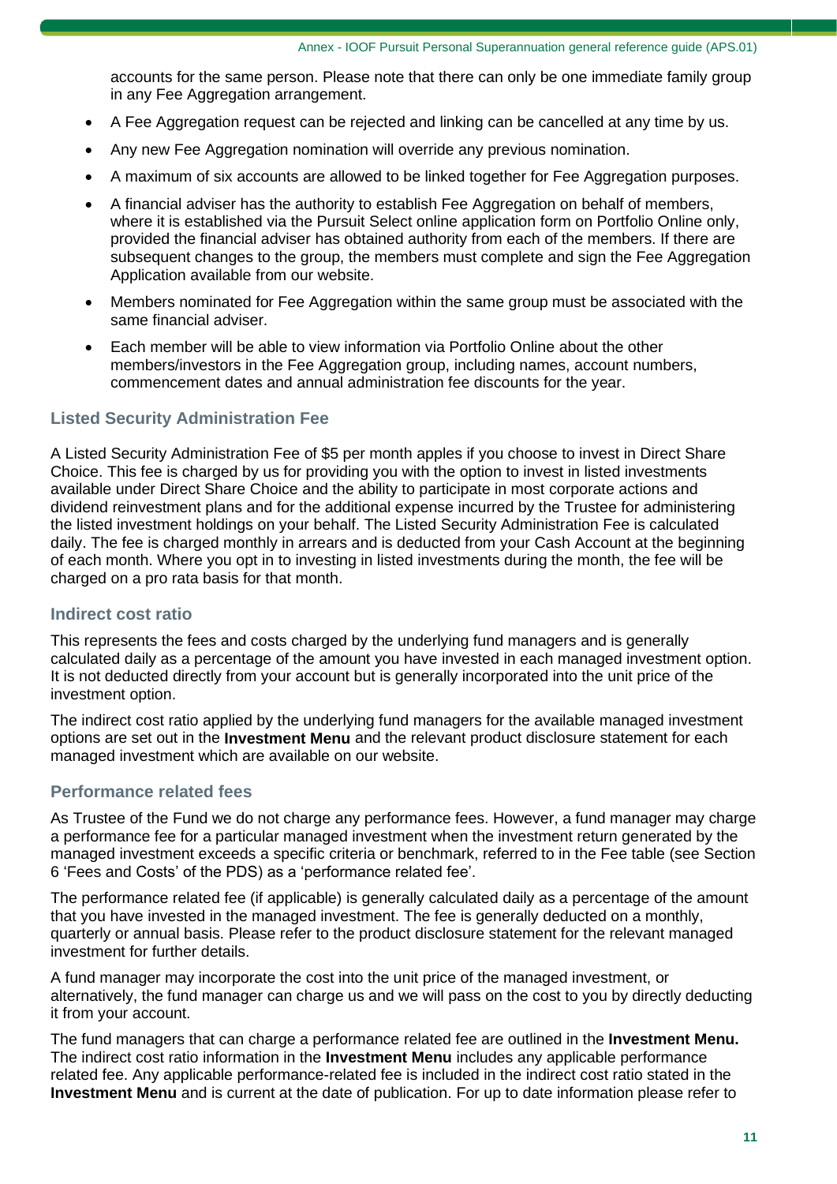accounts for the same person. Please note that there can only be one immediate family group in any Fee Aggregation arrangement.

- A Fee Aggregation request can be rejected and linking can be cancelled at any time by us.
- Any new Fee Aggregation nomination will override any previous nomination.
- A maximum of six accounts are allowed to be linked together for Fee Aggregation purposes.
- A financial adviser has the authority to establish Fee Aggregation on behalf of members, where it is established via the Pursuit Select online application form on Portfolio Online only, provided the financial adviser has obtained authority from each of the members. If there are subsequent changes to the group, the members must complete and sign the Fee Aggregation Application available from our website.
- Members nominated for Fee Aggregation within the same group must be associated with the same financial adviser.
- Each member will be able to view information via Portfolio Online about the other members/investors in the Fee Aggregation group, including names, account numbers, commencement dates and annual administration fee discounts for the year.

### Listed Security Administration Fee

A Listed Security Administration Fee of $5 per month apples if you choose to invest in Direct Share Choice. This fee is charged by us for providing you with the option to invest in listed investments available under Direct Share Choice and the ability to participate in most corporate actions and dividend reinvestment plans and for the additional expense incurred by the Trustee for administering the listed investment holdings on your behalf. The Listed Security Administration Fee is calculated daily. The fee is charged monthly in arrears and is deducted from your Cash Account at the beginning of each month. Where you opt in to investing in listed investments during the month, the fee will be charged on a pro rata basis for that month.

### Indirect cost ratio

This represents the fees and costs charged by the underlying fund managers and is generally calculated daily as a percentage of the amount you have invested in each managed investment option. It is not deducted directly from your account but is generally incorporated into the unit price of the investment option.

The indirect cost ratio applied by the underlying fund managers for the available managed investment options are set out in the **Investment Menu** and the relevant product disclosure statement for each managed investment which are available on our website.

### Performance related fees

As Trustee of the Fund we do not charge any performance fees. However, a fund manager may charge a performance fee for a particular managed investment when the investment return generated by the managed investment exceeds a specific criteria or benchmark, referred to in the Fee table (see Section 6 'Fees and Costs' of the PDS) as a 'performance related fee'.

The performance related fee (if applicable) is generally calculated daily as a percentage of the amount that you have invested in the managed investment. The fee is generally deducted on a monthly, quarterly or annual basis. Please refer to the product disclosure statement for the relevant managed investment for further details.

A fund manager may incorporate the cost into the unit price of the managed investment, or alternatively, the fund manager can charge us and we will pass on the cost to you by directly deducting it from your account.

The fund managers that can charge a performance related fee are outlined in the **Investment Menu.** The indirect cost ratio information in the **Investment Menu** includes any applicable performance related fee. Any applicable performance-related fee is included in the indirect cost ratio stated in the **Investment Menu** and is current at the date of publication. For up to date information please refer to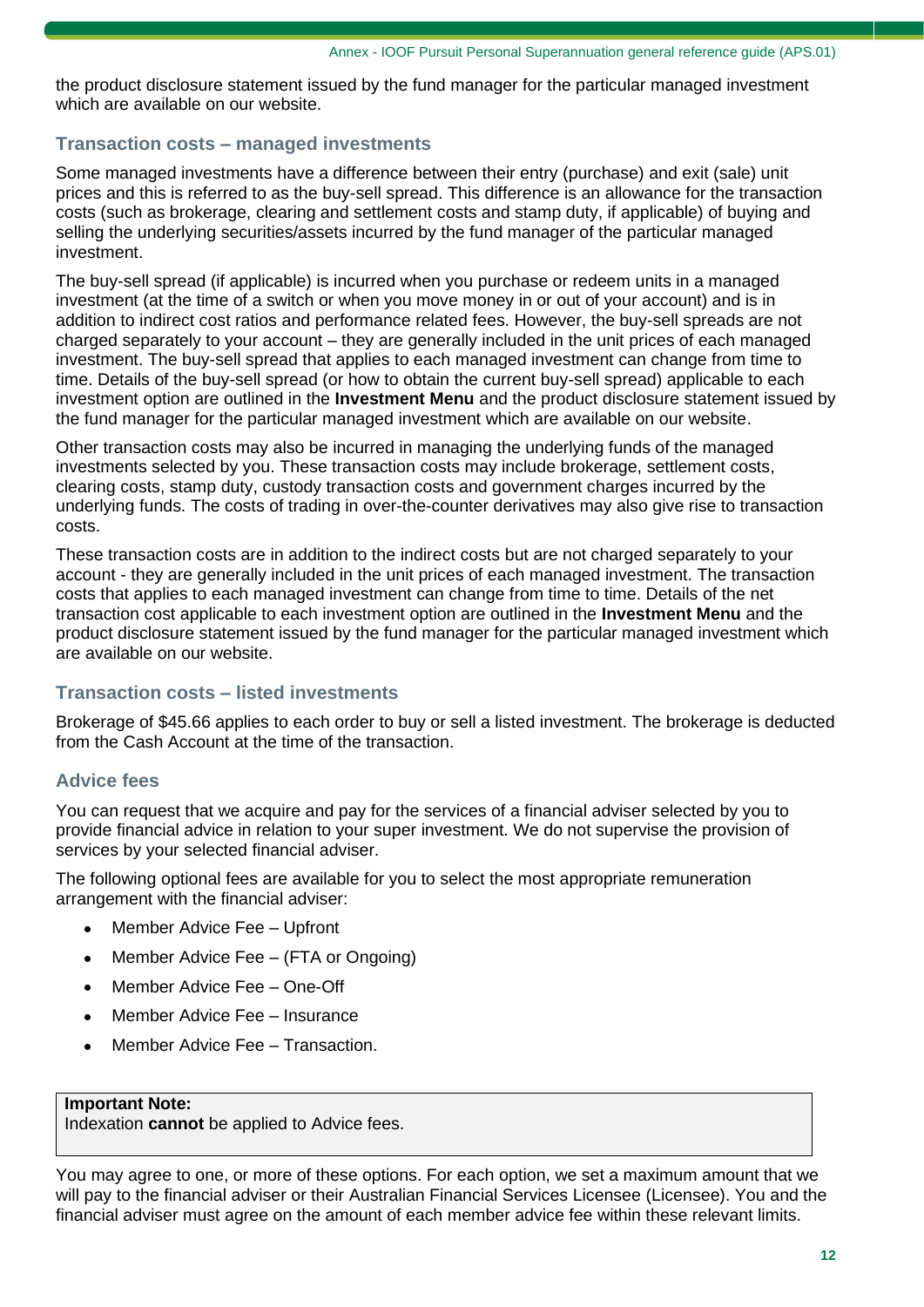the product disclosure statement issued by the fund manager for the particular managed investment which are available on our website.

### Transaction costs – managed investments

Some managed investments have a difference between their entry (purchase) and exit (sale) unit prices and this is referred to as the buy-sell spread. This difference is an allowance for the transaction costs (such as brokerage, clearing and settlement costs and stamp duty, if applicable) of buying and selling the underlying securities/assets incurred by the fund manager of the particular managed investment.

The buy-sell spread (if applicable) is incurred when you purchase or redeem units in a managed investment (at the time of a switch or when you move money in or out of your account) and is in addition to indirect cost ratios and performance related fees. However, the buy-sell spreads are not charged separately to your account – they are generally included in the unit prices of each managed investment. The buy-sell spread that applies to each managed investment can change from time to time. Details of the buy-sell spread (or how to obtain the current buy-sell spread) applicable to each investment option are outlined in the **Investment Menu** and the product disclosure statement issued by the fund manager for the particular managed investment which are available on our website.

Other transaction costs may also be incurred in managing the underlying funds of the managed investments selected by you. These transaction costs may include brokerage, settlement costs, clearing costs, stamp duty, custody transaction costs and government charges incurred by the underlying funds. The costs of trading in over-the-counter derivatives may also give rise to transaction costs.

These transaction costs are in addition to the indirect costs but are not charged separately to your account - they are generally included in the unit prices of each managed investment. The transaction costs that applies to each managed investment can change from time to time. Details of the net transaction cost applicable to each investment option are outlined in the **Investment Menu** and the product disclosure statement issued by the fund manager for the particular managed investment which are available on our website.

### Transaction costs – listed investments

Brokerage of $45.66 applies to each order to buy or sell a listed investment. The brokerage is deducted from the Cash Account at the time of the transaction.

### Advice fees

You can request that we acquire and pay for the services of a financial adviser selected by you to provide financial advice in relation to your super investment. We do not supervise the provision of services by your selected financial adviser.

The following optional fees are available for you to select the most appropriate remuneration arrangement with the financial adviser:

- Member Advice Fee – Upfront
- Member Advice Fee – (FTA or Ongoing)
- Member Advice Fee – One-Off
- Member Advice Fee – Insurance
- Member Advice Fee – Transaction.

> **Important Note:**
> Indexation **cannot** be applied to Advice fees.

You may agree to one, or more of these options. For each option, we set a maximum amount that we will pay to the financial adviser or their Australian Financial Services Licensee (Licensee). You and the financial adviser must agree on the amount of each member advice fee within these relevant limits.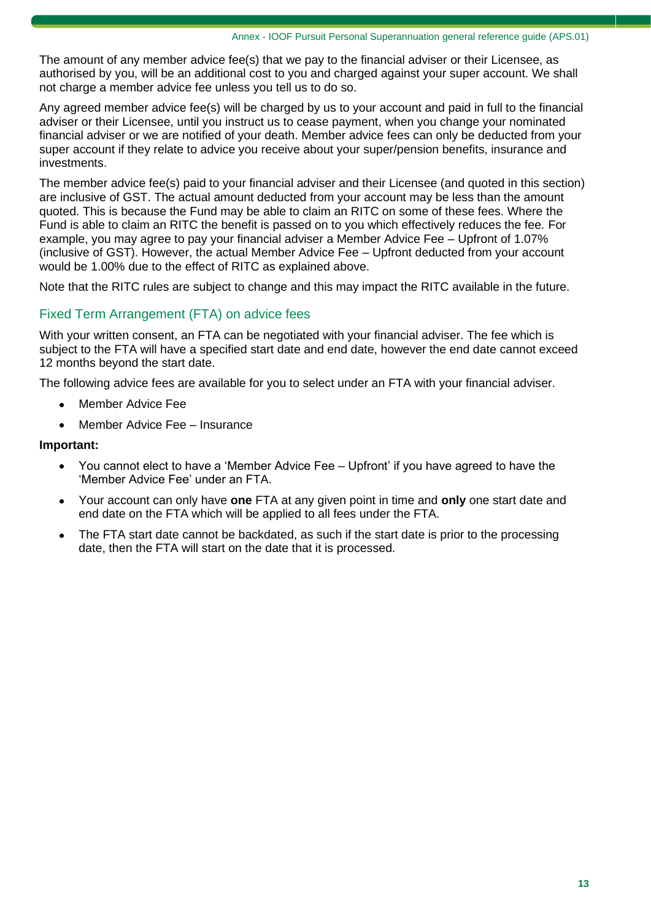The amount of any member advice fee(s) that we pay to the financial adviser or their Licensee, as authorised by you, will be an additional cost to you and charged against your super account. We shall not charge a member advice fee unless you tell us to do so.

Any agreed member advice fee(s) will be charged by us to your account and paid in full to the financial adviser or their Licensee, until you instruct us to cease payment, when you change your nominated financial adviser or we are notified of your death. Member advice fees can only be deducted from your super account if they relate to advice you receive about your super/pension benefits, insurance and investments.

The member advice fee(s) paid to your financial adviser and their Licensee (and quoted in this section) are inclusive of GST. The actual amount deducted from your account may be less than the amount quoted. This is because the Fund may be able to claim an RITC on some of these fees. Where the Fund is able to claim an RITC the benefit is passed on to you which effectively reduces the fee. For example, you may agree to pay your financial adviser a Member Advice Fee – Upfront of 1.07% (inclusive of GST). However, the actual Member Advice Fee – Upfront deducted from your account would be 1.00% due to the effect of RITC as explained above.

Note that the RITC rules are subject to change and this may impact the RITC available in the future.

## Fixed Term Arrangement (FTA) on advice fees

With your written consent, an FTA can be negotiated with your financial adviser. The fee which is subject to the FTA will have a specified start date and end date, however the end date cannot exceed 12 months beyond the start date.

The following advice fees are available for you to select under an FTA with your financial adviser.

- Member Advice Fee
- Member Advice Fee – Insurance

**Important:**

- You cannot elect to have a 'Member Advice Fee – Upfront' if you have agreed to have the 'Member Advice Fee' under an FTA.
- Your account can only have **one** FTA at any given point in time and **only** one start date and end date on the FTA which will be applied to all fees under the FTA.
- The FTA start date cannot be backdated, as such if the start date is prior to the processing date, then the FTA will start on the date that it is processed.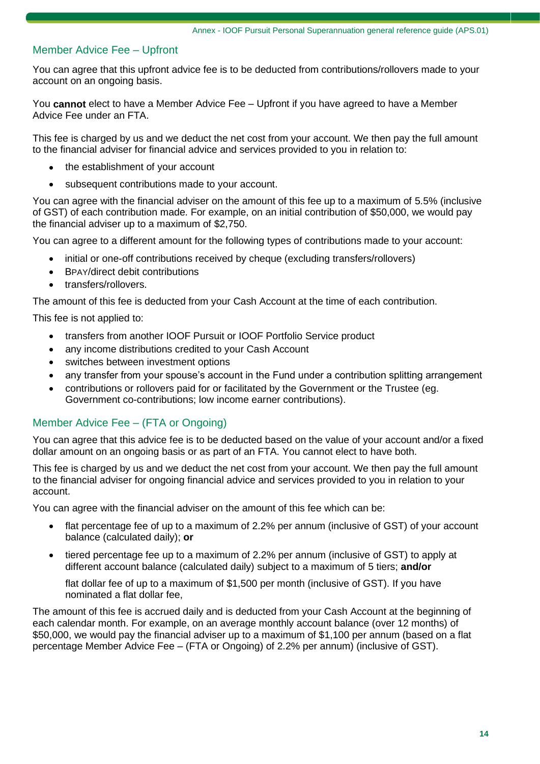## Member Advice Fee – Upfront

You can agree that this upfront advice fee is to be deducted from contributions/rollovers made to your account on an ongoing basis.

You **cannot** elect to have a Member Advice Fee – Upfront if you have agreed to have a Member Advice Fee under an FTA.

This fee is charged by us and we deduct the net cost from your account. We then pay the full amount to the financial adviser for financial advice and services provided to you in relation to:

- the establishment of your account
- subsequent contributions made to your account.

You can agree with the financial adviser on the amount of this fee up to a maximum of 5.5% (inclusive of GST) of each contribution made. For example, on an initial contribution of $50,000, we would pay the financial adviser up to a maximum of $2,750.

You can agree to a different amount for the following types of contributions made to your account:

- initial or one-off contributions received by cheque (excluding transfers/rollovers)
- BPAY/direct debit contributions
- transfers/rollovers.

The amount of this fee is deducted from your Cash Account at the time of each contribution.

This fee is not applied to:

- transfers from another IOOF Pursuit or IOOF Portfolio Service product
- any income distributions credited to your Cash Account
- switches between investment options
- any transfer from your spouse's account in the Fund under a contribution splitting arrangement
- contributions or rollovers paid for or facilitated by the Government or the Trustee (eg. Government co-contributions; low income earner contributions).

## Member Advice Fee – (FTA or Ongoing)

You can agree that this advice fee is to be deducted based on the value of your account and/or a fixed dollar amount on an ongoing basis or as part of an FTA. You cannot elect to have both.

This fee is charged by us and we deduct the net cost from your account. We then pay the full amount to the financial adviser for ongoing financial advice and services provided to you in relation to your account.

You can agree with the financial adviser on the amount of this fee which can be:

- flat percentage fee of up to a maximum of 2.2% per annum (inclusive of GST) of your account balance (calculated daily); **or**
- tiered percentage fee up to a maximum of 2.2% per annum (inclusive of GST) to apply at different account balance (calculated daily) subject to a maximum of 5 tiers; **and/or**

  flat dollar fee of up to a maximum of $1,500 per month (inclusive of GST). If you have nominated a flat dollar fee,

The amount of this fee is accrued daily and is deducted from your Cash Account at the beginning of each calendar month. For example, on an average monthly account balance (over 12 months) of $50,000, we would pay the financial adviser up to a maximum of $1,100 per annum (based on a flat percentage Member Advice Fee – (FTA or Ongoing) of 2.2% per annum) (inclusive of GST).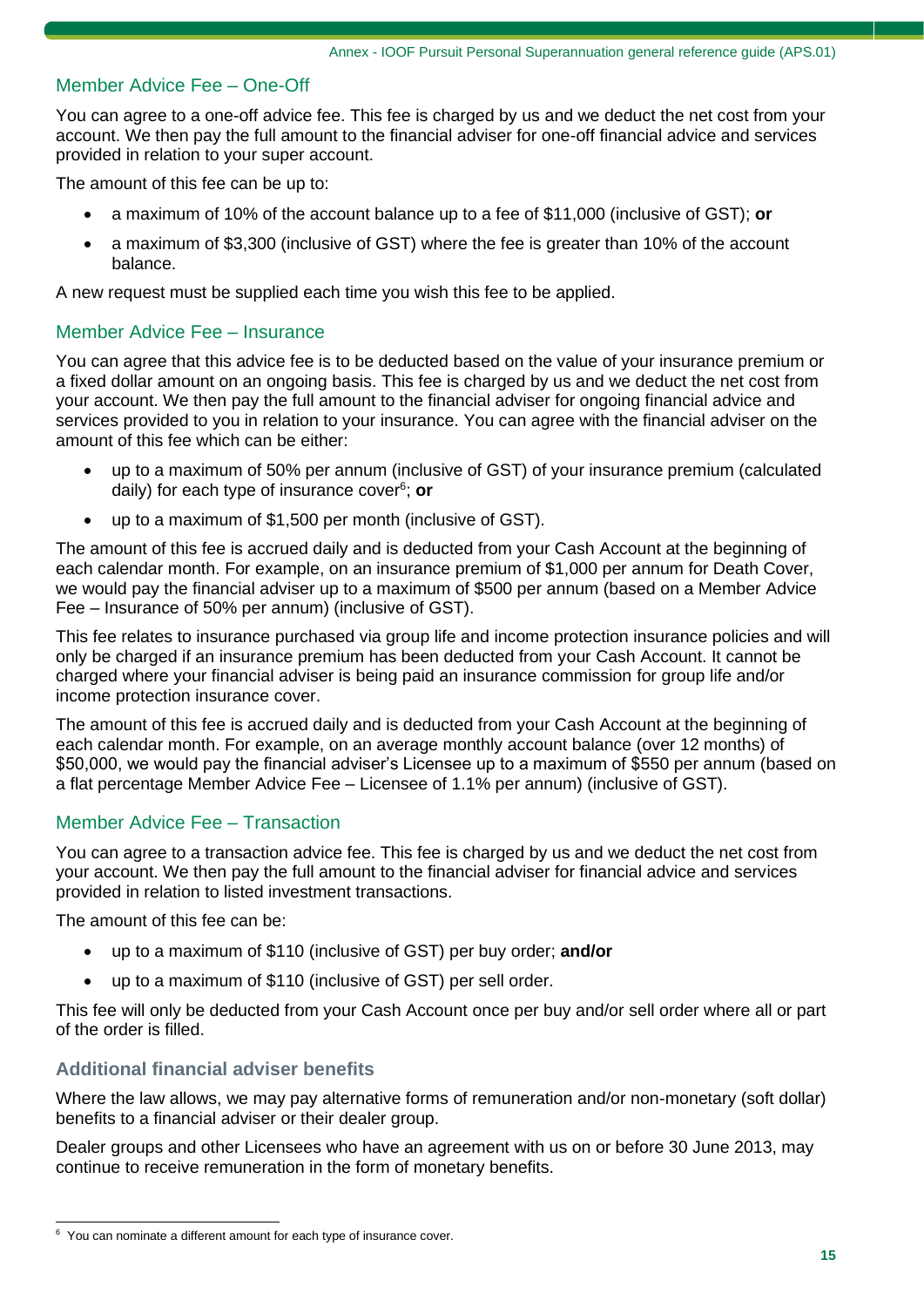## Member Advice Fee – One-Off

You can agree to a one-off advice fee. This fee is charged by us and we deduct the net cost from your account. We then pay the full amount to the financial adviser for one-off financial advice and services provided in relation to your super account.

The amount of this fee can be up to:

- a maximum of 10% of the account balance up to a fee of $11,000 (inclusive of GST); **or**
- a maximum of $3,300 (inclusive of GST) where the fee is greater than 10% of the account balance.

A new request must be supplied each time you wish this fee to be applied.

## Member Advice Fee – Insurance

You can agree that this advice fee is to be deducted based on the value of your insurance premium or a fixed dollar amount on an ongoing basis. This fee is charged by us and we deduct the net cost from your account. We then pay the full amount to the financial adviser for ongoing financial advice and services provided to you in relation to your insurance. You can agree with the financial adviser on the amount of this fee which can be either:

- up to a maximum of 50% per annum (inclusive of GST) of your insurance premium (calculated daily) for each type of insurance cover[6]; **or**
- up to a maximum of $1,500 per month (inclusive of GST).

The amount of this fee is accrued daily and is deducted from your Cash Account at the beginning of each calendar month. For example, on an insurance premium of $1,000 per annum for Death Cover, we would pay the financial adviser up to a maximum of $500 per annum (based on a Member Advice Fee – Insurance of 50% per annum) (inclusive of GST).

This fee relates to insurance purchased via group life and income protection insurance policies and will only be charged if an insurance premium has been deducted from your Cash Account. It cannot be charged where your financial adviser is being paid an insurance commission for group life and/or income protection insurance cover.

The amount of this fee is accrued daily and is deducted from your Cash Account at the beginning of each calendar month. For example, on an average monthly account balance (over 12 months) of $50,000, we would pay the financial adviser's Licensee up to a maximum of $550 per annum (based on a flat percentage Member Advice Fee – Licensee of 1.1% per annum) (inclusive of GST).

## Member Advice Fee – Transaction

You can agree to a transaction advice fee. This fee is charged by us and we deduct the net cost from your account. We then pay the full amount to the financial adviser for financial advice and services provided in relation to listed investment transactions.

The amount of this fee can be:

- up to a maximum of $110 (inclusive of GST) per buy order; **and/or**
- up to a maximum of $110 (inclusive of GST) per sell order.

This fee will only be deducted from your Cash Account once per buy and/or sell order where all or part of the order is filled.

### Additional financial adviser benefits

Where the law allows, we may pay alternative forms of remuneration and/or non-monetary (soft dollar) benefits to a financial adviser or their dealer group.

Dealer groups and other Licensees who have an agreement with us on or before 30 June 2013, may continue to receive remuneration in the form of monetary benefits.

---

[6] You can nominate a different amount for each type of insurance cover.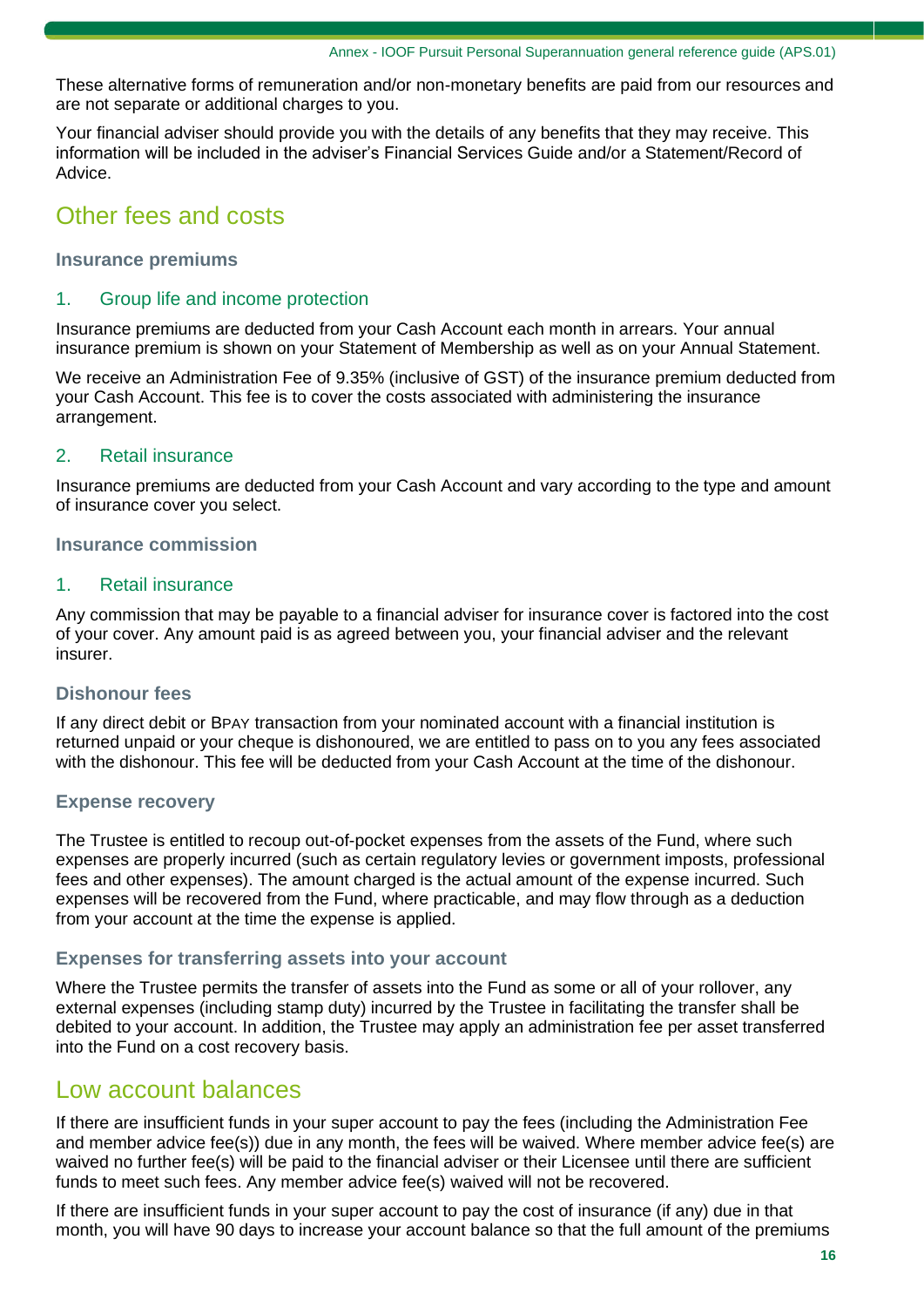These alternative forms of remuneration and/or non-monetary benefits are paid from our resources and are not separate or additional charges to you.

Your financial adviser should provide you with the details of any benefits that they may receive. This information will be included in the adviser's Financial Services Guide and/or a Statement/Record of Advice.

## Other fees and costs

#### Insurance premiums

### 1. Group life and income protection

Insurance premiums are deducted from your Cash Account each month in arrears. Your annual insurance premium is shown on your Statement of Membership as well as on your Annual Statement.

We receive an Administration Fee of 9.35% (inclusive of GST) of the insurance premium deducted from your Cash Account. This fee is to cover the costs associated with administering the insurance arrangement.

### 2. Retail insurance

Insurance premiums are deducted from your Cash Account and vary according to the type and amount of insurance cover you select.

#### Insurance commission

### 1. Retail insurance

Any commission that may be payable to a financial adviser for insurance cover is factored into the cost of your cover. Any amount paid is as agreed between you, your financial adviser and the relevant insurer.

#### Dishonour fees

If any direct debit or BPAY transaction from your nominated account with a financial institution is returned unpaid or your cheque is dishonoured, we are entitled to pass on to you any fees associated with the dishonour. This fee will be deducted from your Cash Account at the time of the dishonour.

#### Expense recovery

The Trustee is entitled to recoup out-of-pocket expenses from the assets of the Fund, where such expenses are properly incurred (such as certain regulatory levies or government imposts, professional fees and other expenses). The amount charged is the actual amount of the expense incurred. Such expenses will be recovered from the Fund, where practicable, and may flow through as a deduction from your account at the time the expense is applied.

#### Expenses for transferring assets into your account

Where the Trustee permits the transfer of assets into the Fund as some or all of your rollover, any external expenses (including stamp duty) incurred by the Trustee in facilitating the transfer shall be debited to your account. In addition, the Trustee may apply an administration fee per asset transferred into the Fund on a cost recovery basis.

## Low account balances

If there are insufficient funds in your super account to pay the fees (including the Administration Fee and member advice fee(s)) due in any month, the fees will be waived. Where member advice fee(s) are waived no further fee(s) will be paid to the financial adviser or their Licensee until there are sufficient funds to meet such fees. Any member advice fee(s) waived will not be recovered.

If there are insufficient funds in your super account to pay the cost of insurance (if any) due in that month, you will have 90 days to increase your account balance so that the full amount of the premiums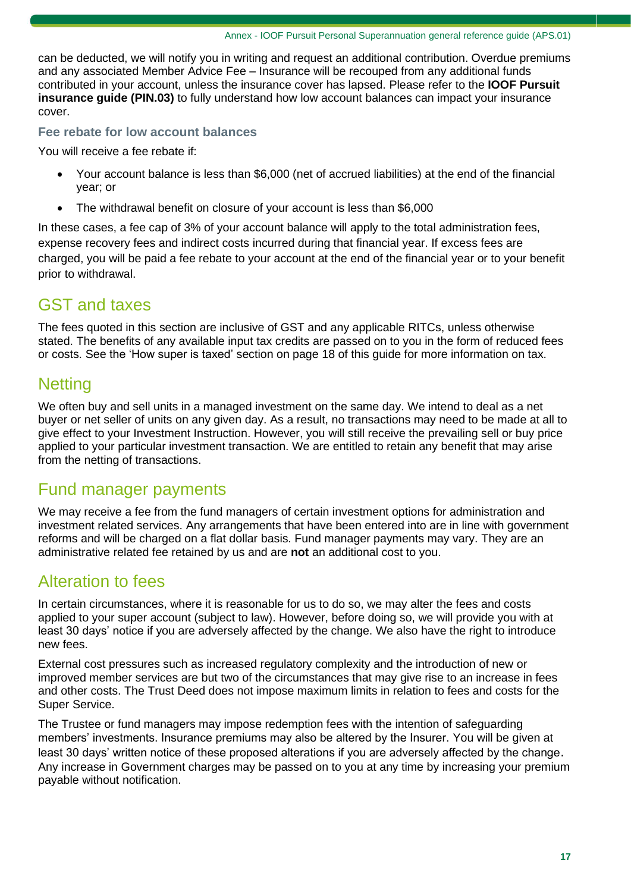can be deducted, we will notify you in writing and request an additional contribution. Overdue premiums and any associated Member Advice Fee – Insurance will be recouped from any additional funds contributed in your account, unless the insurance cover has lapsed. Please refer to the **IOOF Pursuit insurance guide (PIN.03)** to fully understand how low account balances can impact your insurance cover.

### Fee rebate for low account balances

You will receive a fee rebate if:

- Your account balance is less than $6,000 (net of accrued liabilities) at the end of the financial year; or
- The withdrawal benefit on closure of your account is less than $6,000

In these cases, a fee cap of 3% of your account balance will apply to the total administration fees, expense recovery fees and indirect costs incurred during that financial year. If excess fees are charged, you will be paid a fee rebate to your account at the end of the financial year or to your benefit prior to withdrawal.

## GST and taxes

The fees quoted in this section are inclusive of GST and any applicable RITCs, unless otherwise stated. The benefits of any available input tax credits are passed on to you in the form of reduced fees or costs. See the 'How super is taxed' section on page 18 of this guide for more information on tax.

## Netting

We often buy and sell units in a managed investment on the same day. We intend to deal as a net buyer or net seller of units on any given day. As a result, no transactions may need to be made at all to give effect to your Investment Instruction. However, you will still receive the prevailing sell or buy price applied to your particular investment transaction. We are entitled to retain any benefit that may arise from the netting of transactions.

## Fund manager payments

We may receive a fee from the fund managers of certain investment options for administration and investment related services. Any arrangements that have been entered into are in line with government reforms and will be charged on a flat dollar basis. Fund manager payments may vary. They are an administrative related fee retained by us and are **not** an additional cost to you.

## Alteration to fees

In certain circumstances, where it is reasonable for us to do so, we may alter the fees and costs applied to your super account (subject to law). However, before doing so, we will provide you with at least 30 days' notice if you are adversely affected by the change. We also have the right to introduce new fees.

External cost pressures such as increased regulatory complexity and the introduction of new or improved member services are but two of the circumstances that may give rise to an increase in fees and other costs. The Trust Deed does not impose maximum limits in relation to fees and costs for the Super Service.

The Trustee or fund managers may impose redemption fees with the intention of safeguarding members' investments. Insurance premiums may also be altered by the Insurer. You will be given at least 30 days' written notice of these proposed alterations if you are adversely affected by the change. Any increase in Government charges may be passed on to you at any time by increasing your premium payable without notification.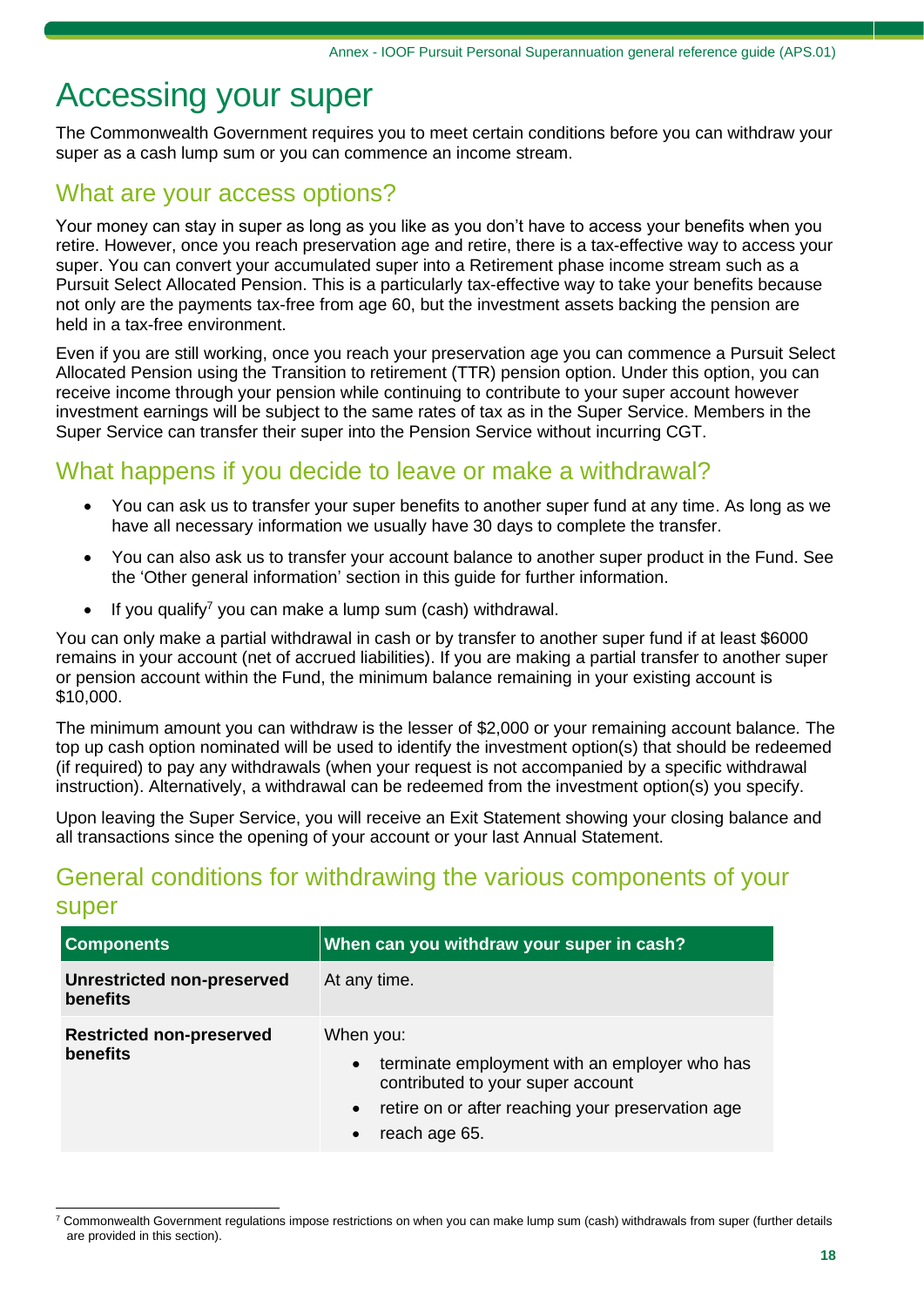# Accessing your super

The Commonwealth Government requires you to meet certain conditions before you can withdraw your super as a cash lump sum or you can commence an income stream.

## What are your access options?

Your money can stay in super as long as you like as you don't have to access your benefits when you retire. However, once you reach preservation age and retire, there is a tax-effective way to access your super. You can convert your accumulated super into a Retirement phase income stream such as a Pursuit Select Allocated Pension. This is a particularly tax-effective way to take your benefits because not only are the payments tax-free from age 60, but the investment assets backing the pension are held in a tax-free environment.

Even if you are still working, once you reach your preservation age you can commence a Pursuit Select Allocated Pension using the Transition to retirement (TTR) pension option. Under this option, you can receive income through your pension while continuing to contribute to your super account however investment earnings will be subject to the same rates of tax as in the Super Service. Members in the Super Service can transfer their super into the Pension Service without incurring CGT.

## What happens if you decide to leave or make a withdrawal?

- You can ask us to transfer your super benefits to another super fund at any time. As long as we have all necessary information we usually have 30 days to complete the transfer.
- You can also ask us to transfer your account balance to another super product in the Fund. See the 'Other general information' section in this guide for further information.
- If you qualify[7] you can make a lump sum (cash) withdrawal.

You can only make a partial withdrawal in cash or by transfer to another super fund if at least $6000 remains in your account (net of accrued liabilities). If you are making a partial transfer to another super or pension account within the Fund, the minimum balance remaining in your existing account is $10,000.

The minimum amount you can withdraw is the lesser of $2,000 or your remaining account balance. The top up cash option nominated will be used to identify the investment option(s) that should be redeemed (if required) to pay any withdrawals (when your request is not accompanied by a specific withdrawal instruction). Alternatively, a withdrawal can be redeemed from the investment option(s) you specify.

Upon leaving the Super Service, you will receive an Exit Statement showing your closing balance and all transactions since the opening of your account or your last Annual Statement.

## General conditions for withdrawing the various components of your super

| Components | When can you withdraw your super in cash? |
|---|---|
| **Unrestricted non-preserved benefits** | At any time. |
| **Restricted non-preserved benefits** | When you:<br>• terminate employment with an employer who has contributed to your super account<br>• retire on or after reaching your preservation age<br>• reach age 65. |

[7] Commonwealth Government regulations impose restrictions on when you can make lump sum (cash) withdrawals from super (further details are provided in this section).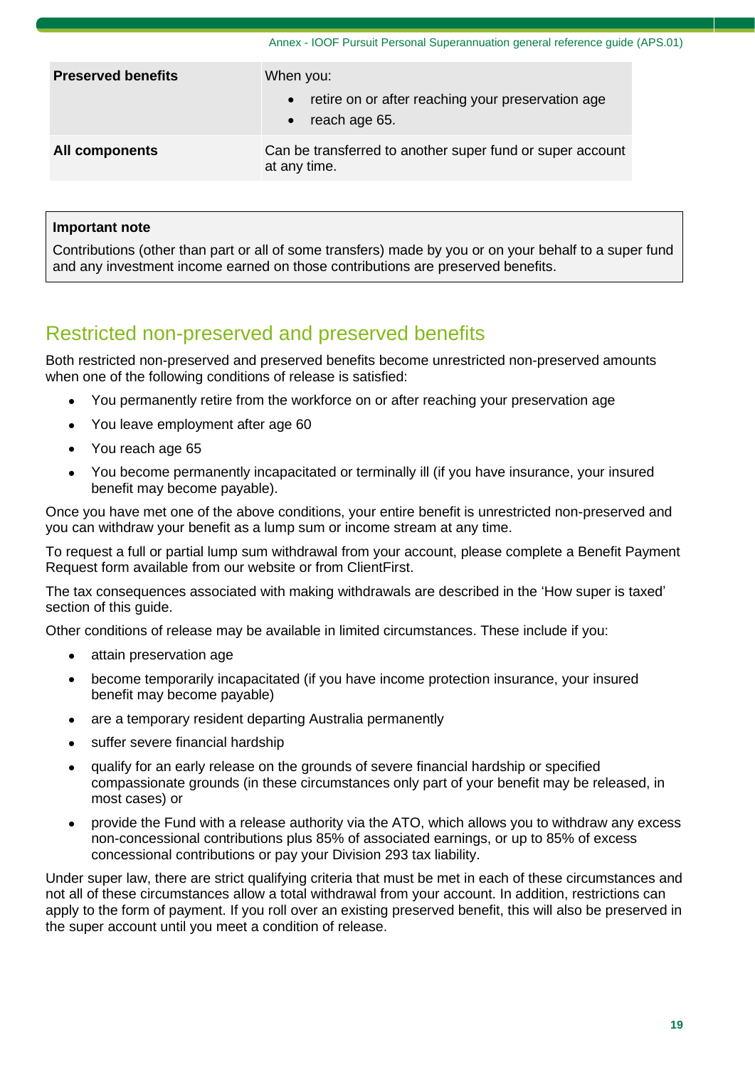| Preserved benefits | When you:<br>• retire on or after reaching your preservation age<br>• reach age 65. |
|---|---|
| **All components** | Can be transferred to another super fund or super account at any time. |

> **Important note**
>
> Contributions (other than part or all of some transfers) made by you or on your behalf to a super fund and any investment income earned on those contributions are preserved benefits.

## Restricted non-preserved and preserved benefits

Both restricted non-preserved and preserved benefits become unrestricted non-preserved amounts when one of the following conditions of release is satisfied:

- You permanently retire from the workforce on or after reaching your preservation age
- You leave employment after age 60
- You reach age 65
- You become permanently incapacitated or terminally ill (if you have insurance, your insured benefit may become payable).

Once you have met one of the above conditions, your entire benefit is unrestricted non-preserved and you can withdraw your benefit as a lump sum or income stream at any time.

To request a full or partial lump sum withdrawal from your account, please complete a Benefit Payment Request form available from our website or from ClientFirst.

The tax consequences associated with making withdrawals are described in the 'How super is taxed' section of this guide.

Other conditions of release may be available in limited circumstances. These include if you:

- attain preservation age
- become temporarily incapacitated (if you have income protection insurance, your insured benefit may become payable)
- are a temporary resident departing Australia permanently
- suffer severe financial hardship
- qualify for an early release on the grounds of severe financial hardship or specified compassionate grounds (in these circumstances only part of your benefit may be released, in most cases) or
- provide the Fund with a release authority via the ATO, which allows you to withdraw any excess non-concessional contributions plus 85% of associated earnings, or up to 85% of excess concessional contributions or pay your Division 293 tax liability.

Under super law, there are strict qualifying criteria that must be met in each of these circumstances and not all of these circumstances allow a total withdrawal from your account. In addition, restrictions can apply to the form of payment. If you roll over an existing preserved benefit, this will also be preserved in the super account until you meet a condition of release.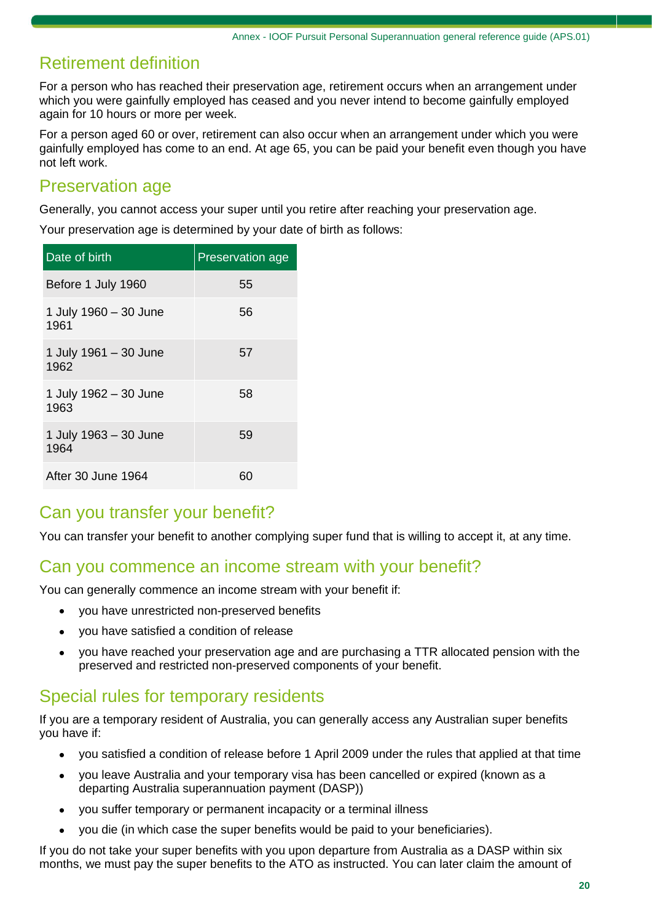## Retirement definition

For a person who has reached their preservation age, retirement occurs when an arrangement under which you were gainfully employed has ceased and you never intend to become gainfully employed again for 10 hours or more per week.

For a person aged 60 or over, retirement can also occur when an arrangement under which you were gainfully employed has come to an end. At age 65, you can be paid your benefit even though you have not left work.

## Preservation age

Generally, you cannot access your super until you retire after reaching your preservation age.

Your preservation age is determined by your date of birth as follows:

| Date of birth | Preservation age |
|---|---|
| Before 1 July 1960 | 55 |
| 1 July 1960 – 30 June 1961 | 56 |
| 1 July 1961 – 30 June 1962 | 57 |
| 1 July 1962 – 30 June 1963 | 58 |
| 1 July 1963 – 30 June 1964 | 59 |
| After 30 June 1964 | 60 |

## Can you transfer your benefit?

You can transfer your benefit to another complying super fund that is willing to accept it, at any time.

## Can you commence an income stream with your benefit?

You can generally commence an income stream with your benefit if:

- you have unrestricted non-preserved benefits
- you have satisfied a condition of release
- you have reached your preservation age and are purchasing a TTR allocated pension with the preserved and restricted non-preserved components of your benefit.

## Special rules for temporary residents

If you are a temporary resident of Australia, you can generally access any Australian super benefits you have if:

- you satisfied a condition of release before 1 April 2009 under the rules that applied at that time
- you leave Australia and your temporary visa has been cancelled or expired (known as a departing Australia superannuation payment (DASP))
- you suffer temporary or permanent incapacity or a terminal illness
- you die (in which case the super benefits would be paid to your beneficiaries).

If you do not take your super benefits with you upon departure from Australia as a DASP within six months, we must pay the super benefits to the ATO as instructed. You can later claim the amount of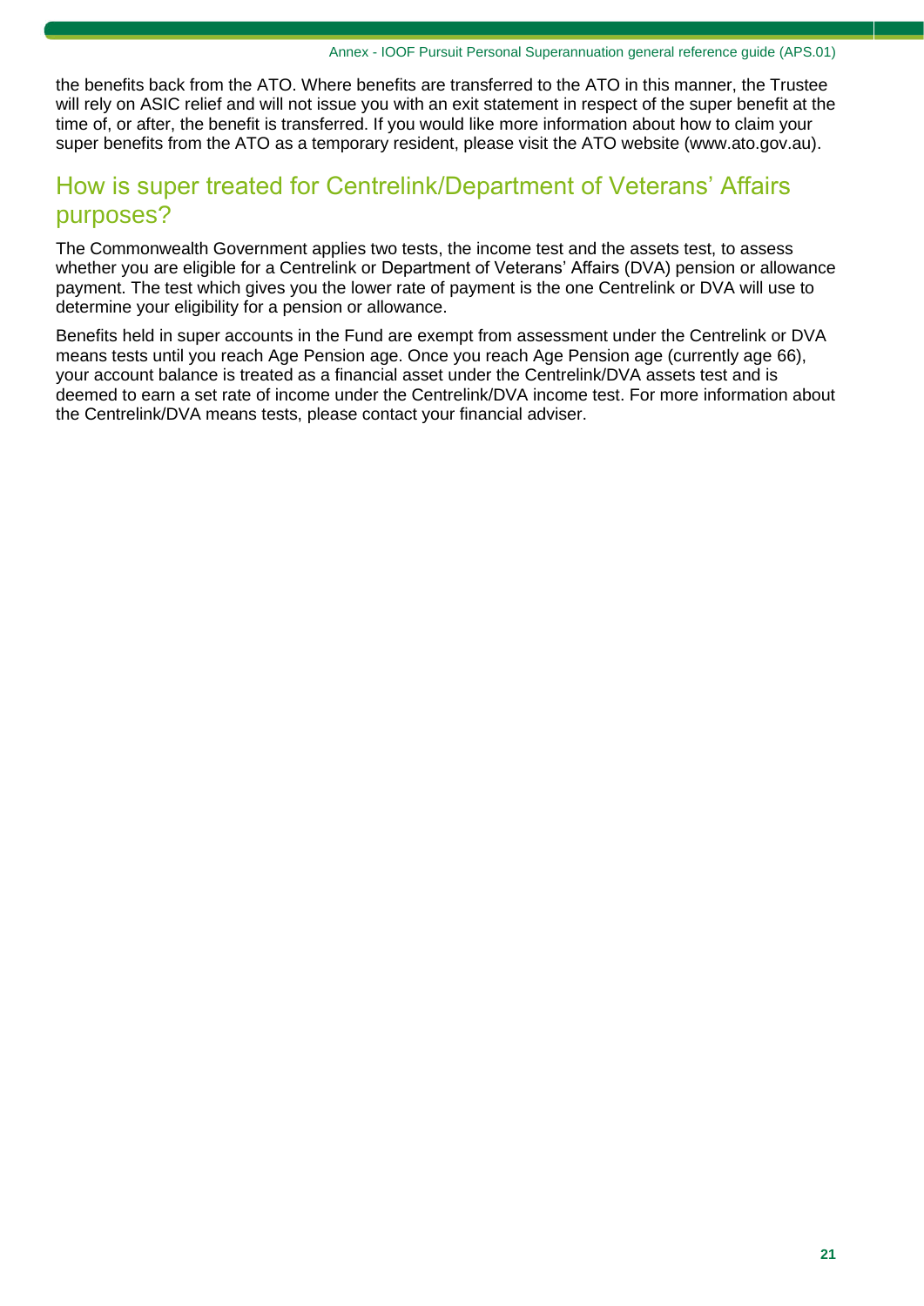the benefits back from the ATO. Where benefits are transferred to the ATO in this manner, the Trustee will rely on ASIC relief and will not issue you with an exit statement in respect of the super benefit at the time of, or after, the benefit is transferred. If you would like more information about how to claim your super benefits from the ATO as a temporary resident, please visit the ATO website (www.ato.gov.au).

## How is super treated for Centrelink/Department of Veterans' Affairs purposes?

The Commonwealth Government applies two tests, the income test and the assets test, to assess whether you are eligible for a Centrelink or Department of Veterans' Affairs (DVA) pension or allowance payment. The test which gives you the lower rate of payment is the one Centrelink or DVA will use to determine your eligibility for a pension or allowance.

Benefits held in super accounts in the Fund are exempt from assessment under the Centrelink or DVA means tests until you reach Age Pension age. Once you reach Age Pension age (currently age 66), your account balance is treated as a financial asset under the Centrelink/DVA assets test and is deemed to earn a set rate of income under the Centrelink/DVA income test. For more information about the Centrelink/DVA means tests, please contact your financial adviser.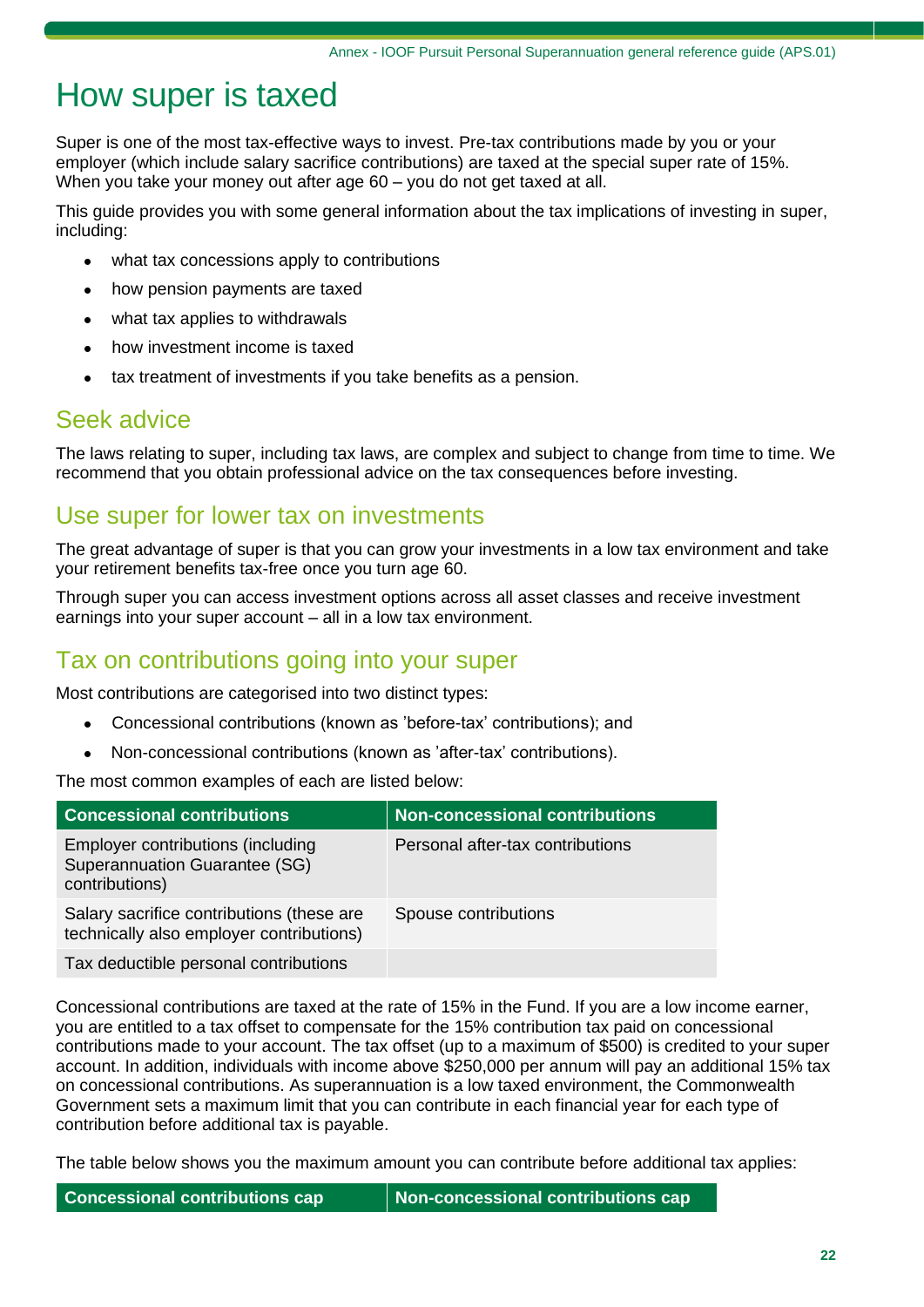# How super is taxed

Super is one of the most tax-effective ways to invest. Pre-tax contributions made by you or your employer (which include salary sacrifice contributions) are taxed at the special super rate of 15%. When you take your money out after age 60 – you do not get taxed at all.

This guide provides you with some general information about the tax implications of investing in super, including:

- what tax concessions apply to contributions
- how pension payments are taxed
- what tax applies to withdrawals
- how investment income is taxed
- tax treatment of investments if you take benefits as a pension.

## Seek advice

The laws relating to super, including tax laws, are complex and subject to change from time to time. We recommend that you obtain professional advice on the tax consequences before investing.

## Use super for lower tax on investments

The great advantage of super is that you can grow your investments in a low tax environment and take your retirement benefits tax-free once you turn age 60.

Through super you can access investment options across all asset classes and receive investment earnings into your super account – all in a low tax environment.

## Tax on contributions going into your super

Most contributions are categorised into two distinct types:

- Concessional contributions (known as 'before-tax' contributions); and
- Non-concessional contributions (known as 'after-tax' contributions).

The most common examples of each are listed below:

| Concessional contributions | Non-concessional contributions |
|---|---|
| Employer contributions (including Superannuation Guarantee (SG) contributions) | Personal after-tax contributions |
| Salary sacrifice contributions (these are technically also employer contributions) | Spouse contributions |
| Tax deductible personal contributions | |

Concessional contributions are taxed at the rate of 15% in the Fund. If you are a low income earner, you are entitled to a tax offset to compensate for the 15% contribution tax paid on concessional contributions made to your account. The tax offset (up to a maximum of $500) is credited to your super account. In addition, individuals with income above $250,000 per annum will pay an additional 15% tax on concessional contributions. As superannuation is a low taxed environment, the Commonwealth Government sets a maximum limit that you can contribute in each financial year for each type of contribution before additional tax is payable.

The table below shows you the maximum amount you can contribute before additional tax applies:

| Concessional contributions cap | Non-concessional contributions cap |
|---|---|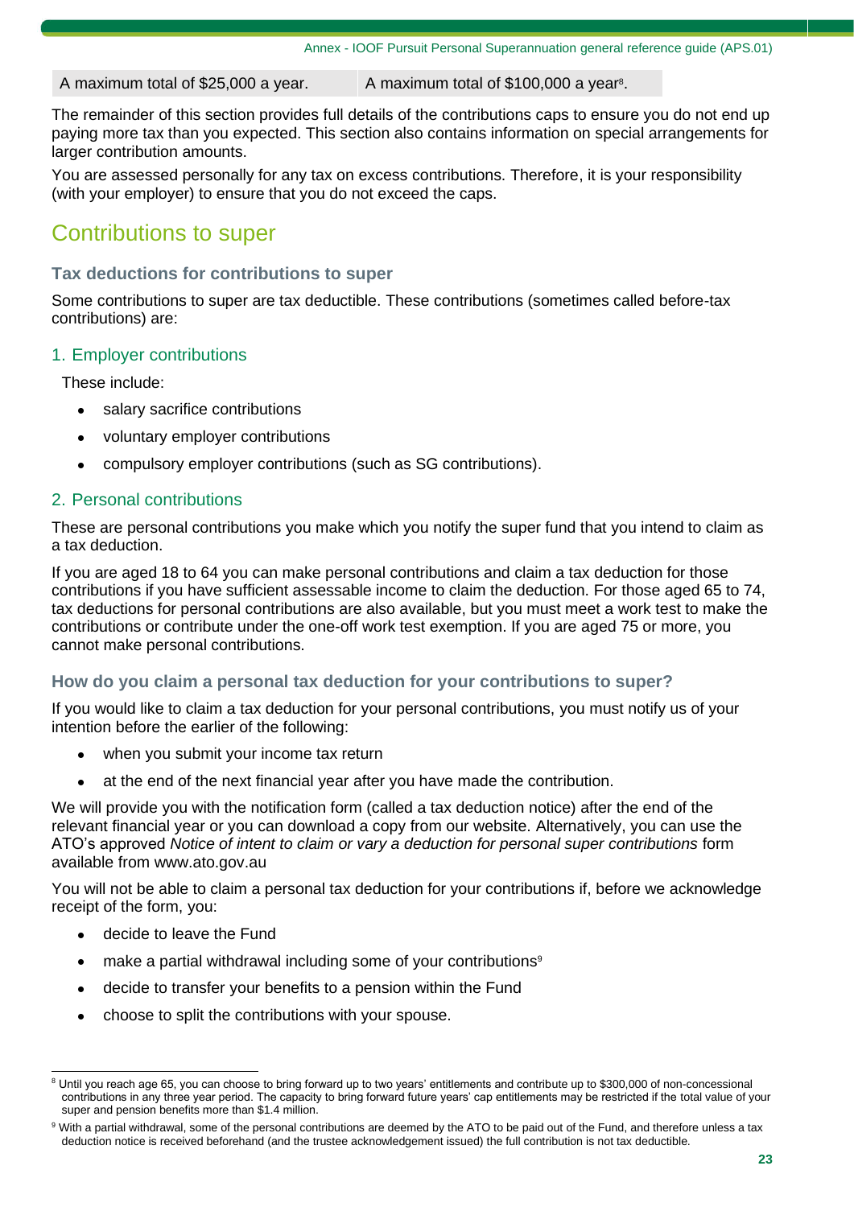| A maximum total of $25,000 a year. | A maximum total of $100,000 a year[8]. |
|---|---|

The remainder of this section provides full details of the contributions caps to ensure you do not end up paying more tax than you expected. This section also contains information on special arrangements for larger contribution amounts.

You are assessed personally for any tax on excess contributions. Therefore, it is your responsibility (with your employer) to ensure that you do not exceed the caps.

## Contributions to super

### Tax deductions for contributions to super

Some contributions to super are tax deductible. These contributions (sometimes called before-tax contributions) are:

#### 1. Employer contributions

These include:

- salary sacrifice contributions
- voluntary employer contributions
- compulsory employer contributions (such as SG contributions).

#### 2. Personal contributions

These are personal contributions you make which you notify the super fund that you intend to claim as a tax deduction.

If you are aged 18 to 64 you can make personal contributions and claim a tax deduction for those contributions if you have sufficient assessable income to claim the deduction. For those aged 65 to 74, tax deductions for personal contributions are also available, but you must meet a work test to make the contributions or contribute under the one-off work test exemption. If you are aged 75 or more, you cannot make personal contributions.

### How do you claim a personal tax deduction for your contributions to super?

If you would like to claim a tax deduction for your personal contributions, you must notify us of your intention before the earlier of the following:

- when you submit your income tax return
- at the end of the next financial year after you have made the contribution.

We will provide you with the notification form (called a tax deduction notice) after the end of the relevant financial year or you can download a copy from our website. Alternatively, you can use the ATO's approved *Notice of intent to claim or vary a deduction for personal super contributions* form available from www.ato.gov.au

You will not be able to claim a personal tax deduction for your contributions if, before we acknowledge receipt of the form, you:

- decide to leave the Fund
- make a partial withdrawal including some of your contributions[9]
- decide to transfer your benefits to a pension within the Fund
- choose to split the contributions with your spouse.

---

[8] Until you reach age 65, you can choose to bring forward up to two years' entitlements and contribute up to $300,000 of non-concessional contributions in any three year period. The capacity to bring forward future years' cap entitlements may be restricted if the total value of your super and pension benefits more than $1.4 million.

[9] With a partial withdrawal, some of the personal contributions are deemed by the ATO to be paid out of the Fund, and therefore unless a tax deduction notice is received beforehand (and the trustee acknowledgement issued) the full contribution is not tax deductible.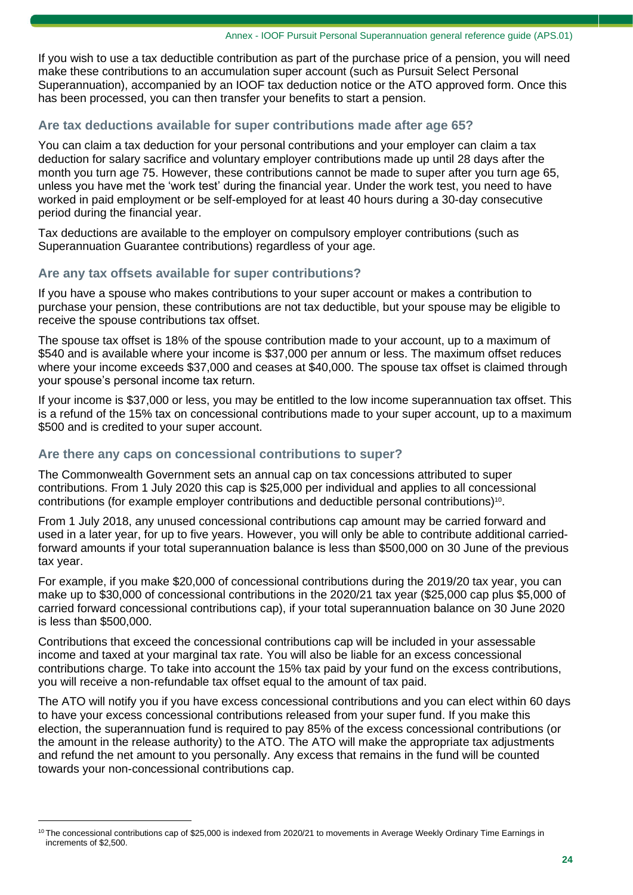If you wish to use a tax deductible contribution as part of the purchase price of a pension, you will need make these contributions to an accumulation super account (such as Pursuit Select Personal Superannuation), accompanied by an IOOF tax deduction notice or the ATO approved form. Once this has been processed, you can then transfer your benefits to start a pension.

### Are tax deductions available for super contributions made after age 65?

You can claim a tax deduction for your personal contributions and your employer can claim a tax deduction for salary sacrifice and voluntary employer contributions made up until 28 days after the month you turn age 75. However, these contributions cannot be made to super after you turn age 65, unless you have met the 'work test' during the financial year. Under the work test, you need to have worked in paid employment or be self-employed for at least 40 hours during a 30-day consecutive period during the financial year.

Tax deductions are available to the employer on compulsory employer contributions (such as Superannuation Guarantee contributions) regardless of your age.

### Are any tax offsets available for super contributions?

If you have a spouse who makes contributions to your super account or makes a contribution to purchase your pension, these contributions are not tax deductible, but your spouse may be eligible to receive the spouse contributions tax offset.

The spouse tax offset is 18% of the spouse contribution made to your account, up to a maximum of $540 and is available where your income is $37,000 per annum or less. The maximum offset reduces where your income exceeds $37,000 and ceases at $40,000. The spouse tax offset is claimed through your spouse's personal income tax return.

If your income is $37,000 or less, you may be entitled to the low income superannuation tax offset. This is a refund of the 15% tax on concessional contributions made to your super account, up to a maximum $500 and is credited to your super account.

### Are there any caps on concessional contributions to super?

The Commonwealth Government sets an annual cap on tax concessions attributed to super contributions. From 1 July 2020 this cap is $25,000 per individual and applies to all concessional contributions (for example employer contributions and deductible personal contributions)[10].

From 1 July 2018, any unused concessional contributions cap amount may be carried forward and used in a later year, for up to five years. However, you will only be able to contribute additional carried-forward amounts if your total superannuation balance is less than $500,000 on 30 June of the previous tax year.

For example, if you make $20,000 of concessional contributions during the 2019/20 tax year, you can make up to $30,000 of concessional contributions in the 2020/21 tax year ($25,000 cap plus $5,000 of carried forward concessional contributions cap), if your total superannuation balance on 30 June 2020 is less than $500,000.

Contributions that exceed the concessional contributions cap will be included in your assessable income and taxed at your marginal tax rate. You will also be liable for an excess concessional contributions charge. To take into account the 15% tax paid by your fund on the excess contributions, you will receive a non-refundable tax offset equal to the amount of tax paid.

The ATO will notify you if you have excess concessional contributions and you can elect within 60 days to have your excess concessional contributions released from your super fund. If you make this election, the superannuation fund is required to pay 85% of the excess concessional contributions (or the amount in the release authority) to the ATO. The ATO will make the appropriate tax adjustments and refund the net amount to you personally. Any excess that remains in the fund will be counted towards your non-concessional contributions cap.

---

[10] The concessional contributions cap of $25,000 is indexed from 2020/21 to movements in Average Weekly Ordinary Time Earnings in increments of $2,500.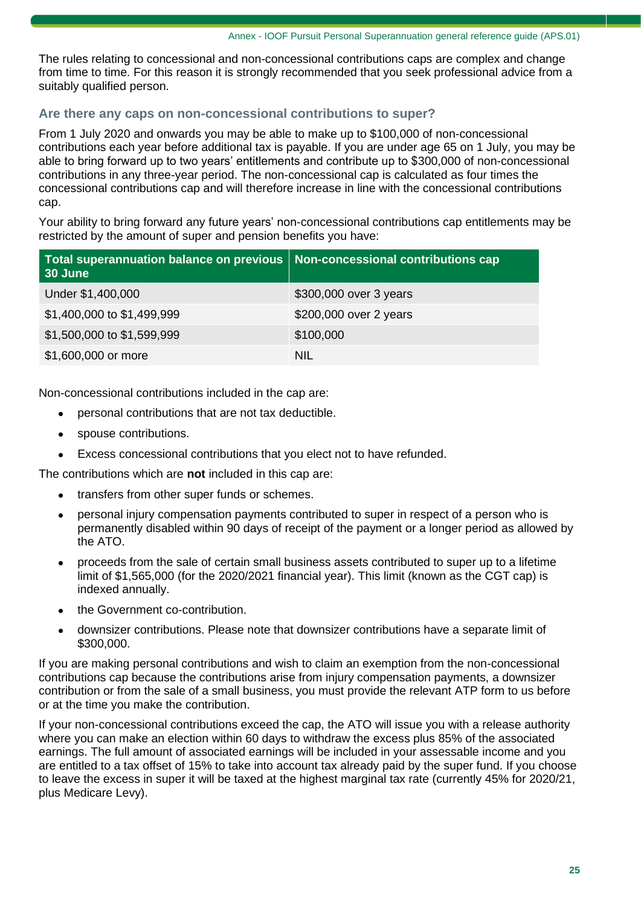The rules relating to concessional and non-concessional contributions caps are complex and change from time to time. For this reason it is strongly recommended that you seek professional advice from a suitably qualified person.

### Are there any caps on non-concessional contributions to super?

From 1 July 2020 and onwards you may be able to make up to $100,000 of non-concessional contributions each year before additional tax is payable. If you are under age 65 on 1 July, you may be able to bring forward up to two years' entitlements and contribute up to $300,000 of non-concessional contributions in any three-year period. The non-concessional cap is calculated as four times the concessional contributions cap and will therefore increase in line with the concessional contributions cap.

Your ability to bring forward any future years' non-concessional contributions cap entitlements may be restricted by the amount of super and pension benefits you have:

| Total superannuation balance on previous 30 June | Non-concessional contributions cap |
|---|---|
| Under $1,400,000 | $300,000 over 3 years |
| $1,400,000 to $1,499,999 | $200,000 over 2 years |
| $1,500,000 to $1,599,999 | $100,000 |
| $1,600,000 or more | NIL |

Non-concessional contributions included in the cap are:

- personal contributions that are not tax deductible.
- spouse contributions.
- Excess concessional contributions that you elect not to have refunded.

The contributions which are **not** included in this cap are:

- transfers from other super funds or schemes.
- personal injury compensation payments contributed to super in respect of a person who is permanently disabled within 90 days of receipt of the payment or a longer period as allowed by the ATO.
- proceeds from the sale of certain small business assets contributed to super up to a lifetime limit of $1,565,000 (for the 2020/2021 financial year). This limit (known as the CGT cap) is indexed annually.
- the Government co-contribution.
- downsizer contributions. Please note that downsizer contributions have a separate limit of $300,000.

If you are making personal contributions and wish to claim an exemption from the non-concessional contributions cap because the contributions arise from injury compensation payments, a downsizer contribution or from the sale of a small business, you must provide the relevant ATP form to us before or at the time you make the contribution.

If your non-concessional contributions exceed the cap, the ATO will issue you with a release authority where you can make an election within 60 days to withdraw the excess plus 85% of the associated earnings. The full amount of associated earnings will be included in your assessable income and you are entitled to a tax offset of 15% to take into account tax already paid by the super fund. If you choose to leave the excess in super it will be taxed at the highest marginal tax rate (currently 45% for 2020/21, plus Medicare Levy).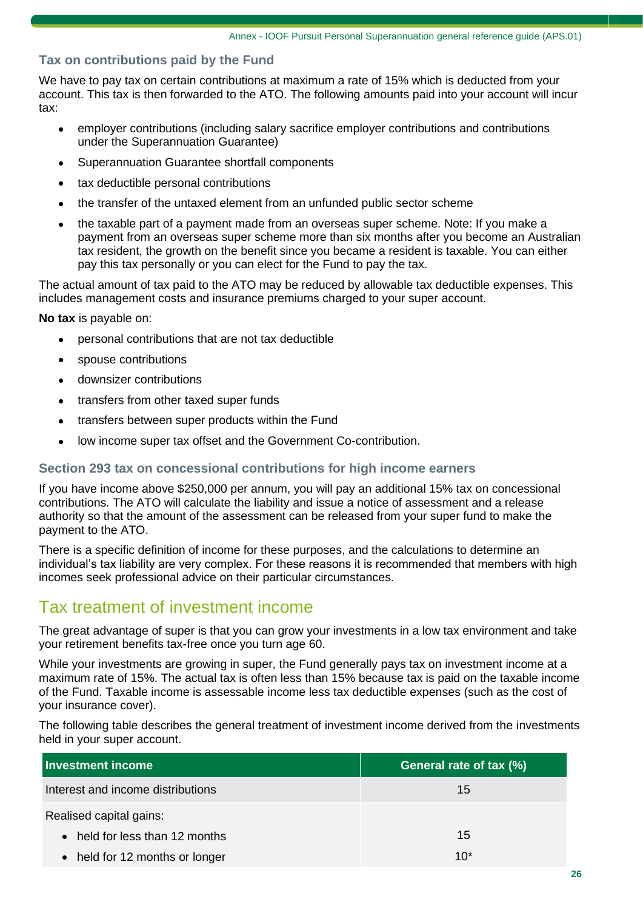### Tax on contributions paid by the Fund

We have to pay tax on certain contributions at maximum a rate of 15% which is deducted from your account. This tax is then forwarded to the ATO. The following amounts paid into your account will incur tax:

- employer contributions (including salary sacrifice employer contributions and contributions under the Superannuation Guarantee)
- Superannuation Guarantee shortfall components
- tax deductible personal contributions
- the transfer of the untaxed element from an unfunded public sector scheme
- the taxable part of a payment made from an overseas super scheme. Note: If you make a payment from an overseas super scheme more than six months after you become an Australian tax resident, the growth on the benefit since you became a resident is taxable. You can either pay this tax personally or you can elect for the Fund to pay the tax.

The actual amount of tax paid to the ATO may be reduced by allowable tax deductible expenses. This includes management costs and insurance premiums charged to your super account.

**No tax** is payable on:

- personal contributions that are not tax deductible
- spouse contributions
- downsizer contributions
- transfers from other taxed super funds
- transfers between super products within the Fund
- low income super tax offset and the Government Co-contribution.

### Section 293 tax on concessional contributions for high income earners

If you have income above $250,000 per annum, you will pay an additional 15% tax on concessional contributions. The ATO will calculate the liability and issue a notice of assessment and a release authority so that the amount of the assessment can be released from your super fund to make the payment to the ATO.

There is a specific definition of income for these purposes, and the calculations to determine an individual's tax liability are very complex. For these reasons it is recommended that members with high incomes seek professional advice on their particular circumstances.

## Tax treatment of investment income

The great advantage of super is that you can grow your investments in a low tax environment and take your retirement benefits tax-free once you turn age 60.

While your investments are growing in super, the Fund generally pays tax on investment income at a maximum rate of 15%. The actual tax is often less than 15% because tax is paid on the taxable income of the Fund. Taxable income is assessable income less tax deductible expenses (such as the cost of your insurance cover).

The following table describes the general treatment of investment income derived from the investments held in your super account.

| Investment income | General rate of tax (%) |
|---|---|
| Interest and income distributions | 15 |
| Realised capital gains: | |
| • held for less than 12 months | 15 |
| • held for 12 months or longer | 10* |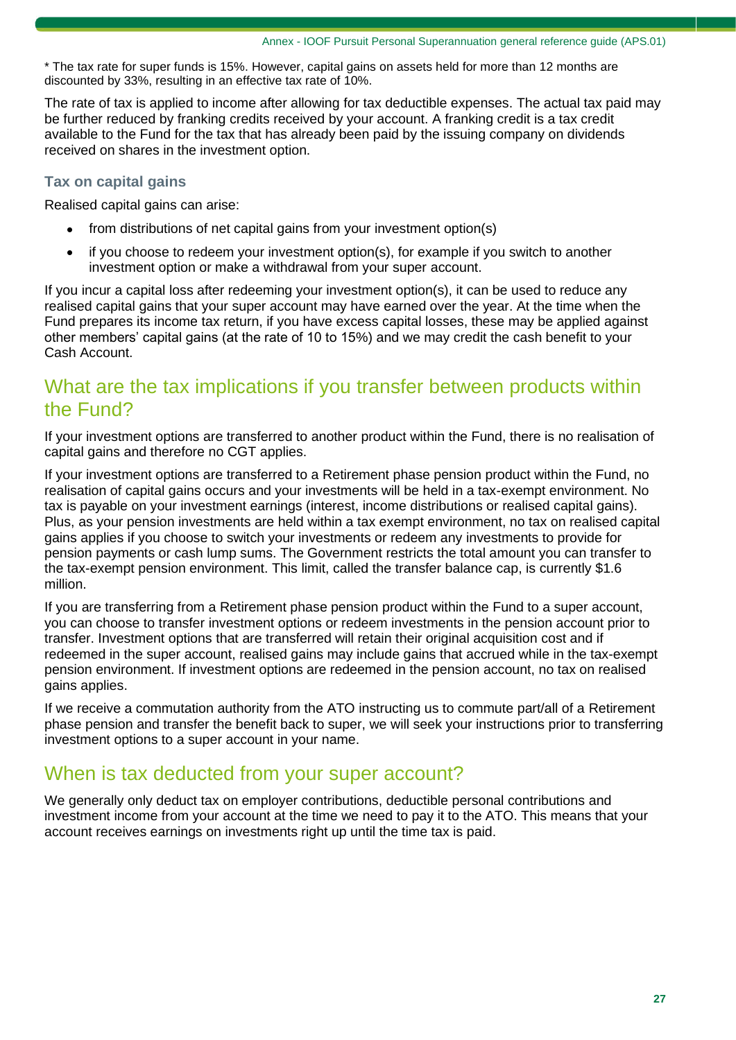* The tax rate for super funds is 15%. However, capital gains on assets held for more than 12 months are discounted by 33%, resulting in an effective tax rate of 10%.

The rate of tax is applied to income after allowing for tax deductible expenses. The actual tax paid may be further reduced by franking credits received by your account. A franking credit is a tax credit available to the Fund for the tax that has already been paid by the issuing company on dividends received on shares in the investment option.

### Tax on capital gains

Realised capital gains can arise:

- from distributions of net capital gains from your investment option(s)
- if you choose to redeem your investment option(s), for example if you switch to another investment option or make a withdrawal from your super account.

If you incur a capital loss after redeeming your investment option(s), it can be used to reduce any realised capital gains that your super account may have earned over the year. At the time when the Fund prepares its income tax return, if you have excess capital losses, these may be applied against other members' capital gains (at the rate of 10 to 15%) and we may credit the cash benefit to your Cash Account.

## What are the tax implications if you transfer between products within the Fund?

If your investment options are transferred to another product within the Fund, there is no realisation of capital gains and therefore no CGT applies.

If your investment options are transferred to a Retirement phase pension product within the Fund, no realisation of capital gains occurs and your investments will be held in a tax-exempt environment. No tax is payable on your investment earnings (interest, income distributions or realised capital gains). Plus, as your pension investments are held within a tax exempt environment, no tax on realised capital gains applies if you choose to switch your investments or redeem any investments to provide for pension payments or cash lump sums. The Government restricts the total amount you can transfer to the tax-exempt pension environment. This limit, called the transfer balance cap, is currently $1.6 million.

If you are transferring from a Retirement phase pension product within the Fund to a super account, you can choose to transfer investment options or redeem investments in the pension account prior to transfer. Investment options that are transferred will retain their original acquisition cost and if redeemed in the super account, realised gains may include gains that accrued while in the tax-exempt pension environment. If investment options are redeemed in the pension account, no tax on realised gains applies.

If we receive a commutation authority from the ATO instructing us to commute part/all of a Retirement phase pension and transfer the benefit back to super, we will seek your instructions prior to transferring investment options to a super account in your name.

## When is tax deducted from your super account?

We generally only deduct tax on employer contributions, deductible personal contributions and investment income from your account at the time we need to pay it to the ATO. This means that your account receives earnings on investments right up until the time tax is paid.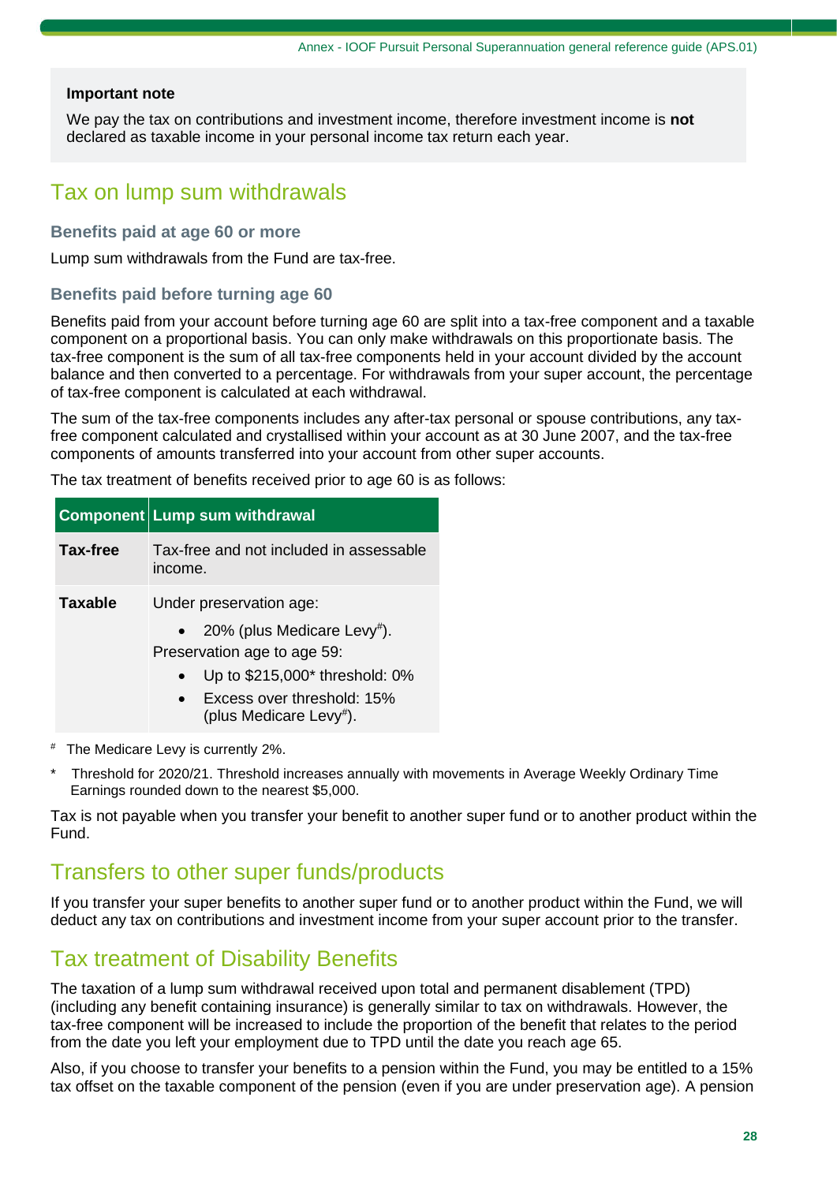**Important note**

We pay the tax on contributions and investment income, therefore investment income is **not** declared as taxable income in your personal income tax return each year.

## Tax on lump sum withdrawals

### Benefits paid at age 60 or more

Lump sum withdrawals from the Fund are tax-free.

### Benefits paid before turning age 60

Benefits paid from your account before turning age 60 are split into a tax-free component and a taxable component on a proportional basis. You can only make withdrawals on this proportionate basis. The tax-free component is the sum of all tax-free components held in your account divided by the account balance and then converted to a percentage. For withdrawals from your super account, the percentage of tax-free component is calculated at each withdrawal.

The sum of the tax-free components includes any after-tax personal or spouse contributions, any tax-free component calculated and crystallised within your account as at 30 June 2007, and the tax-free components of amounts transferred into your account from other super accounts.

The tax treatment of benefits received prior to age 60 is as follows:

| Component | Lump sum withdrawal |
|---|---|
| **Tax-free** | Tax-free and not included in assessable income. |
| **Taxable** | Under preservation age:<br>• 20% (plus Medicare Levy#).<br>Preservation age to age 59:<br>• Up to $215,000* threshold: 0%<br>• Excess over threshold: 15% (plus Medicare Levy#). |

# The Medicare Levy is currently 2%.

* Threshold for 2020/21. Threshold increases annually with movements in Average Weekly Ordinary Time Earnings rounded down to the nearest $5,000.

Tax is not payable when you transfer your benefit to another super fund or to another product within the Fund.

## Transfers to other super funds/products

If you transfer your super benefits to another super fund or to another product within the Fund, we will deduct any tax on contributions and investment income from your super account prior to the transfer.

## Tax treatment of Disability Benefits

The taxation of a lump sum withdrawal received upon total and permanent disablement (TPD) (including any benefit containing insurance) is generally similar to tax on withdrawals. However, the tax-free component will be increased to include the proportion of the benefit that relates to the period from the date you left your employment due to TPD until the date you reach age 65.

Also, if you choose to transfer your benefits to a pension within the Fund, you may be entitled to a 15% tax offset on the taxable component of the pension (even if you are under preservation age). A pension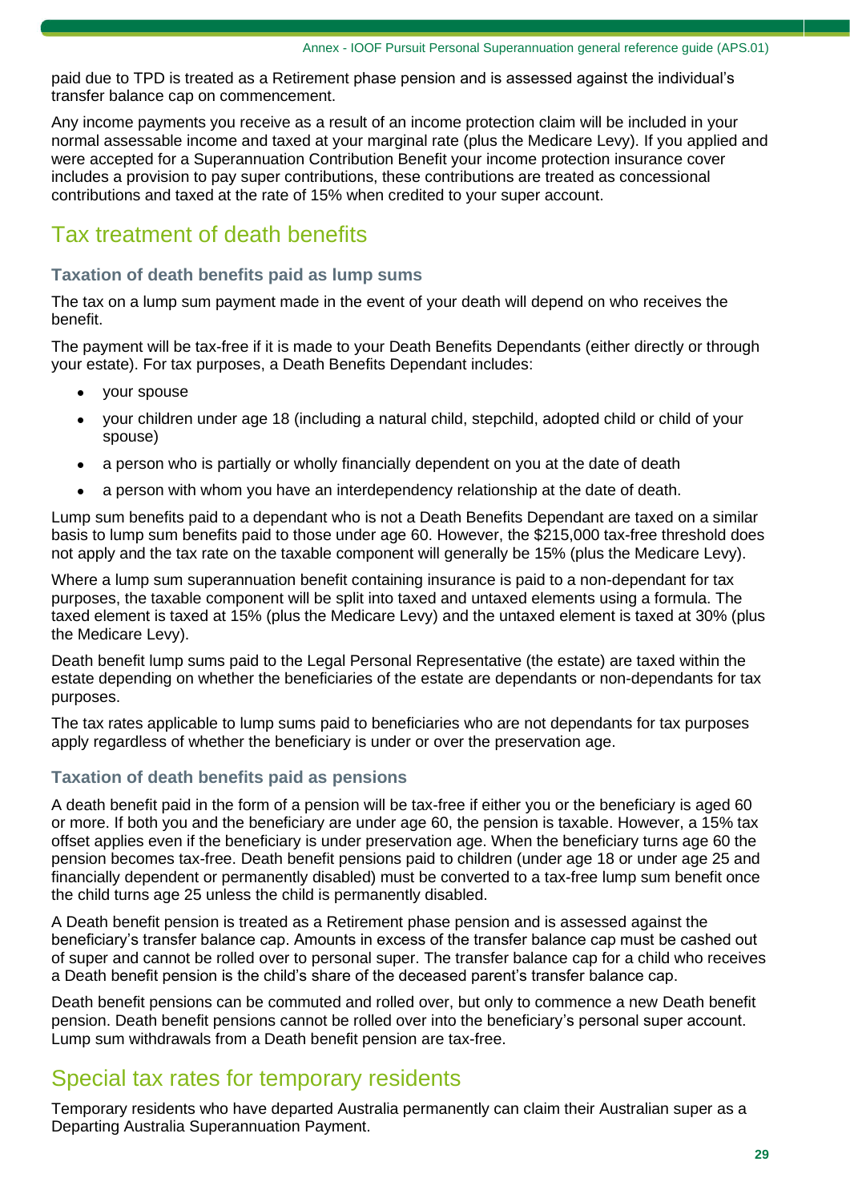paid due to TPD is treated as a Retirement phase pension and is assessed against the individual's transfer balance cap on commencement.

Any income payments you receive as a result of an income protection claim will be included in your normal assessable income and taxed at your marginal rate (plus the Medicare Levy). If you applied and were accepted for a Superannuation Contribution Benefit your income protection insurance cover includes a provision to pay super contributions, these contributions are treated as concessional contributions and taxed at the rate of 15% when credited to your super account.

## Tax treatment of death benefits

### Taxation of death benefits paid as lump sums

The tax on a lump sum payment made in the event of your death will depend on who receives the benefit.

The payment will be tax-free if it is made to your Death Benefits Dependants (either directly or through your estate). For tax purposes, a Death Benefits Dependant includes:

- your spouse
- your children under age 18 (including a natural child, stepchild, adopted child or child of your spouse)
- a person who is partially or wholly financially dependent on you at the date of death
- a person with whom you have an interdependency relationship at the date of death.

Lump sum benefits paid to a dependant who is not a Death Benefits Dependant are taxed on a similar basis to lump sum benefits paid to those under age 60. However, the $215,000 tax-free threshold does not apply and the tax rate on the taxable component will generally be 15% (plus the Medicare Levy).

Where a lump sum superannuation benefit containing insurance is paid to a non-dependant for tax purposes, the taxable component will be split into taxed and untaxed elements using a formula. The taxed element is taxed at 15% (plus the Medicare Levy) and the untaxed element is taxed at 30% (plus the Medicare Levy).

Death benefit lump sums paid to the Legal Personal Representative (the estate) are taxed within the estate depending on whether the beneficiaries of the estate are dependants or non-dependants for tax purposes.

The tax rates applicable to lump sums paid to beneficiaries who are not dependants for tax purposes apply regardless of whether the beneficiary is under or over the preservation age.

### Taxation of death benefits paid as pensions

A death benefit paid in the form of a pension will be tax-free if either you or the beneficiary is aged 60 or more. If both you and the beneficiary are under age 60, the pension is taxable. However, a 15% tax offset applies even if the beneficiary is under preservation age. When the beneficiary turns age 60 the pension becomes tax-free. Death benefit pensions paid to children (under age 18 or under age 25 and financially dependent or permanently disabled) must be converted to a tax-free lump sum benefit once the child turns age 25 unless the child is permanently disabled.

A Death benefit pension is treated as a Retirement phase pension and is assessed against the beneficiary's transfer balance cap. Amounts in excess of the transfer balance cap must be cashed out of super and cannot be rolled over to personal super. The transfer balance cap for a child who receives a Death benefit pension is the child's share of the deceased parent's transfer balance cap.

Death benefit pensions can be commuted and rolled over, but only to commence a new Death benefit pension. Death benefit pensions cannot be rolled over into the beneficiary's personal super account. Lump sum withdrawals from a Death benefit pension are tax-free.

## Special tax rates for temporary residents

Temporary residents who have departed Australia permanently can claim their Australian super as a Departing Australia Superannuation Payment.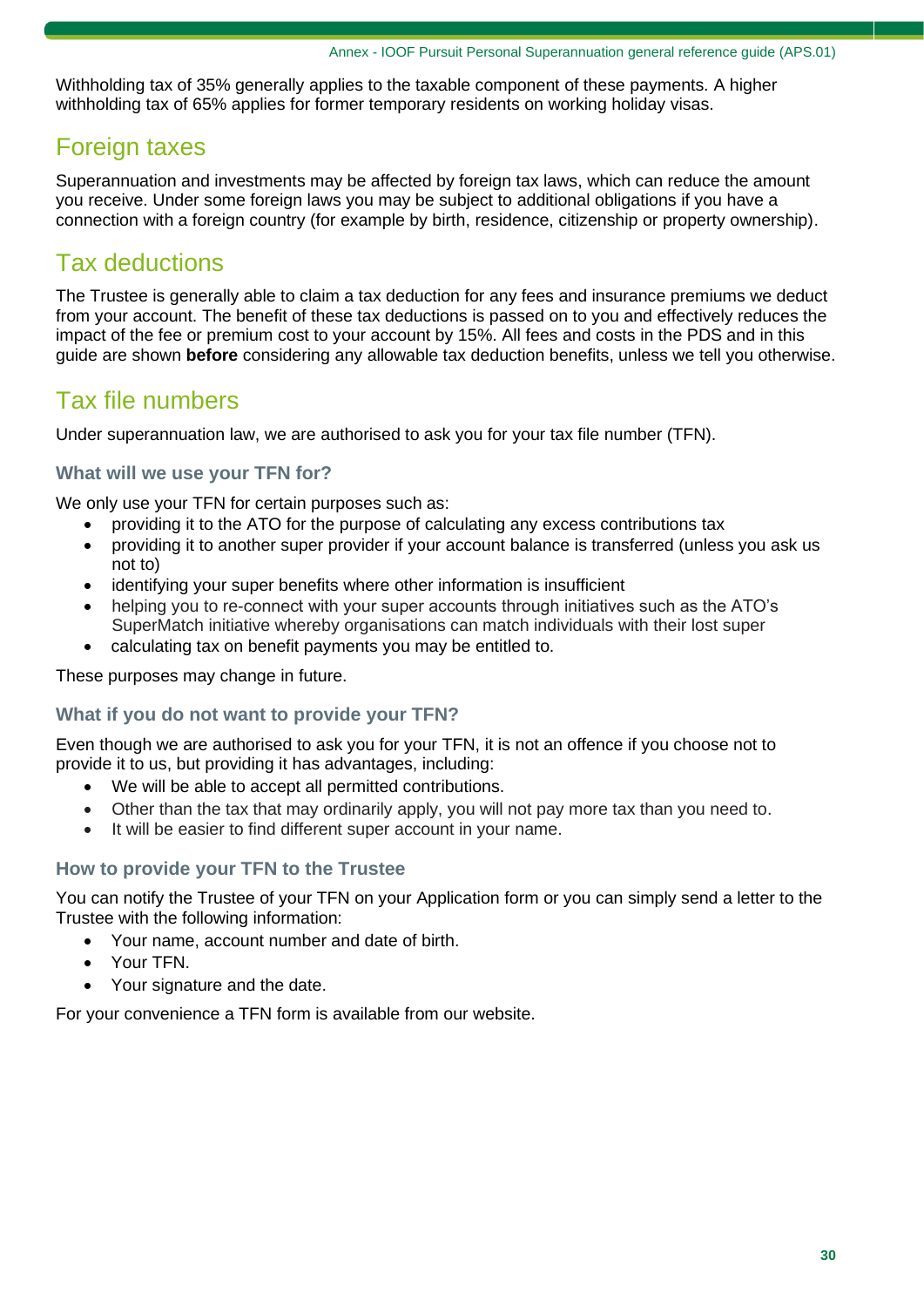Withholding tax of 35% generally applies to the taxable component of these payments. A higher withholding tax of 65% applies for former temporary residents on working holiday visas.

## Foreign taxes

Superannuation and investments may be affected by foreign tax laws, which can reduce the amount you receive. Under some foreign laws you may be subject to additional obligations if you have a connection with a foreign country (for example by birth, residence, citizenship or property ownership).

## Tax deductions

The Trustee is generally able to claim a tax deduction for any fees and insurance premiums we deduct from your account. The benefit of these tax deductions is passed on to you and effectively reduces the impact of the fee or premium cost to your account by 15%. All fees and costs in the PDS and in this guide are shown **before** considering any allowable tax deduction benefits, unless we tell you otherwise.

## Tax file numbers

Under superannuation law, we are authorised to ask you for your tax file number (TFN).

### What will we use your TFN for?

We only use your TFN for certain purposes such as:

- providing it to the ATO for the purpose of calculating any excess contributions tax
- providing it to another super provider if your account balance is transferred (unless you ask us not to)
- identifying your super benefits where other information is insufficient
- helping you to re-connect with your super accounts through initiatives such as the ATO's SuperMatch initiative whereby organisations can match individuals with their lost super
- calculating tax on benefit payments you may be entitled to.

These purposes may change in future.

### What if you do not want to provide your TFN?

Even though we are authorised to ask you for your TFN, it is not an offence if you choose not to provide it to us, but providing it has advantages, including:

- We will be able to accept all permitted contributions.
- Other than the tax that may ordinarily apply, you will not pay more tax than you need to.
- It will be easier to find different super account in your name.

### How to provide your TFN to the Trustee

You can notify the Trustee of your TFN on your Application form or you can simply send a letter to the Trustee with the following information:

- Your name, account number and date of birth.
- Your TFN.
- Your signature and the date.

For your convenience a TFN form is available from our website.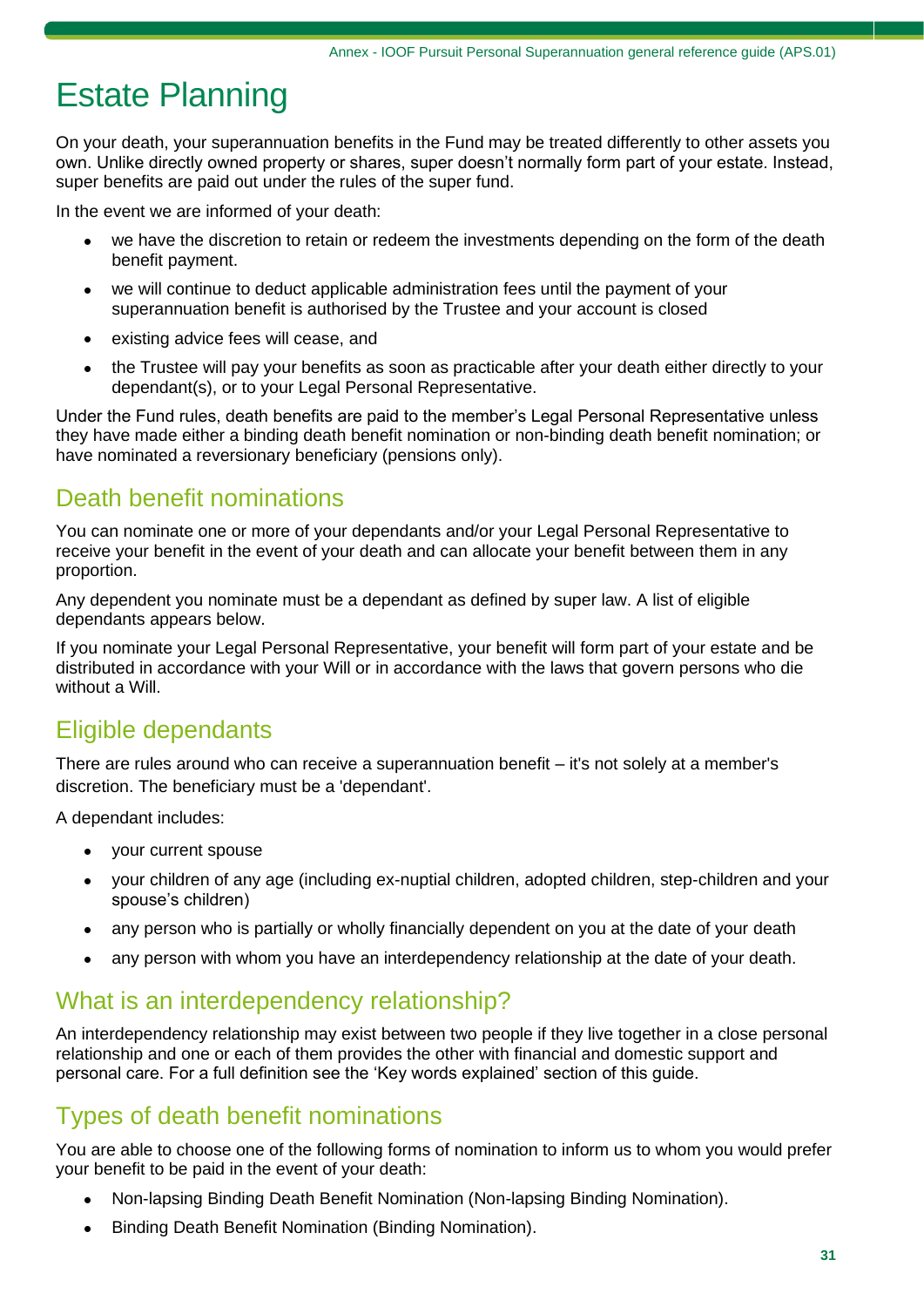# Estate Planning

On your death, your superannuation benefits in the Fund may be treated differently to other assets you own. Unlike directly owned property or shares, super doesn't normally form part of your estate. Instead, super benefits are paid out under the rules of the super fund.

In the event we are informed of your death:

- we have the discretion to retain or redeem the investments depending on the form of the death benefit payment.
- we will continue to deduct applicable administration fees until the payment of your superannuation benefit is authorised by the Trustee and your account is closed
- existing advice fees will cease, and
- the Trustee will pay your benefits as soon as practicable after your death either directly to your dependant(s), or to your Legal Personal Representative.

Under the Fund rules, death benefits are paid to the member's Legal Personal Representative unless they have made either a binding death benefit nomination or non-binding death benefit nomination; or have nominated a reversionary beneficiary (pensions only).

## Death benefit nominations

You can nominate one or more of your dependants and/or your Legal Personal Representative to receive your benefit in the event of your death and can allocate your benefit between them in any proportion.

Any dependent you nominate must be a dependant as defined by super law. A list of eligible dependants appears below.

If you nominate your Legal Personal Representative, your benefit will form part of your estate and be distributed in accordance with your Will or in accordance with the laws that govern persons who die without a Will.

## Eligible dependants

There are rules around who can receive a superannuation benefit – it's not solely at a member's discretion. The beneficiary must be a 'dependant'.

A dependant includes:

- your current spouse
- your children of any age (including ex-nuptial children, adopted children, step-children and your spouse's children)
- any person who is partially or wholly financially dependent on you at the date of your death
- any person with whom you have an interdependency relationship at the date of your death.

## What is an interdependency relationship?

An interdependency relationship may exist between two people if they live together in a close personal relationship and one or each of them provides the other with financial and domestic support and personal care. For a full definition see the 'Key words explained' section of this guide.

## Types of death benefit nominations

You are able to choose one of the following forms of nomination to inform us to whom you would prefer your benefit to be paid in the event of your death:

- Non-lapsing Binding Death Benefit Nomination (Non-lapsing Binding Nomination).
- Binding Death Benefit Nomination (Binding Nomination).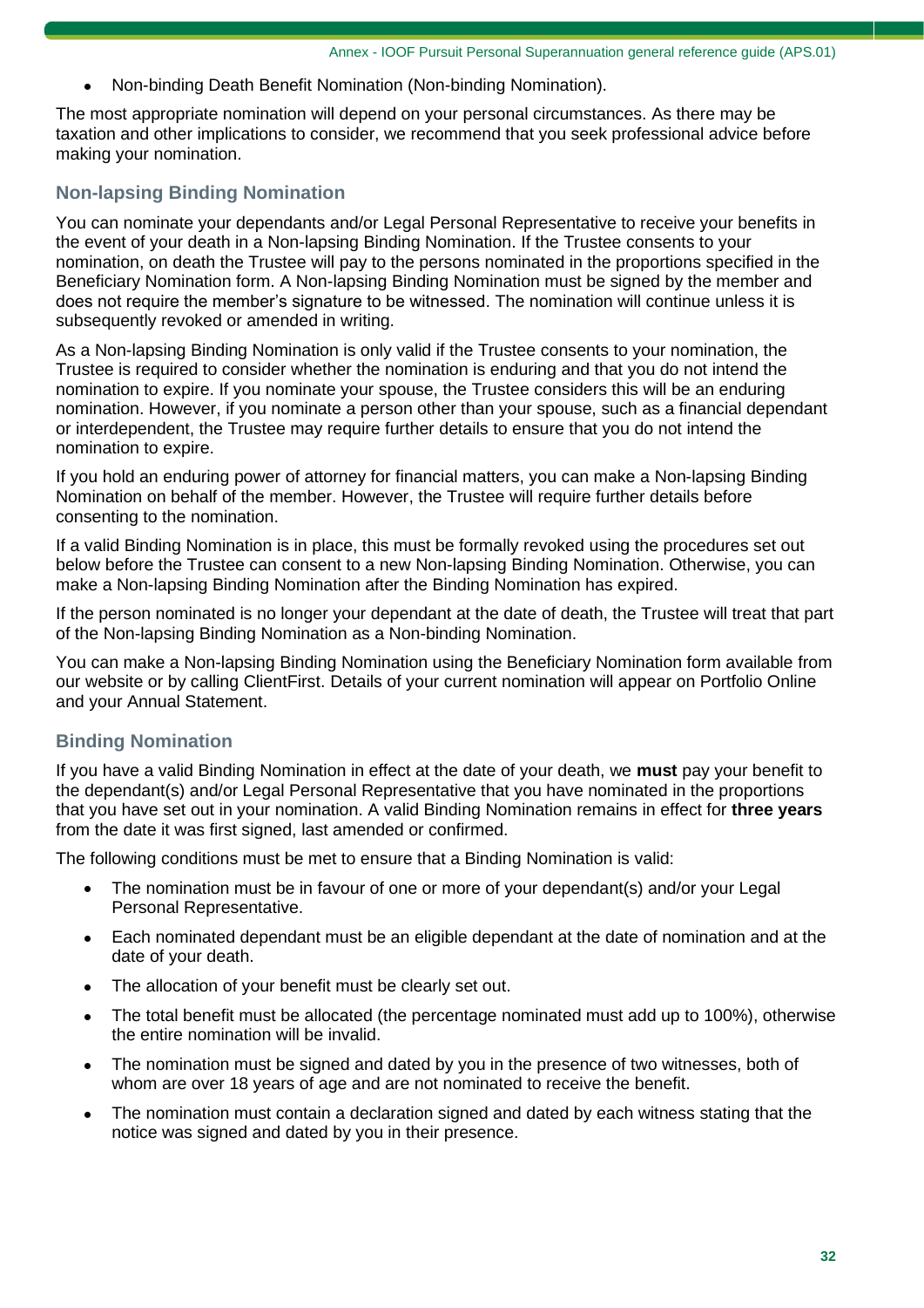- Non-binding Death Benefit Nomination (Non-binding Nomination).

The most appropriate nomination will depend on your personal circumstances. As there may be taxation and other implications to consider, we recommend that you seek professional advice before making your nomination.

### Non-lapsing Binding Nomination

You can nominate your dependants and/or Legal Personal Representative to receive your benefits in the event of your death in a Non-lapsing Binding Nomination. If the Trustee consents to your nomination, on death the Trustee will pay to the persons nominated in the proportions specified in the Beneficiary Nomination form. A Non-lapsing Binding Nomination must be signed by the member and does not require the member's signature to be witnessed. The nomination will continue unless it is subsequently revoked or amended in writing.

As a Non-lapsing Binding Nomination is only valid if the Trustee consents to your nomination, the Trustee is required to consider whether the nomination is enduring and that you do not intend the nomination to expire. If you nominate your spouse, the Trustee considers this will be an enduring nomination. However, if you nominate a person other than your spouse, such as a financial dependant or interdependent, the Trustee may require further details to ensure that you do not intend the nomination to expire.

If you hold an enduring power of attorney for financial matters, you can make a Non-lapsing Binding Nomination on behalf of the member. However, the Trustee will require further details before consenting to the nomination.

If a valid Binding Nomination is in place, this must be formally revoked using the procedures set out below before the Trustee can consent to a new Non-lapsing Binding Nomination. Otherwise, you can make a Non-lapsing Binding Nomination after the Binding Nomination has expired.

If the person nominated is no longer your dependant at the date of death, the Trustee will treat that part of the Non-lapsing Binding Nomination as a Non-binding Nomination.

You can make a Non-lapsing Binding Nomination using the Beneficiary Nomination form available from our website or by calling ClientFirst. Details of your current nomination will appear on Portfolio Online and your Annual Statement.

### Binding Nomination

If you have a valid Binding Nomination in effect at the date of your death, we **must** pay your benefit to the dependant(s) and/or Legal Personal Representative that you have nominated in the proportions that you have set out in your nomination. A valid Binding Nomination remains in effect for **three years** from the date it was first signed, last amended or confirmed.

The following conditions must be met to ensure that a Binding Nomination is valid:

- The nomination must be in favour of one or more of your dependant(s) and/or your Legal Personal Representative.
- Each nominated dependant must be an eligible dependant at the date of nomination and at the date of your death.
- The allocation of your benefit must be clearly set out.
- The total benefit must be allocated (the percentage nominated must add up to 100%), otherwise the entire nomination will be invalid.
- The nomination must be signed and dated by you in the presence of two witnesses, both of whom are over 18 years of age and are not nominated to receive the benefit.
- The nomination must contain a declaration signed and dated by each witness stating that the notice was signed and dated by you in their presence.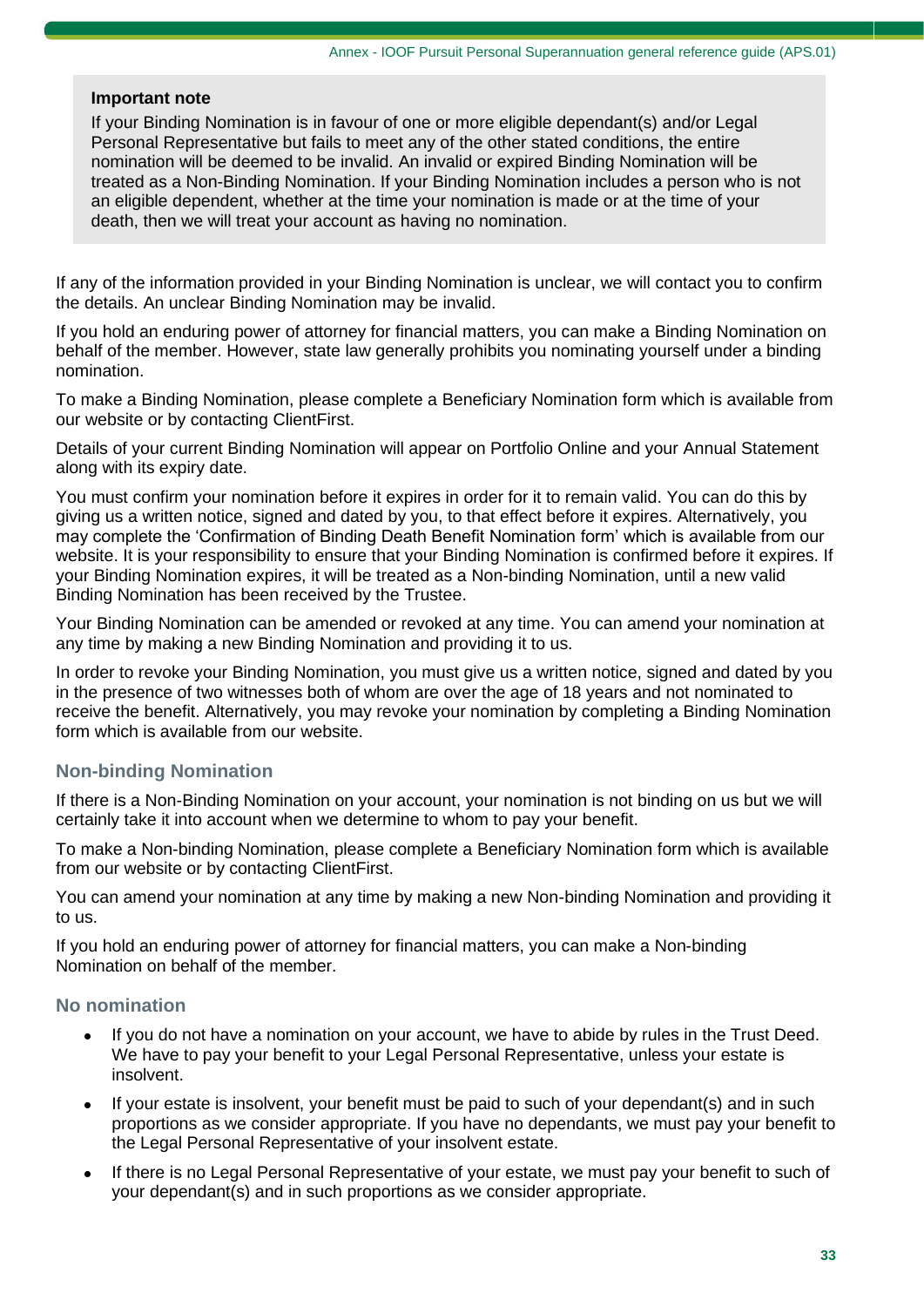**Important note**

If your Binding Nomination is in favour of one or more eligible dependant(s) and/or Legal Personal Representative but fails to meet any of the other stated conditions, the entire nomination will be deemed to be invalid. An invalid or expired Binding Nomination will be treated as a Non-Binding Nomination. If your Binding Nomination includes a person who is not an eligible dependent, whether at the time your nomination is made or at the time of your death, then we will treat your account as having no nomination.

If any of the information provided in your Binding Nomination is unclear, we will contact you to confirm the details. An unclear Binding Nomination may be invalid.

If you hold an enduring power of attorney for financial matters, you can make a Binding Nomination on behalf of the member. However, state law generally prohibits you nominating yourself under a binding nomination.

To make a Binding Nomination, please complete a Beneficiary Nomination form which is available from our website or by contacting ClientFirst.

Details of your current Binding Nomination will appear on Portfolio Online and your Annual Statement along with its expiry date.

You must confirm your nomination before it expires in order for it to remain valid. You can do this by giving us a written notice, signed and dated by you, to that effect before it expires. Alternatively, you may complete the 'Confirmation of Binding Death Benefit Nomination form' which is available from our website. It is your responsibility to ensure that your Binding Nomination is confirmed before it expires. If your Binding Nomination expires, it will be treated as a Non-binding Nomination, until a new valid Binding Nomination has been received by the Trustee.

Your Binding Nomination can be amended or revoked at any time. You can amend your nomination at any time by making a new Binding Nomination and providing it to us.

In order to revoke your Binding Nomination, you must give us a written notice, signed and dated by you in the presence of two witnesses both of whom are over the age of 18 years and not nominated to receive the benefit. Alternatively, you may revoke your nomination by completing a Binding Nomination form which is available from our website.

### Non-binding Nomination

If there is a Non-Binding Nomination on your account, your nomination is not binding on us but we will certainly take it into account when we determine to whom to pay your benefit.

To make a Non-binding Nomination, please complete a Beneficiary Nomination form which is available from our website or by contacting ClientFirst.

You can amend your nomination at any time by making a new Non-binding Nomination and providing it to us.

If you hold an enduring power of attorney for financial matters, you can make a Non-binding Nomination on behalf of the member.

### No nomination

- If you do not have a nomination on your account, we have to abide by rules in the Trust Deed. We have to pay your benefit to your Legal Personal Representative, unless your estate is insolvent.
- If your estate is insolvent, your benefit must be paid to such of your dependant(s) and in such proportions as we consider appropriate. If you have no dependants, we must pay your benefit to the Legal Personal Representative of your insolvent estate.
- If there is no Legal Personal Representative of your estate, we must pay your benefit to such of your dependant(s) and in such proportions as we consider appropriate.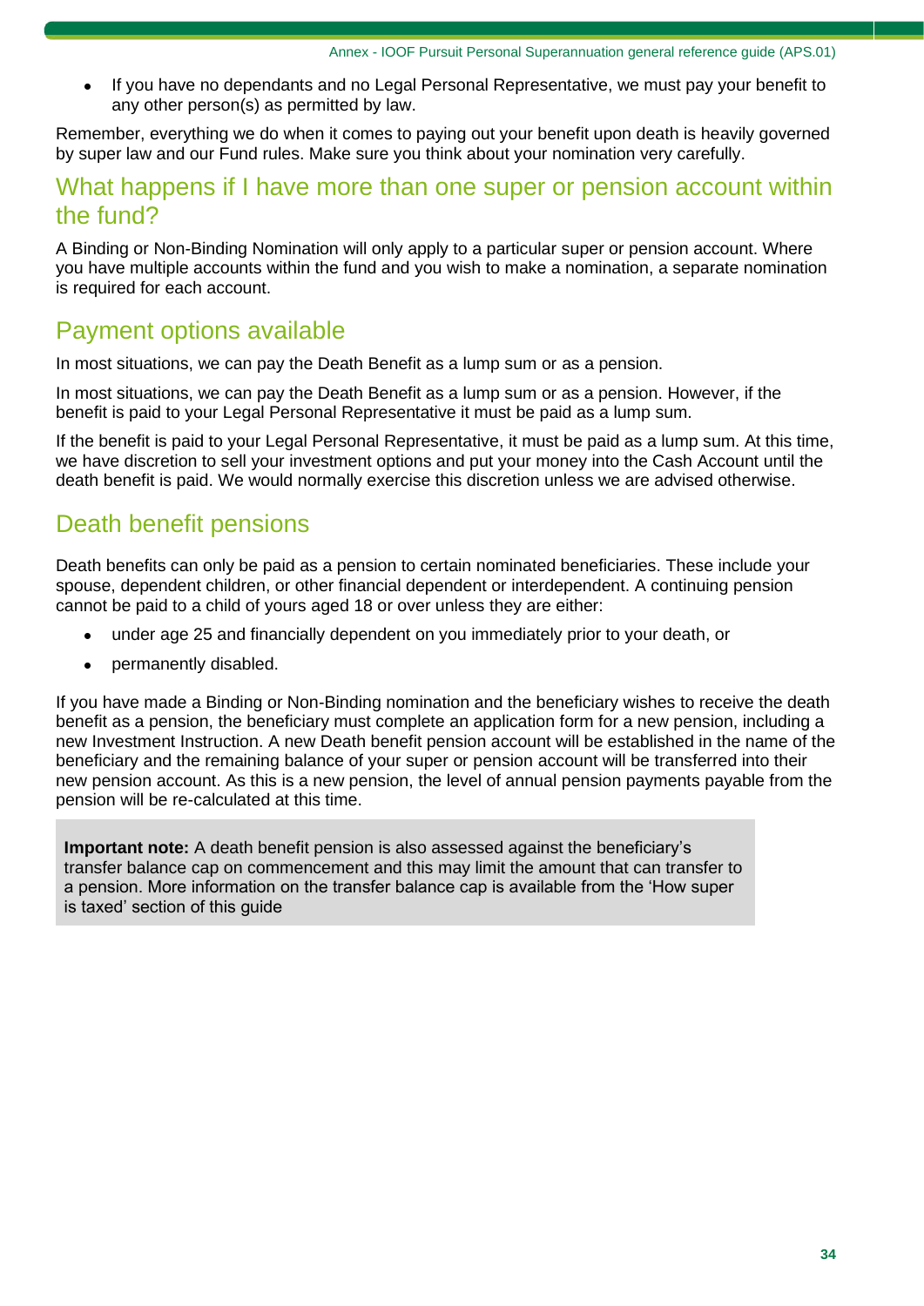- If you have no dependants and no Legal Personal Representative, we must pay your benefit to any other person(s) as permitted by law.

Remember, everything we do when it comes to paying out your benefit upon death is heavily governed by super law and our Fund rules. Make sure you think about your nomination very carefully.

## What happens if I have more than one super or pension account within the fund?

A Binding or Non-Binding Nomination will only apply to a particular super or pension account. Where you have multiple accounts within the fund and you wish to make a nomination, a separate nomination is required for each account.

## Payment options available

In most situations, we can pay the Death Benefit as a lump sum or as a pension.

In most situations, we can pay the Death Benefit as a lump sum or as a pension. However, if the benefit is paid to your Legal Personal Representative it must be paid as a lump sum.

If the benefit is paid to your Legal Personal Representative, it must be paid as a lump sum. At this time, we have discretion to sell your investment options and put your money into the Cash Account until the death benefit is paid. We would normally exercise this discretion unless we are advised otherwise.

## Death benefit pensions

Death benefits can only be paid as a pension to certain nominated beneficiaries. These include your spouse, dependent children, or other financial dependent or interdependent. A continuing pension cannot be paid to a child of yours aged 18 or over unless they are either:

- under age 25 and financially dependent on you immediately prior to your death, or
- permanently disabled.

If you have made a Binding or Non-Binding nomination and the beneficiary wishes to receive the death benefit as a pension, the beneficiary must complete an application form for a new pension, including a new Investment Instruction. A new Death benefit pension account will be established in the name of the beneficiary and the remaining balance of your super or pension account will be transferred into their new pension account. As this is a new pension, the level of annual pension payments payable from the pension will be re-calculated at this time.

**Important note:** A death benefit pension is also assessed against the beneficiary's transfer balance cap on commencement and this may limit the amount that can transfer to a pension. More information on the transfer balance cap is available from the 'How super is taxed' section of this guide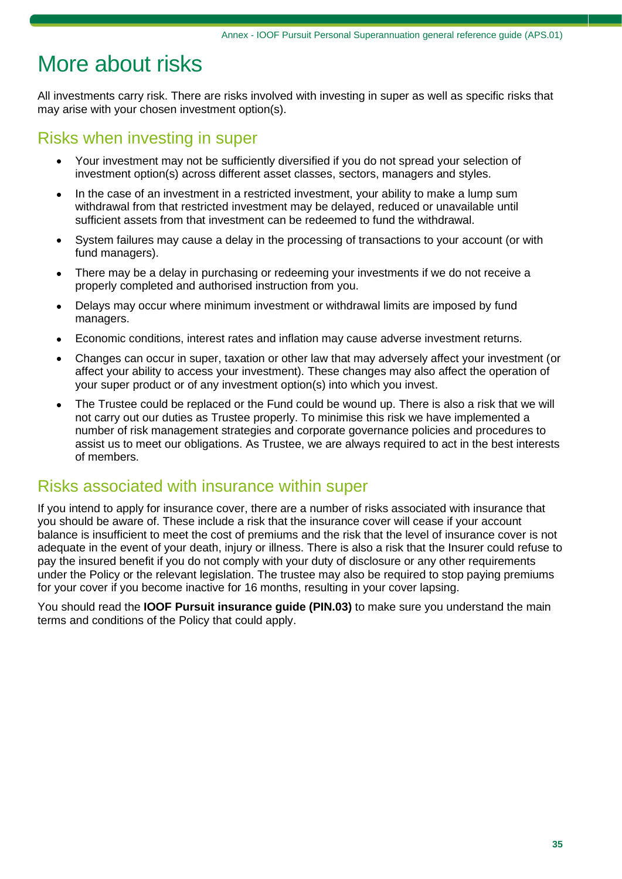# More about risks

All investments carry risk. There are risks involved with investing in super as well as specific risks that may arise with your chosen investment option(s).

## Risks when investing in super

- Your investment may not be sufficiently diversified if you do not spread your selection of investment option(s) across different asset classes, sectors, managers and styles.
- In the case of an investment in a restricted investment, your ability to make a lump sum withdrawal from that restricted investment may be delayed, reduced or unavailable until sufficient assets from that investment can be redeemed to fund the withdrawal.
- System failures may cause a delay in the processing of transactions to your account (or with fund managers).
- There may be a delay in purchasing or redeeming your investments if we do not receive a properly completed and authorised instruction from you.
- Delays may occur where minimum investment or withdrawal limits are imposed by fund managers.
- Economic conditions, interest rates and inflation may cause adverse investment returns.
- Changes can occur in super, taxation or other law that may adversely affect your investment (or affect your ability to access your investment). These changes may also affect the operation of your super product or of any investment option(s) into which you invest.
- The Trustee could be replaced or the Fund could be wound up. There is also a risk that we will not carry out our duties as Trustee properly. To minimise this risk we have implemented a number of risk management strategies and corporate governance policies and procedures to assist us to meet our obligations. As Trustee, we are always required to act in the best interests of members.

## Risks associated with insurance within super

If you intend to apply for insurance cover, there are a number of risks associated with insurance that you should be aware of. These include a risk that the insurance cover will cease if your account balance is insufficient to meet the cost of premiums and the risk that the level of insurance cover is not adequate in the event of your death, injury or illness. There is also a risk that the Insurer could refuse to pay the insured benefit if you do not comply with your duty of disclosure or any other requirements under the Policy or the relevant legislation. The trustee may also be required to stop paying premiums for your cover if you become inactive for 16 months, resulting in your cover lapsing.

You should read the **IOOF Pursuit insurance guide (PIN.03)** to make sure you understand the main terms and conditions of the Policy that could apply.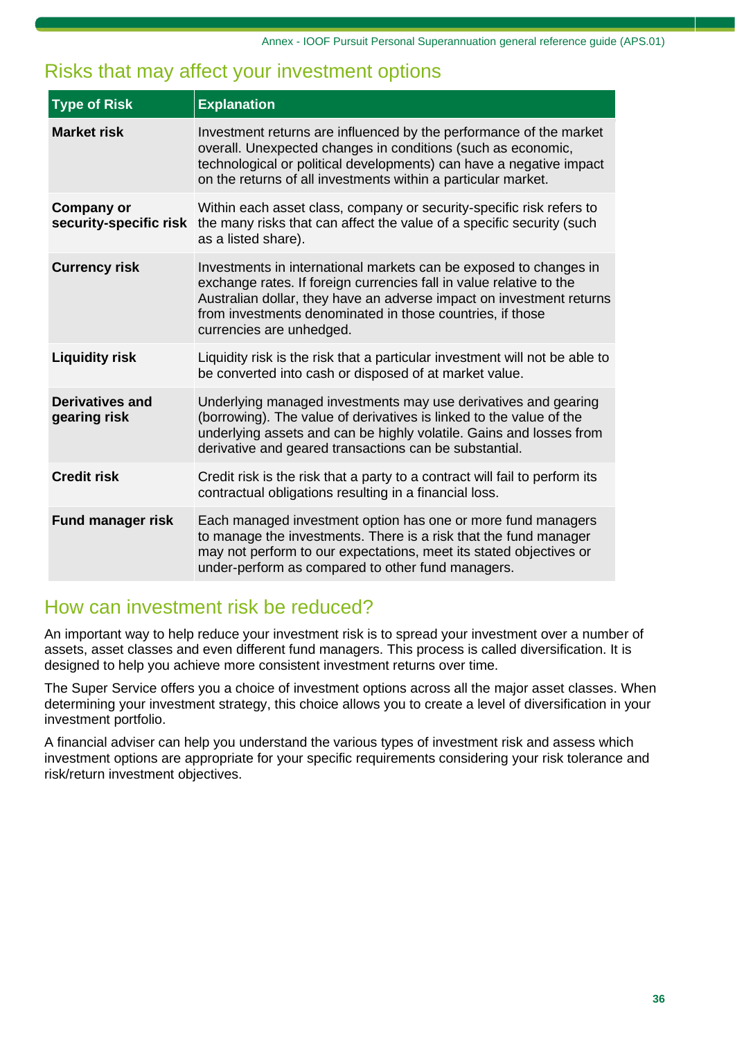## Risks that may affect your investment options

| Type of Risk | Explanation |
|---|---|
| **Market risk** | Investment returns are influenced by the performance of the market overall. Unexpected changes in conditions (such as economic, technological or political developments) can have a negative impact on the returns of all investments within a particular market. |
| **Company or security-specific risk** | Within each asset class, company or security-specific risk refers to the many risks that can affect the value of a specific security (such as a listed share). |
| **Currency risk** | Investments in international markets can be exposed to changes in exchange rates. If foreign currencies fall in value relative to the Australian dollar, they have an adverse impact on investment returns from investments denominated in those countries, if those currencies are unhedged. |
| **Liquidity risk** | Liquidity risk is the risk that a particular investment will not be able to be converted into cash or disposed of at market value. |
| **Derivatives and gearing risk** | Underlying managed investments may use derivatives and gearing (borrowing). The value of derivatives is linked to the value of the underlying assets and can be highly volatile. Gains and losses from derivative and geared transactions can be substantial. |
| **Credit risk** | Credit risk is the risk that a party to a contract will fail to perform its contractual obligations resulting in a financial loss. |
| **Fund manager risk** | Each managed investment option has one or more fund managers to manage the investments. There is a risk that the fund manager may not perform to our expectations, meet its stated objectives or under-perform as compared to other fund managers. |

## How can investment risk be reduced?

An important way to help reduce your investment risk is to spread your investment over a number of assets, asset classes and even different fund managers. This process is called diversification. It is designed to help you achieve more consistent investment returns over time.

The Super Service offers you a choice of investment options across all the major asset classes. When determining your investment strategy, this choice allows you to create a level of diversification in your investment portfolio.

A financial adviser can help you understand the various types of investment risk and assess which investment options are appropriate for your specific requirements considering your risk tolerance and risk/return investment objectives.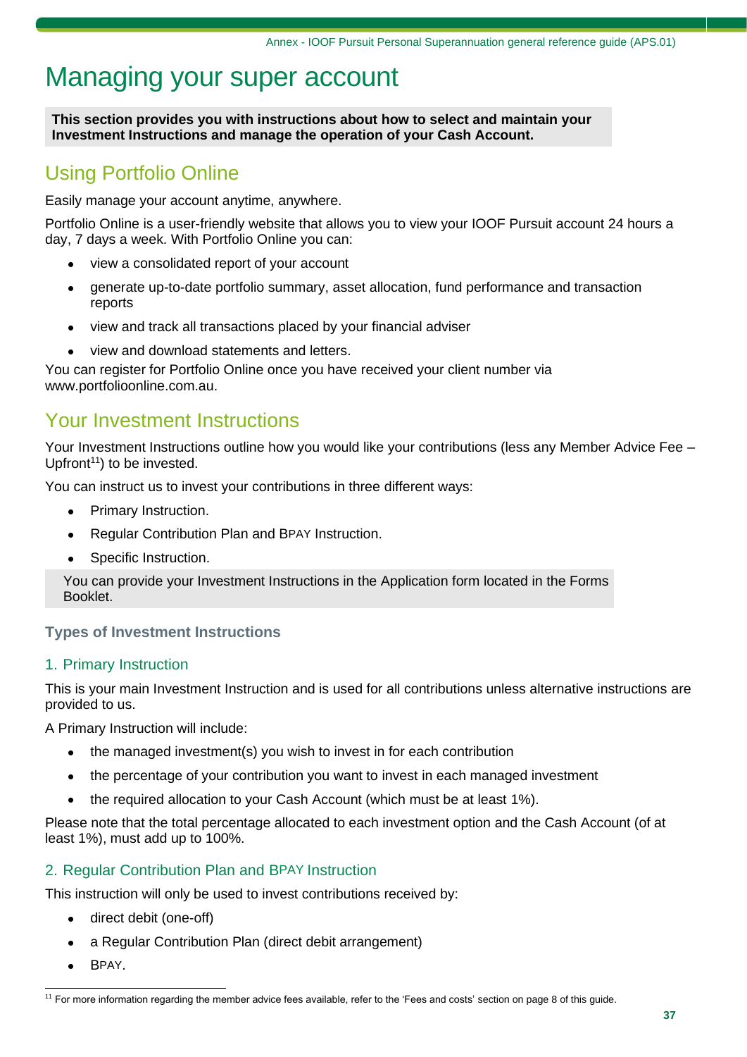# Managing your super account

**This section provides you with instructions about how to select and maintain your Investment Instructions and manage the operation of your Cash Account.**

## Using Portfolio Online

Easily manage your account anytime, anywhere.

Portfolio Online is a user-friendly website that allows you to view your IOOF Pursuit account 24 hours a day, 7 days a week. With Portfolio Online you can:

- view a consolidated report of your account
- generate up-to-date portfolio summary, asset allocation, fund performance and transaction reports
- view and track all transactions placed by your financial adviser
- view and download statements and letters.

You can register for Portfolio Online once you have received your client number via www.portfolioonline.com.au.

## Your Investment Instructions

Your Investment Instructions outline how you would like your contributions (less any Member Advice Fee – Upfront[11]) to be invested.

You can instruct us to invest your contributions in three different ways:

- Primary Instruction.
- Regular Contribution Plan and BPAY Instruction.
- Specific Instruction.

You can provide your Investment Instructions in the Application form located in the Forms Booklet.

### Types of Investment Instructions

### 1. Primary Instruction

This is your main Investment Instruction and is used for all contributions unless alternative instructions are provided to us.

A Primary Instruction will include:

- the managed investment(s) you wish to invest in for each contribution
- the percentage of your contribution you want to invest in each managed investment
- the required allocation to your Cash Account (which must be at least 1%).

Please note that the total percentage allocated to each investment option and the Cash Account (of at least 1%), must add up to 100%.

### 2. Regular Contribution Plan and BPAY Instruction

This instruction will only be used to invest contributions received by:

- direct debit (one-off)
- a Regular Contribution Plan (direct debit arrangement)
- BPAY.

[11] For more information regarding the member advice fees available, refer to the 'Fees and costs' section on page 8 of this guide.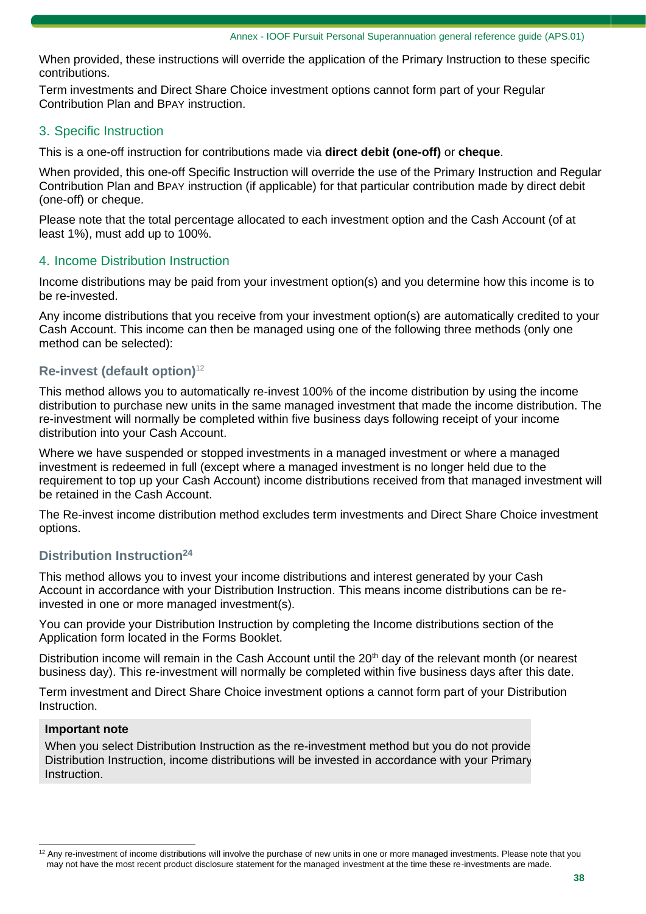When provided, these instructions will override the application of the Primary Instruction to these specific contributions.

Term investments and Direct Share Choice investment options cannot form part of your Regular Contribution Plan and BPAY instruction.

## 3. Specific Instruction

This is a one-off instruction for contributions made via **direct debit (one-off)** or **cheque**.

When provided, this one-off Specific Instruction will override the use of the Primary Instruction and Regular Contribution Plan and BPAY instruction (if applicable) for that particular contribution made by direct debit (one-off) or cheque.

Please note that the total percentage allocated to each investment option and the Cash Account (of at least 1%), must add up to 100%.

## 4. Income Distribution Instruction

Income distributions may be paid from your investment option(s) and you determine how this income is to be re-invested.

Any income distributions that you receive from your investment option(s) are automatically credited to your Cash Account. This income can then be managed using one of the following three methods (only one method can be selected):

### Re-invest (default option)[12]

This method allows you to automatically re-invest 100% of the income distribution by using the income distribution to purchase new units in the same managed investment that made the income distribution. The re-investment will normally be completed within five business days following receipt of your income distribution into your Cash Account.

Where we have suspended or stopped investments in a managed investment or where a managed investment is redeemed in full (except where a managed investment is no longer held due to the requirement to top up your Cash Account) income distributions received from that managed investment will be retained in the Cash Account.

The Re-invest income distribution method excludes term investments and Direct Share Choice investment options.

### Distribution Instruction[24]

This method allows you to invest your income distributions and interest generated by your Cash Account in accordance with your Distribution Instruction. This means income distributions can be re-invested in one or more managed investment(s).

You can provide your Distribution Instruction by completing the Income distributions section of the Application form located in the Forms Booklet.

Distribution income will remain in the Cash Account until the 20th day of the relevant month (or nearest business day). This re-investment will normally be completed within five business days after this date.

Term investment and Direct Share Choice investment options a cannot form part of your Distribution Instruction.

**Important note**

When you select Distribution Instruction as the re-investment method but you do not provide Distribution Instruction, income distributions will be invested in accordance with your Primary Instruction.

---

[12] Any re-investment of income distributions will involve the purchase of new units in one or more managed investments. Please note that you may not have the most recent product disclosure statement for the managed investment at the time these re-investments are made.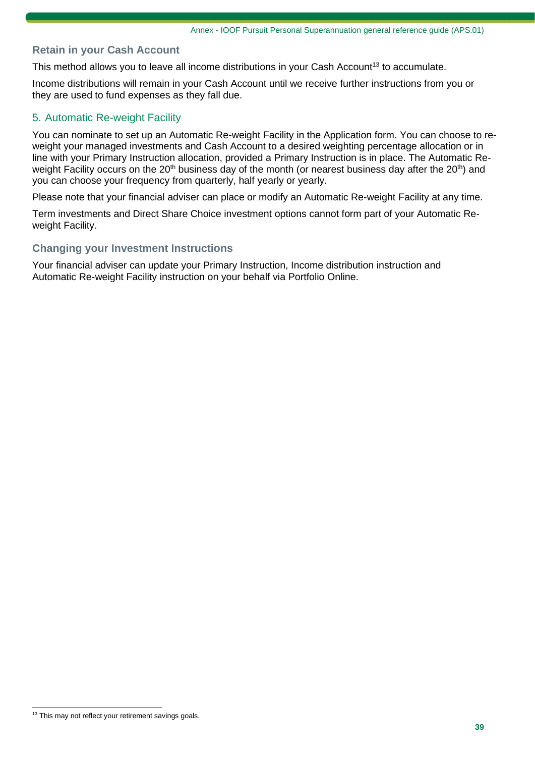### Retain in your Cash Account

This method allows you to leave all income distributions in your Cash Account[13] to accumulate.

Income distributions will remain in your Cash Account until we receive further instructions from you or they are used to fund expenses as they fall due.

## 5. Automatic Re-weight Facility

You can nominate to set up an Automatic Re-weight Facility in the Application form. You can choose to re-weight your managed investments and Cash Account to a desired weighting percentage allocation or in line with your Primary Instruction allocation, provided a Primary Instruction is in place. The Automatic Re-weight Facility occurs on the 20th business day of the month (or nearest business day after the 20th) and you can choose your frequency from quarterly, half yearly or yearly.

Please note that your financial adviser can place or modify an Automatic Re-weight Facility at any time.

Term investments and Direct Share Choice investment options cannot form part of your Automatic Re-weight Facility.

### Changing your Investment Instructions

Your financial adviser can update your Primary Instruction, Income distribution instruction and Automatic Re-weight Facility instruction on your behalf via Portfolio Online.

[13] This may not reflect your retirement savings goals.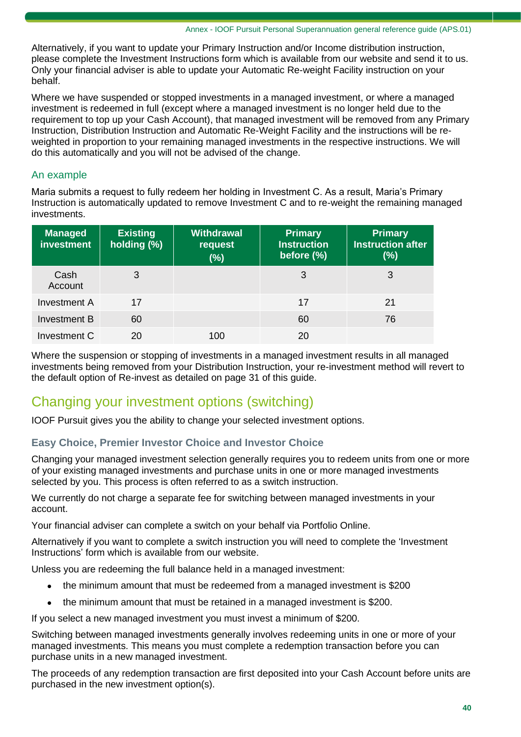Alternatively, if you want to update your Primary Instruction and/or Income distribution instruction, please complete the Investment Instructions form which is available from our website and send it to us. Only your financial adviser is able to update your Automatic Re-weight Facility instruction on your behalf.

Where we have suspended or stopped investments in a managed investment, or where a managed investment is redeemed in full (except where a managed investment is no longer held due to the requirement to top up your Cash Account), that managed investment will be removed from any Primary Instruction, Distribution Instruction and Automatic Re-Weight Facility and the instructions will be re-weighted in proportion to your remaining managed investments in the respective instructions. We will do this automatically and you will not be advised of the change.

### An example

Maria submits a request to fully redeem her holding in Investment C. As a result, Maria's Primary Instruction is automatically updated to remove Investment C and to re-weight the remaining managed investments.

| Managed investment | Existing holding (%) | Withdrawal request (%) | Primary Instruction before (%) | Primary Instruction after (%) |
|---|---|---|---|---|
| Cash Account | 3 | | 3 | 3 |
| Investment A | 17 | | 17 | 21 |
| Investment B | 60 | | 60 | 76 |
| Investment C | 20 | 100 | 20 | |

Where the suspension or stopping of investments in a managed investment results in all managed investments being removed from your Distribution Instruction, your re-investment method will revert to the default option of Re-invest as detailed on page 31 of this guide.

## Changing your investment options (switching)

IOOF Pursuit gives you the ability to change your selected investment options.

### Easy Choice, Premier Investor Choice and Investor Choice

Changing your managed investment selection generally requires you to redeem units from one or more of your existing managed investments and purchase units in one or more managed investments selected by you. This process is often referred to as a switch instruction.

We currently do not charge a separate fee for switching between managed investments in your account.

Your financial adviser can complete a switch on your behalf via Portfolio Online.

Alternatively if you want to complete a switch instruction you will need to complete the 'Investment Instructions' form which is available from our website.

Unless you are redeeming the full balance held in a managed investment:

- the minimum amount that must be redeemed from a managed investment is $200
- the minimum amount that must be retained in a managed investment is $200.

If you select a new managed investment you must invest a minimum of $200.

Switching between managed investments generally involves redeeming units in one or more of your managed investments. This means you must complete a redemption transaction before you can purchase units in a new managed investment.

The proceeds of any redemption transaction are first deposited into your Cash Account before units are purchased in the new investment option(s).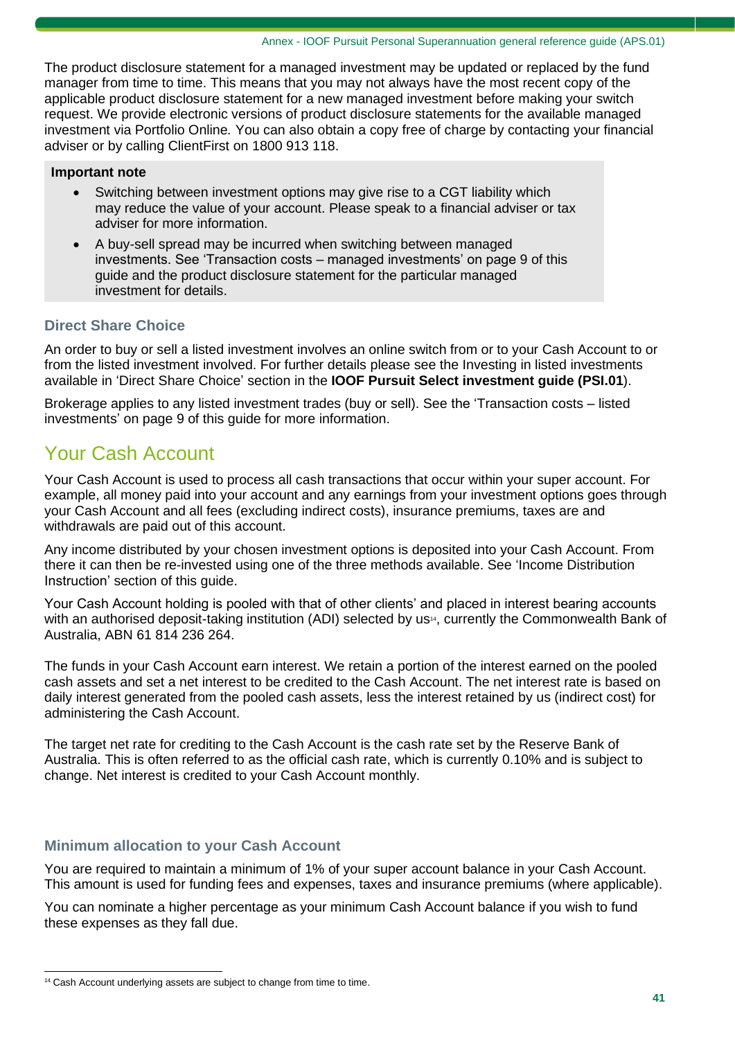The product disclosure statement for a managed investment may be updated or replaced by the fund manager from time to time. This means that you may not always have the most recent copy of the applicable product disclosure statement for a new managed investment before making your switch request. We provide electronic versions of product disclosure statements for the available managed investment via Portfolio Online. You can also obtain a copy free of charge by contacting your financial adviser or by calling ClientFirst on 1800 913 118.

**Important note**

- Switching between investment options may give rise to a CGT liability which may reduce the value of your account. Please speak to a financial adviser or tax adviser for more information.
- A buy-sell spread may be incurred when switching between managed investments. See 'Transaction costs – managed investments' on page 9 of this guide and the product disclosure statement for the particular managed investment for details.

### Direct Share Choice

An order to buy or sell a listed investment involves an online switch from or to your Cash Account to or from the listed investment involved. For further details please see the Investing in listed investments available in 'Direct Share Choice' section in the **IOOF Pursuit Select investment guide (PSI.01**).

Brokerage applies to any listed investment trades (buy or sell). See the 'Transaction costs – listed investments' on page 9 of this guide for more information.

## Your Cash Account

Your Cash Account is used to process all cash transactions that occur within your super account. For example, all money paid into your account and any earnings from your investment options goes through your Cash Account and all fees (excluding indirect costs), insurance premiums, taxes are and withdrawals are paid out of this account.

Any income distributed by your chosen investment options is deposited into your Cash Account. From there it can then be re-invested using one of the three methods available. See 'Income Distribution Instruction' section of this guide.

Your Cash Account holding is pooled with that of other clients' and placed in interest bearing accounts with an authorised deposit-taking institution (ADI) selected by us[14], currently the Commonwealth Bank of Australia, ABN 61 814 236 264.

The funds in your Cash Account earn interest. We retain a portion of the interest earned on the pooled cash assets and set a net interest to be credited to the Cash Account. The net interest rate is based on daily interest generated from the pooled cash assets, less the interest retained by us (indirect cost) for administering the Cash Account.

The target net rate for crediting to the Cash Account is the cash rate set by the Reserve Bank of Australia. This is often referred to as the official cash rate, which is currently 0.10% and is subject to change. Net interest is credited to your Cash Account monthly.

### Minimum allocation to your Cash Account

You are required to maintain a minimum of 1% of your super account balance in your Cash Account. This amount is used for funding fees and expenses, taxes and insurance premiums (where applicable).

You can nominate a higher percentage as your minimum Cash Account balance if you wish to fund these expenses as they fall due.

[14] Cash Account underlying assets are subject to change from time to time.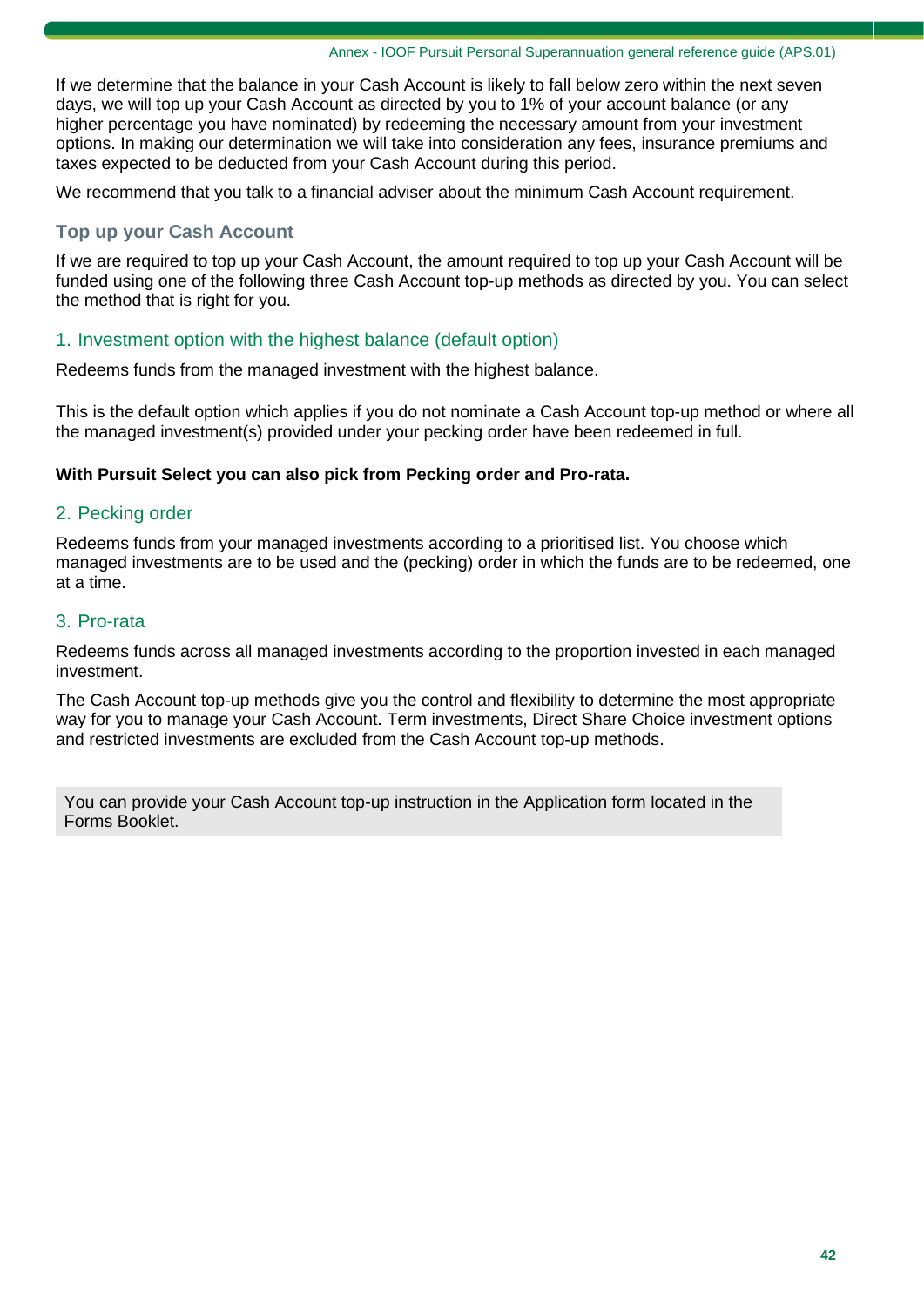If we determine that the balance in your Cash Account is likely to fall below zero within the next seven days, we will top up your Cash Account as directed by you to 1% of your account balance (or any higher percentage you have nominated) by redeeming the necessary amount from your investment options. In making our determination we will take into consideration any fees, insurance premiums and taxes expected to be deducted from your Cash Account during this period.

We recommend that you talk to a financial adviser about the minimum Cash Account requirement.

### Top up your Cash Account

If we are required to top up your Cash Account, the amount required to top up your Cash Account will be funded using one of the following three Cash Account top-up methods as directed by you. You can select the method that is right for you.

#### 1. Investment option with the highest balance (default option)

Redeems funds from the managed investment with the highest balance.

This is the default option which applies if you do not nominate a Cash Account top-up method or where all the managed investment(s) provided under your pecking order have been redeemed in full.

**With Pursuit Select you can also pick from Pecking order and Pro-rata.**

#### 2. Pecking order

Redeems funds from your managed investments according to a prioritised list. You choose which managed investments are to be used and the (pecking) order in which the funds are to be redeemed, one at a time.

#### 3. Pro-rata

Redeems funds across all managed investments according to the proportion invested in each managed investment.

The Cash Account top-up methods give you the control and flexibility to determine the most appropriate way for you to manage your Cash Account. Term investments, Direct Share Choice investment options and restricted investments are excluded from the Cash Account top-up methods.

You can provide your Cash Account top-up instruction in the Application form located in the Forms Booklet.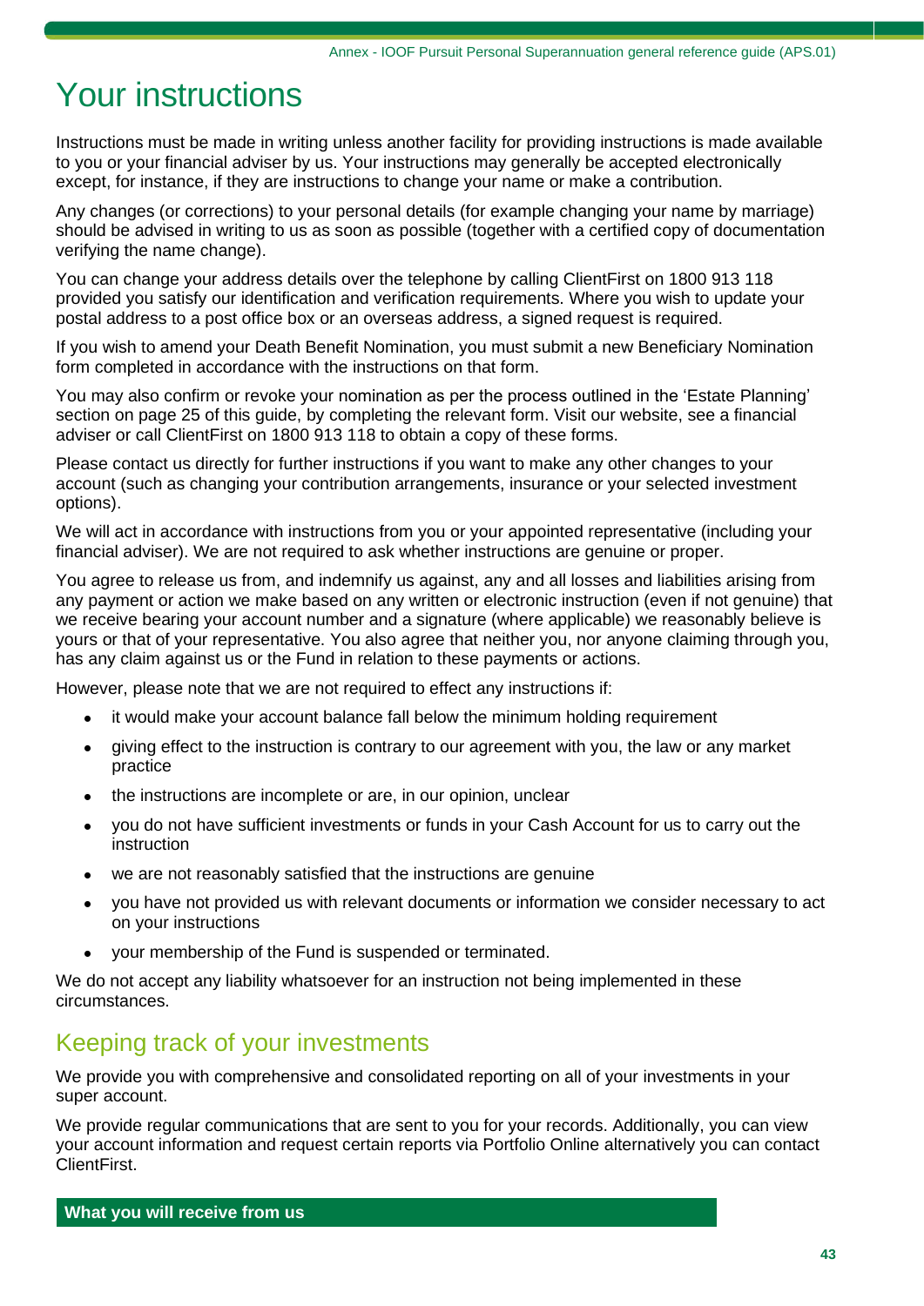# Your instructions

Instructions must be made in writing unless another facility for providing instructions is made available to you or your financial adviser by us. Your instructions may generally be accepted electronically except, for instance, if they are instructions to change your name or make a contribution.

Any changes (or corrections) to your personal details (for example changing your name by marriage) should be advised in writing to us as soon as possible (together with a certified copy of documentation verifying the name change).

You can change your address details over the telephone by calling ClientFirst on 1800 913 118 provided you satisfy our identification and verification requirements. Where you wish to update your postal address to a post office box or an overseas address, a signed request is required.

If you wish to amend your Death Benefit Nomination, you must submit a new Beneficiary Nomination form completed in accordance with the instructions on that form.

You may also confirm or revoke your nomination as per the process outlined in the 'Estate Planning' section on page 25 of this guide, by completing the relevant form. Visit our website, see a financial adviser or call ClientFirst on 1800 913 118 to obtain a copy of these forms.

Please contact us directly for further instructions if you want to make any other changes to your account (such as changing your contribution arrangements, insurance or your selected investment options).

We will act in accordance with instructions from you or your appointed representative (including your financial adviser). We are not required to ask whether instructions are genuine or proper.

You agree to release us from, and indemnify us against, any and all losses and liabilities arising from any payment or action we make based on any written or electronic instruction (even if not genuine) that we receive bearing your account number and a signature (where applicable) we reasonably believe is yours or that of your representative. You also agree that neither you, nor anyone claiming through you, has any claim against us or the Fund in relation to these payments or actions.

However, please note that we are not required to effect any instructions if:

- it would make your account balance fall below the minimum holding requirement
- giving effect to the instruction is contrary to our agreement with you, the law or any market practice
- the instructions are incomplete or are, in our opinion, unclear
- you do not have sufficient investments or funds in your Cash Account for us to carry out the instruction
- we are not reasonably satisfied that the instructions are genuine
- you have not provided us with relevant documents or information we consider necessary to act on your instructions
- your membership of the Fund is suspended or terminated.

We do not accept any liability whatsoever for an instruction not being implemented in these circumstances.

## Keeping track of your investments

We provide you with comprehensive and consolidated reporting on all of your investments in your super account.

We provide regular communications that are sent to you for your records. Additionally, you can view your account information and request certain reports via Portfolio Online alternatively you can contact ClientFirst.

**What you will receive from us**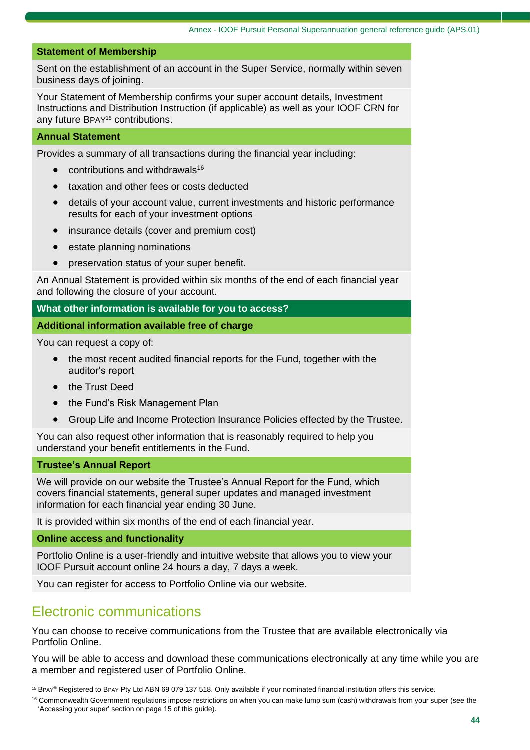### Statement of Membership

Sent on the establishment of an account in the Super Service, normally within seven business days of joining.

Your Statement of Membership confirms your super account details, Investment Instructions and Distribution Instruction (if applicable) as well as your IOOF CRN for any future BPAY[15] contributions.

### Annual Statement

Provides a summary of all transactions during the financial year including:

- contributions and withdrawals[16]
- taxation and other fees or costs deducted
- details of your account value, current investments and historic performance results for each of your investment options
- insurance details (cover and premium cost)
- estate planning nominations
- preservation status of your super benefit.

An Annual Statement is provided within six months of the end of each financial year and following the closure of your account.

## What other information is available for you to access?

### Additional information available free of charge

You can request a copy of:

- the most recent audited financial reports for the Fund, together with the auditor's report
- the Trust Deed
- the Fund's Risk Management Plan
- Group Life and Income Protection Insurance Policies effected by the Trustee.

You can also request other information that is reasonably required to help you understand your benefit entitlements in the Fund.

### Trustee's Annual Report

We will provide on our website the Trustee's Annual Report for the Fund, which covers financial statements, general super updates and managed investment information for each financial year ending 30 June.

It is provided within six months of the end of each financial year.

### Online access and functionality

Portfolio Online is a user-friendly and intuitive website that allows you to view your IOOF Pursuit account online 24 hours a day, 7 days a week.

You can register for access to Portfolio Online via our website.

## Electronic communications

You can choose to receive communications from the Trustee that are available electronically via Portfolio Online.

You will be able to access and download these communications electronically at any time while you are a member and registered user of Portfolio Online.

---

[15] BPAY® Registered to BPAY Pty Ltd ABN 69 079 137 518. Only available if your nominated financial institution offers this service.

[16] Commonwealth Government regulations impose restrictions on when you can make lump sum (cash) withdrawals from your super (see the 'Accessing your super' section on page 15 of this guide).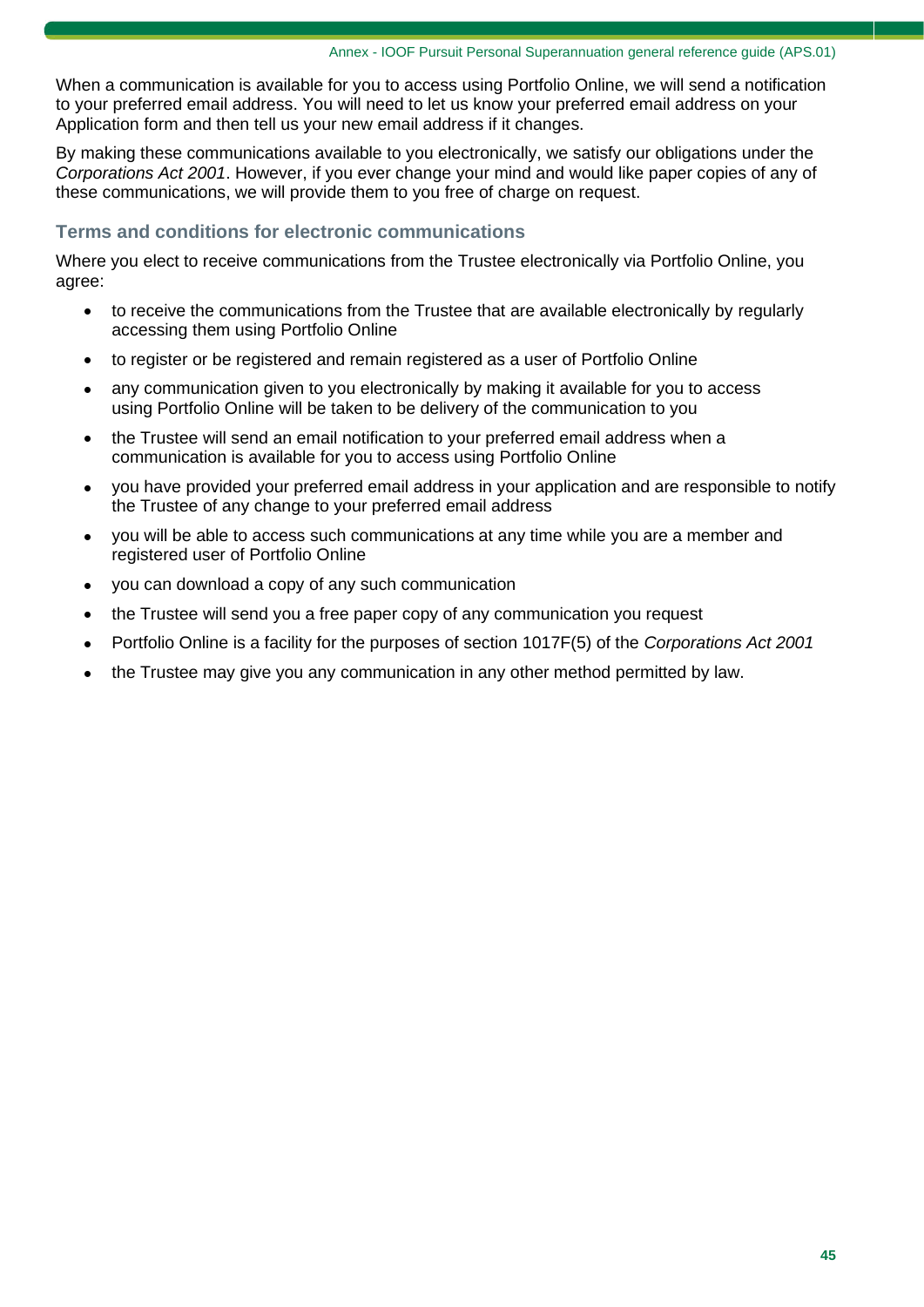When a communication is available for you to access using Portfolio Online, we will send a notification to your preferred email address. You will need to let us know your preferred email address on your Application form and then tell us your new email address if it changes.

By making these communications available to you electronically, we satisfy our obligations under the *Corporations Act 2001*. However, if you ever change your mind and would like paper copies of any of these communications, we will provide them to you free of charge on request.

### Terms and conditions for electronic communications

Where you elect to receive communications from the Trustee electronically via Portfolio Online, you agree:

- to receive the communications from the Trustee that are available electronically by regularly accessing them using Portfolio Online
- to register or be registered and remain registered as a user of Portfolio Online
- any communication given to you electronically by making it available for you to access using Portfolio Online will be taken to be delivery of the communication to you
- the Trustee will send an email notification to your preferred email address when a communication is available for you to access using Portfolio Online
- you have provided your preferred email address in your application and are responsible to notify the Trustee of any change to your preferred email address
- you will be able to access such communications at any time while you are a member and registered user of Portfolio Online
- you can download a copy of any such communication
- the Trustee will send you a free paper copy of any communication you request
- Portfolio Online is a facility for the purposes of section 1017F(5) of the *Corporations Act 2001*
- the Trustee may give you any communication in any other method permitted by law.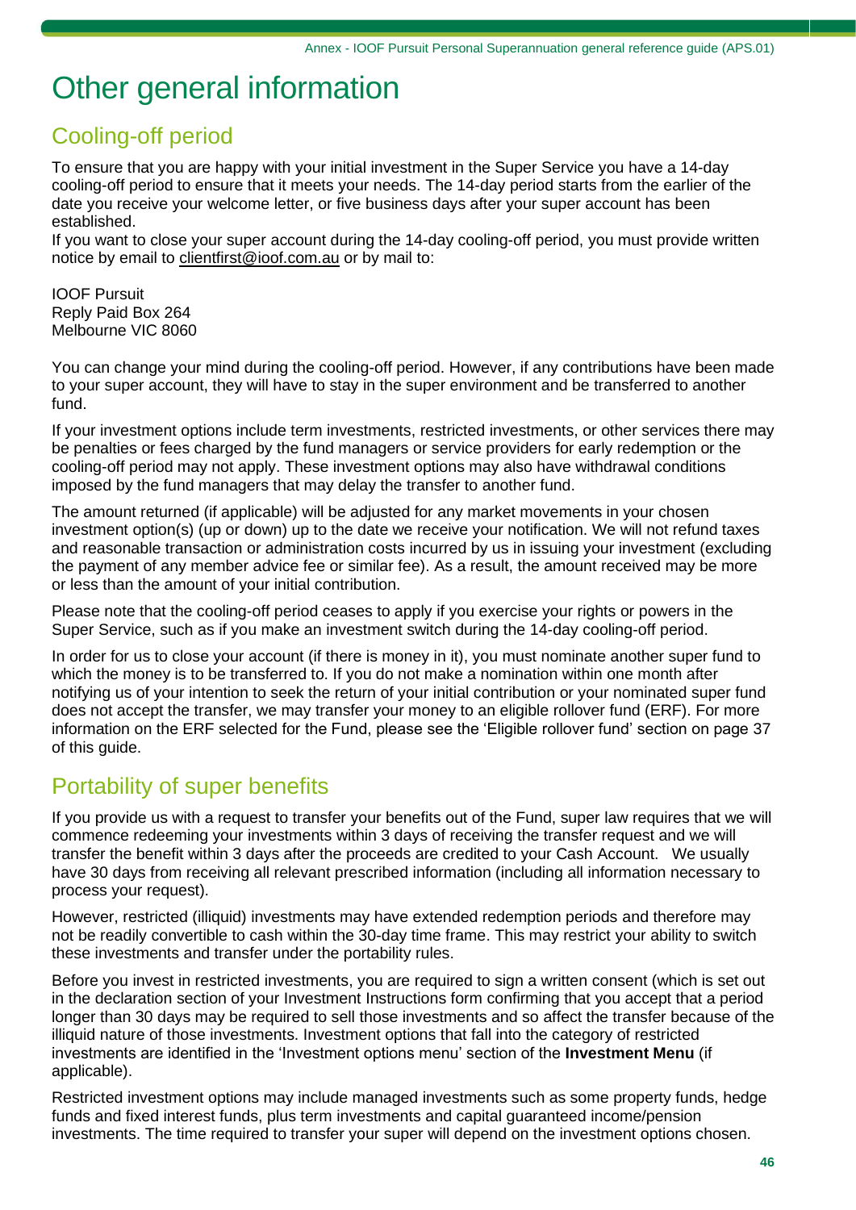# Other general information

## Cooling-off period

To ensure that you are happy with your initial investment in the Super Service you have a 14-day cooling-off period to ensure that it meets your needs. The 14-day period starts from the earlier of the date you receive your welcome letter, or five business days after your super account has been established.
If you want to close your super account during the 14-day cooling-off period, you must provide written notice by email to clientfirst@ioof.com.au or by mail to:

IOOF Pursuit
Reply Paid Box 264
Melbourne VIC 8060

You can change your mind during the cooling-off period. However, if any contributions have been made to your super account, they will have to stay in the super environment and be transferred to another fund.

If your investment options include term investments, restricted investments, or other services there may be penalties or fees charged by the fund managers or service providers for early redemption or the cooling-off period may not apply. These investment options may also have withdrawal conditions imposed by the fund managers that may delay the transfer to another fund.

The amount returned (if applicable) will be adjusted for any market movements in your chosen investment option(s) (up or down) up to the date we receive your notification. We will not refund taxes and reasonable transaction or administration costs incurred by us in issuing your investment (excluding the payment of any member advice fee or similar fee). As a result, the amount received may be more or less than the amount of your initial contribution.

Please note that the cooling-off period ceases to apply if you exercise your rights or powers in the Super Service, such as if you make an investment switch during the 14-day cooling-off period.

In order for us to close your account (if there is money in it), you must nominate another super fund to which the money is to be transferred to. If you do not make a nomination within one month after notifying us of your intention to seek the return of your initial contribution or your nominated super fund does not accept the transfer, we may transfer your money to an eligible rollover fund (ERF). For more information on the ERF selected for the Fund, please see the 'Eligible rollover fund' section on page 37 of this guide.

## Portability of super benefits

If you provide us with a request to transfer your benefits out of the Fund, super law requires that we will commence redeeming your investments within 3 days of receiving the transfer request and we will transfer the benefit within 3 days after the proceeds are credited to your Cash Account. We usually have 30 days from receiving all relevant prescribed information (including all information necessary to process your request).

However, restricted (illiquid) investments may have extended redemption periods and therefore may not be readily convertible to cash within the 30-day time frame. This may restrict your ability to switch these investments and transfer under the portability rules.

Before you invest in restricted investments, you are required to sign a written consent (which is set out in the declaration section of your Investment Instructions form confirming that you accept that a period longer than 30 days may be required to sell those investments and so affect the transfer because of the illiquid nature of those investments. Investment options that fall into the category of restricted investments are identified in the 'Investment options menu' section of the **Investment Menu** (if applicable).

Restricted investment options may include managed investments such as some property funds, hedge funds and fixed interest funds, plus term investments and capital guaranteed income/pension investments. The time required to transfer your super will depend on the investment options chosen.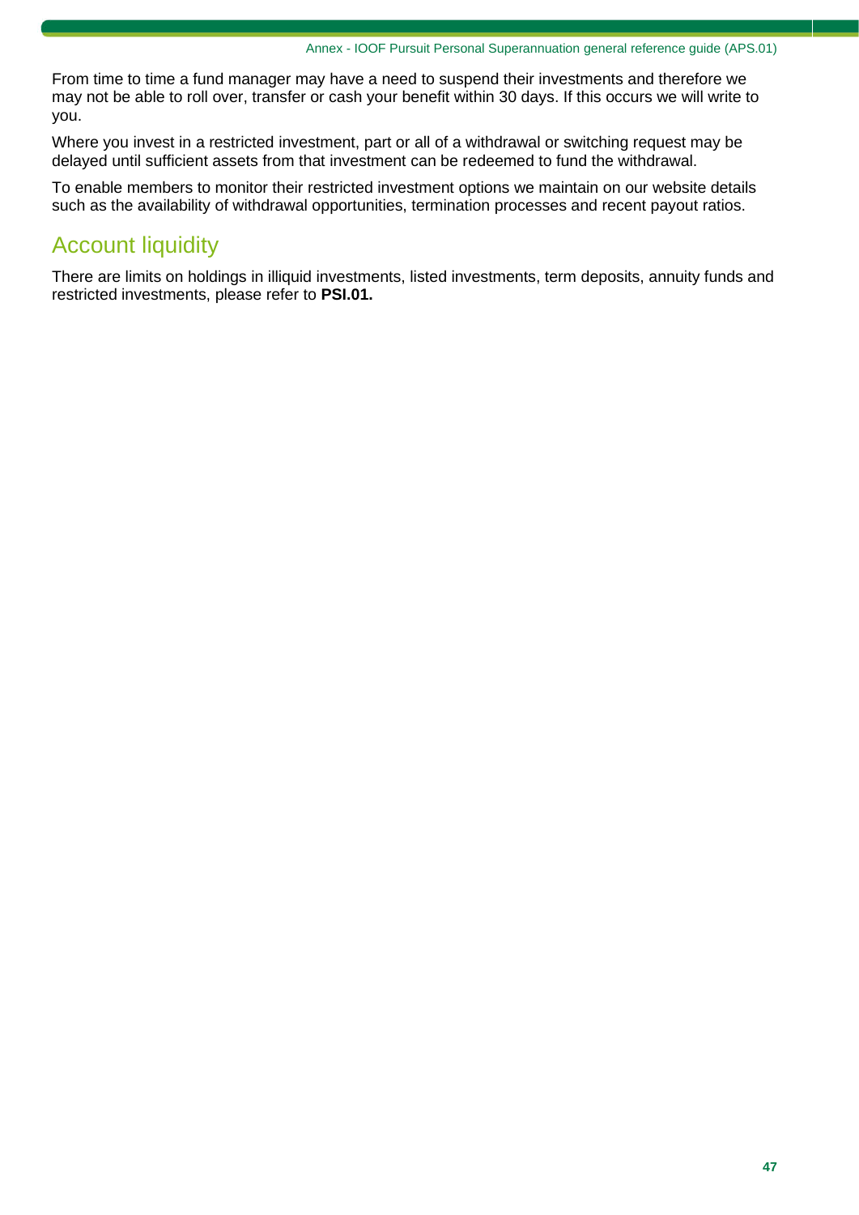From time to time a fund manager may have a need to suspend their investments and therefore we may not be able to roll over, transfer or cash your benefit within 30 days. If this occurs we will write to you.

Where you invest in a restricted investment, part or all of a withdrawal or switching request may be delayed until sufficient assets from that investment can be redeemed to fund the withdrawal.

To enable members to monitor their restricted investment options we maintain on our website details such as the availability of withdrawal opportunities, termination processes and recent payout ratios.

## Account liquidity

There are limits on holdings in illiquid investments, listed investments, term deposits, annuity funds and restricted investments, please refer to **PSI.01.**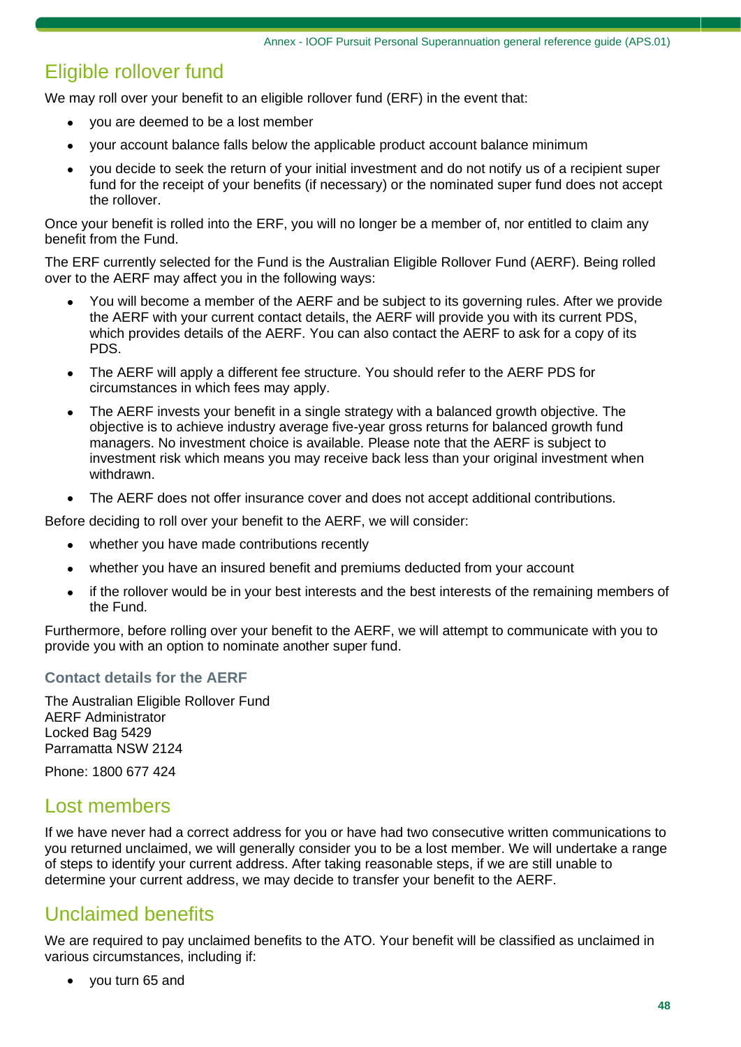# Eligible rollover fund

We may roll over your benefit to an eligible rollover fund (ERF) in the event that:

- you are deemed to be a lost member
- your account balance falls below the applicable product account balance minimum
- you decide to seek the return of your initial investment and do not notify us of a recipient super fund for the receipt of your benefits (if necessary) or the nominated super fund does not accept the rollover.

Once your benefit is rolled into the ERF, you will no longer be a member of, nor entitled to claim any benefit from the Fund.

The ERF currently selected for the Fund is the Australian Eligible Rollover Fund (AERF). Being rolled over to the AERF may affect you in the following ways:

- You will become a member of the AERF and be subject to its governing rules. After we provide the AERF with your current contact details, the AERF will provide you with its current PDS, which provides details of the AERF. You can also contact the AERF to ask for a copy of its PDS.
- The AERF will apply a different fee structure. You should refer to the AERF PDS for circumstances in which fees may apply.
- The AERF invests your benefit in a single strategy with a balanced growth objective. The objective is to achieve industry average five-year gross returns for balanced growth fund managers. No investment choice is available. Please note that the AERF is subject to investment risk which means you may receive back less than your original investment when withdrawn.
- The AERF does not offer insurance cover and does not accept additional contributions.

Before deciding to roll over your benefit to the AERF, we will consider:

- whether you have made contributions recently
- whether you have an insured benefit and premiums deducted from your account
- if the rollover would be in your best interests and the best interests of the remaining members of the Fund.

Furthermore, before rolling over your benefit to the AERF, we will attempt to communicate with you to provide you with an option to nominate another super fund.

### Contact details for the AERF

The Australian Eligible Rollover Fund
AERF Administrator
Locked Bag 5429
Parramatta NSW 2124

Phone: 1800 677 424

# Lost members

If we have never had a correct address for you or have had two consecutive written communications to you returned unclaimed, we will generally consider you to be a lost member. We will undertake a range of steps to identify your current address. After taking reasonable steps, if we are still unable to determine your current address, we may decide to transfer your benefit to the AERF.

# Unclaimed benefits

We are required to pay unclaimed benefits to the ATO. Your benefit will be classified as unclaimed in various circumstances, including if:

- you turn 65 and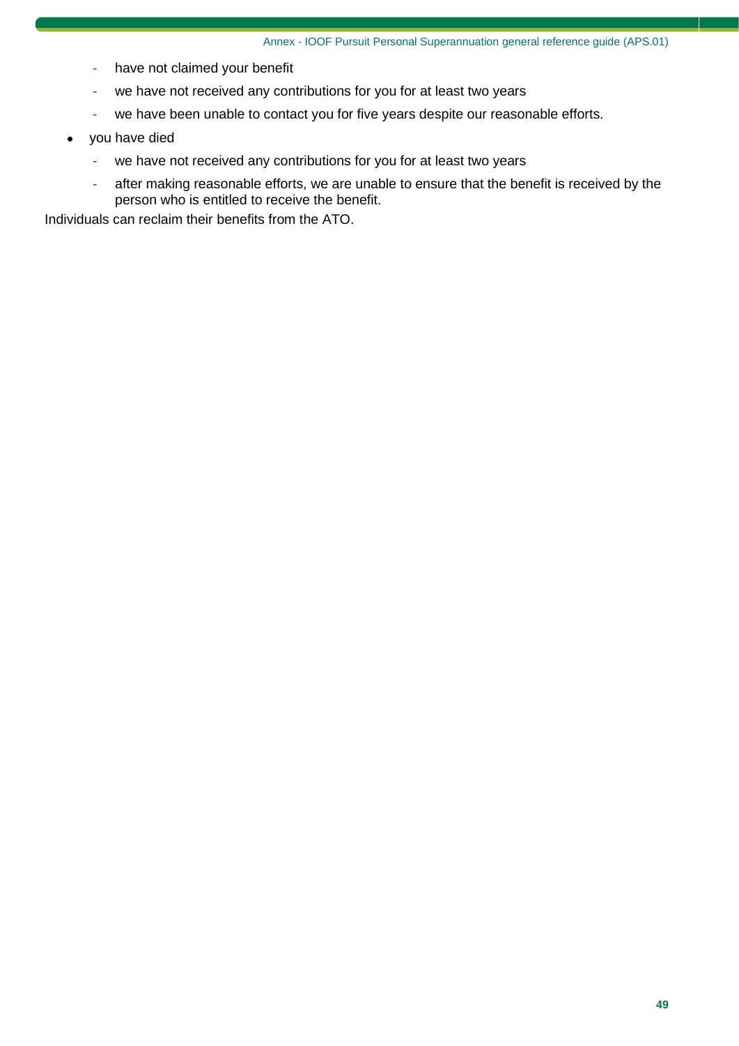- have not claimed your benefit
  - we have not received any contributions for you for at least two years
  - we have been unable to contact you for five years despite our reasonable efforts.
- you have died
  - we have not received any contributions for you for at least two years
  - after making reasonable efforts, we are unable to ensure that the benefit is received by the person who is entitled to receive the benefit.

Individuals can reclaim their benefits from the ATO.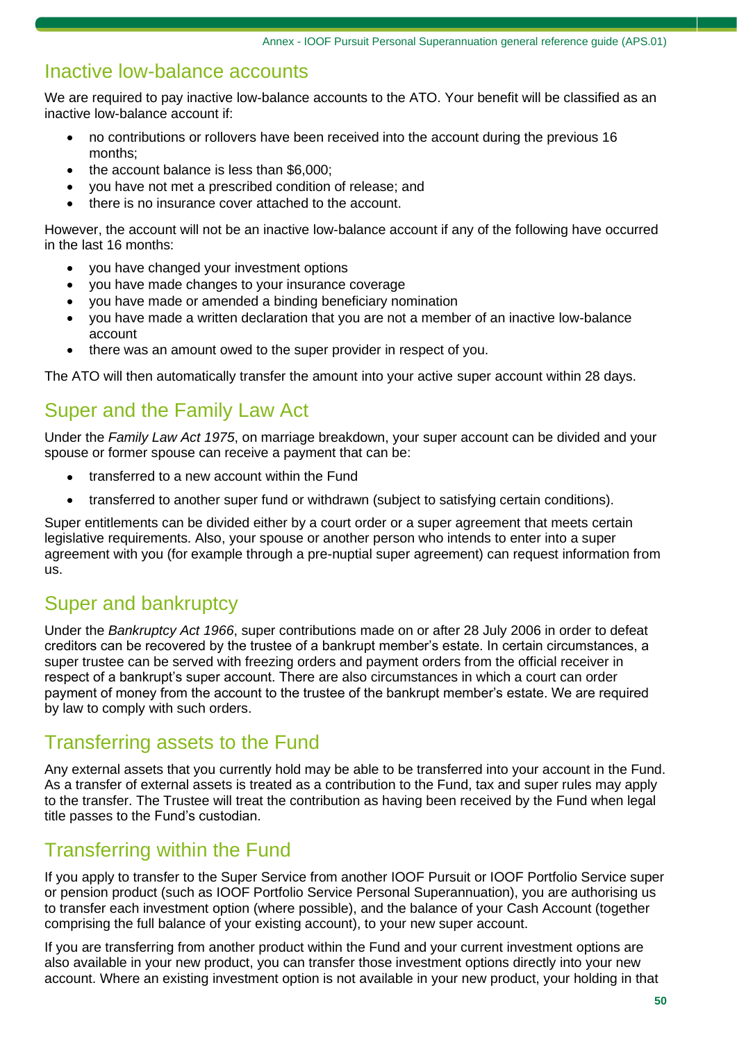## Inactive low-balance accounts

We are required to pay inactive low-balance accounts to the ATO. Your benefit will be classified as an inactive low-balance account if:

- no contributions or rollovers have been received into the account during the previous 16 months;
- the account balance is less than $6,000;
- you have not met a prescribed condition of release; and
- there is no insurance cover attached to the account.

However, the account will not be an inactive low-balance account if any of the following have occurred in the last 16 months:

- you have changed your investment options
- you have made changes to your insurance coverage
- you have made or amended a binding beneficiary nomination
- you have made a written declaration that you are not a member of an inactive low-balance account
- there was an amount owed to the super provider in respect of you.

The ATO will then automatically transfer the amount into your active super account within 28 days.

## Super and the Family Law Act

Under the *Family Law Act 1975*, on marriage breakdown, your super account can be divided and your spouse or former spouse can receive a payment that can be:

- transferred to a new account within the Fund
- transferred to another super fund or withdrawn (subject to satisfying certain conditions).

Super entitlements can be divided either by a court order or a super agreement that meets certain legislative requirements. Also, your spouse or another person who intends to enter into a super agreement with you (for example through a pre-nuptial super agreement) can request information from us.

## Super and bankruptcy

Under the *Bankruptcy Act 1966*, super contributions made on or after 28 July 2006 in order to defeat creditors can be recovered by the trustee of a bankrupt member's estate. In certain circumstances, a super trustee can be served with freezing orders and payment orders from the official receiver in respect of a bankrupt's super account. There are also circumstances in which a court can order payment of money from the account to the trustee of the bankrupt member's estate. We are required by law to comply with such orders.

## Transferring assets to the Fund

Any external assets that you currently hold may be able to be transferred into your account in the Fund. As a transfer of external assets is treated as a contribution to the Fund, tax and super rules may apply to the transfer. The Trustee will treat the contribution as having been received by the Fund when legal title passes to the Fund's custodian.

## Transferring within the Fund

If you apply to transfer to the Super Service from another IOOF Pursuit or IOOF Portfolio Service super or pension product (such as IOOF Portfolio Service Personal Superannuation), you are authorising us to transfer each investment option (where possible), and the balance of your Cash Account (together comprising the full balance of your existing account), to your new super account.

If you are transferring from another product within the Fund and your current investment options are also available in your new product, you can transfer those investment options directly into your new account. Where an existing investment option is not available in your new product, your holding in that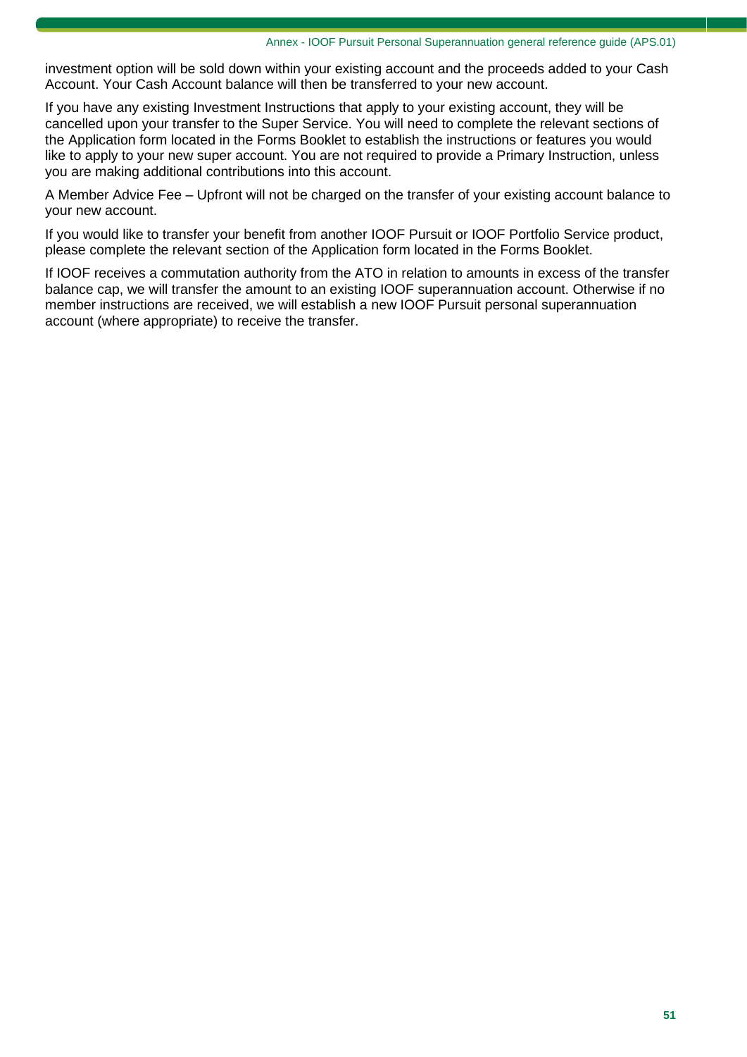investment option will be sold down within your existing account and the proceeds added to your Cash Account. Your Cash Account balance will then be transferred to your new account.

If you have any existing Investment Instructions that apply to your existing account, they will be cancelled upon your transfer to the Super Service. You will need to complete the relevant sections of the Application form located in the Forms Booklet to establish the instructions or features you would like to apply to your new super account. You are not required to provide a Primary Instruction, unless you are making additional contributions into this account.

A Member Advice Fee – Upfront will not be charged on the transfer of your existing account balance to your new account.

If you would like to transfer your benefit from another IOOF Pursuit or IOOF Portfolio Service product, please complete the relevant section of the Application form located in the Forms Booklet.

If IOOF receives a commutation authority from the ATO in relation to amounts in excess of the transfer balance cap, we will transfer the amount to an existing IOOF superannuation account. Otherwise if no member instructions are received, we will establish a new IOOF Pursuit personal superannuation account (where appropriate) to receive the transfer.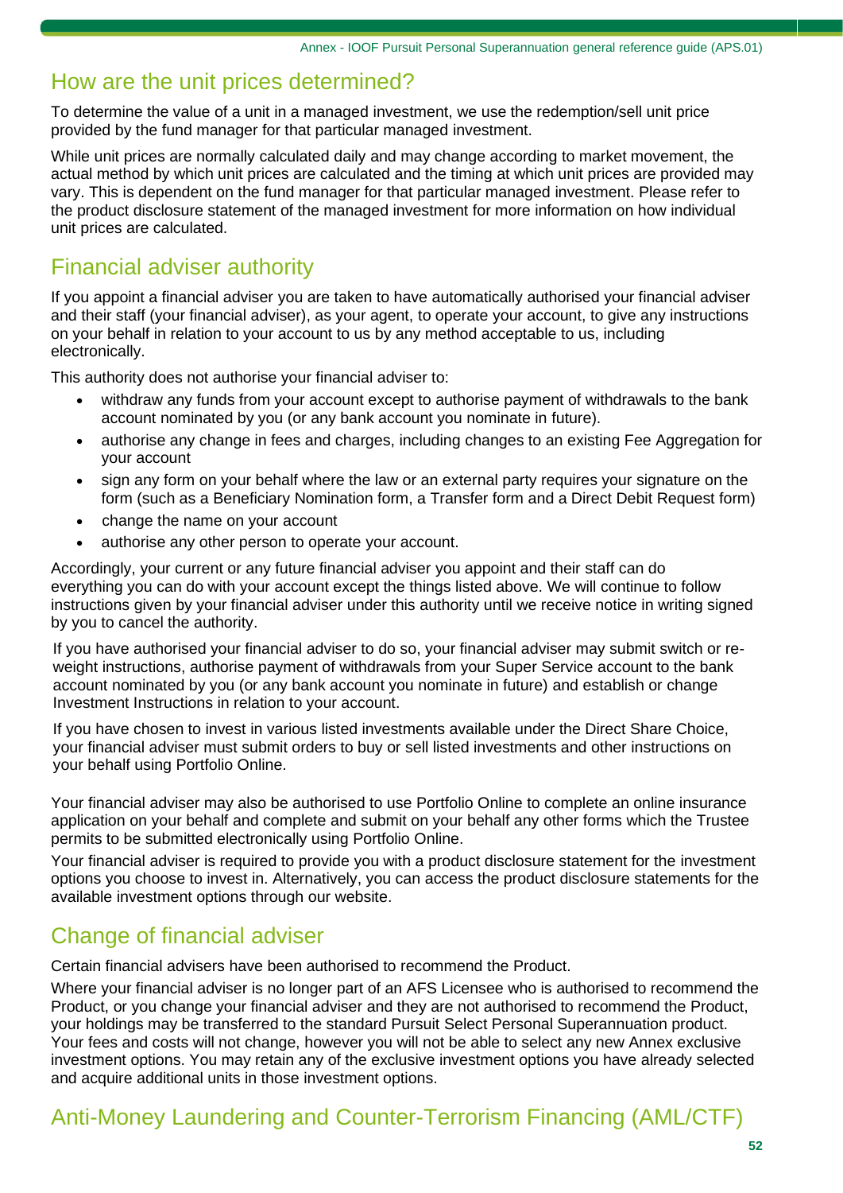## How are the unit prices determined?

To determine the value of a unit in a managed investment, we use the redemption/sell unit price provided by the fund manager for that particular managed investment.

While unit prices are normally calculated daily and may change according to market movement, the actual method by which unit prices are calculated and the timing at which unit prices are provided may vary. This is dependent on the fund manager for that particular managed investment. Please refer to the product disclosure statement of the managed investment for more information on how individual unit prices are calculated.

## Financial adviser authority

If you appoint a financial adviser you are taken to have automatically authorised your financial adviser and their staff (your financial adviser), as your agent, to operate your account, to give any instructions on your behalf in relation to your account to us by any method acceptable to us, including electronically.

This authority does not authorise your financial adviser to:

- withdraw any funds from your account except to authorise payment of withdrawals to the bank account nominated by you (or any bank account you nominate in future).
- authorise any change in fees and charges, including changes to an existing Fee Aggregation for your account
- sign any form on your behalf where the law or an external party requires your signature on the form (such as a Beneficiary Nomination form, a Transfer form and a Direct Debit Request form)
- change the name on your account
- authorise any other person to operate your account.

Accordingly, your current or any future financial adviser you appoint and their staff can do everything you can do with your account except the things listed above. We will continue to follow instructions given by your financial adviser under this authority until we receive notice in writing signed by you to cancel the authority.

If you have authorised your financial adviser to do so, your financial adviser may submit switch or re-weight instructions, authorise payment of withdrawals from your Super Service account to the bank account nominated by you (or any bank account you nominate in future) and establish or change Investment Instructions in relation to your account.

If you have chosen to invest in various listed investments available under the Direct Share Choice, your financial adviser must submit orders to buy or sell listed investments and other instructions on your behalf using Portfolio Online.

Your financial adviser may also be authorised to use Portfolio Online to complete an online insurance application on your behalf and complete and submit on your behalf any other forms which the Trustee permits to be submitted electronically using Portfolio Online.

Your financial adviser is required to provide you with a product disclosure statement for the investment options you choose to invest in. Alternatively, you can access the product disclosure statements for the available investment options through our website.

## Change of financial adviser

Certain financial advisers have been authorised to recommend the Product.

Where your financial adviser is no longer part of an AFS Licensee who is authorised to recommend the Product, or you change your financial adviser and they are not authorised to recommend the Product, your holdings may be transferred to the standard Pursuit Select Personal Superannuation product. Your fees and costs will not change, however you will not be able to select any new Annex exclusive investment options. You may retain any of the exclusive investment options you have already selected and acquire additional units in those investment options.

## Anti-Money Laundering and Counter-Terrorism Financing (AML/CTF)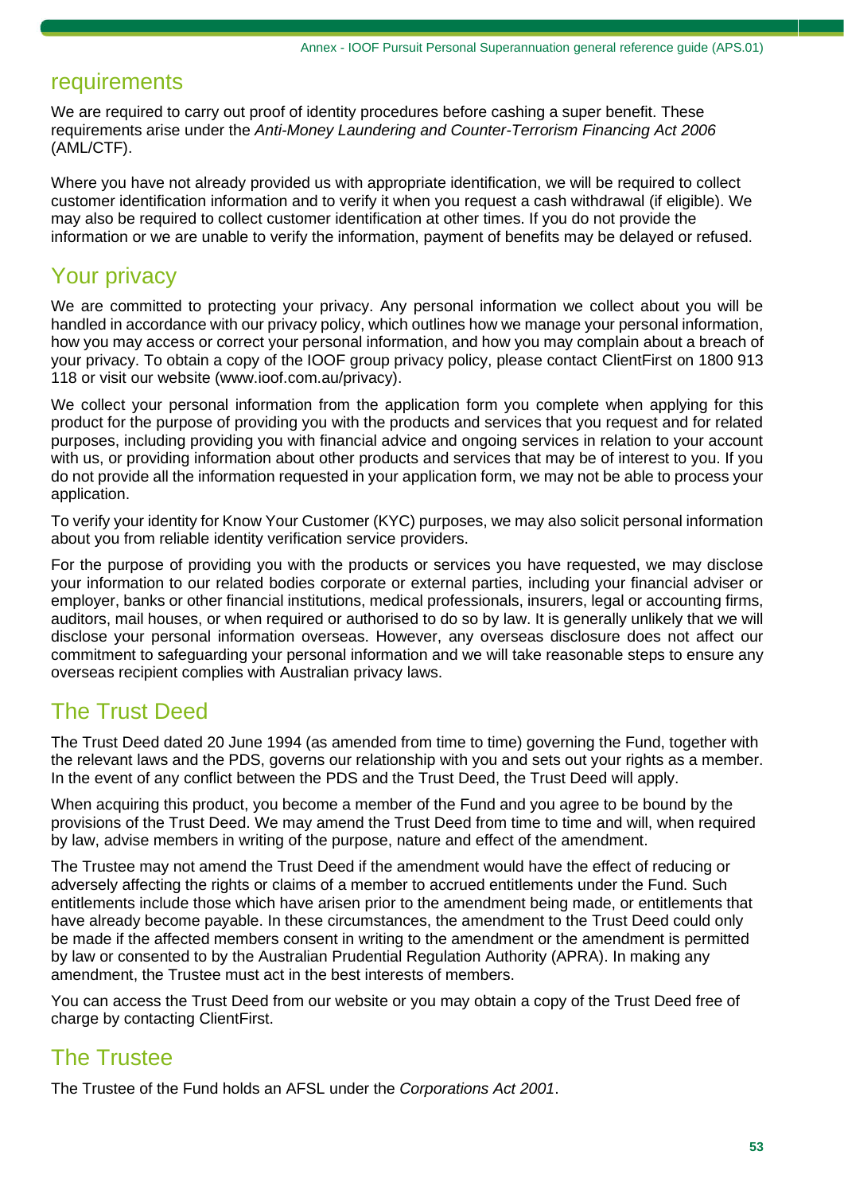## requirements

We are required to carry out proof of identity procedures before cashing a super benefit. These requirements arise under the *Anti-Money Laundering and Counter-Terrorism Financing Act 2006* (AML/CTF).

Where you have not already provided us with appropriate identification, we will be required to collect customer identification information and to verify it when you request a cash withdrawal (if eligible). We may also be required to collect customer identification at other times. If you do not provide the information or we are unable to verify the information, payment of benefits may be delayed or refused.

## Your privacy

We are committed to protecting your privacy. Any personal information we collect about you will be handled in accordance with our privacy policy, which outlines how we manage your personal information, how you may access or correct your personal information, and how you may complain about a breach of your privacy. To obtain a copy of the IOOF group privacy policy, please contact ClientFirst on 1800 913 118 or visit our website (www.ioof.com.au/privacy).

We collect your personal information from the application form you complete when applying for this product for the purpose of providing you with the products and services that you request and for related purposes, including providing you with financial advice and ongoing services in relation to your account with us, or providing information about other products and services that may be of interest to you. If you do not provide all the information requested in your application form, we may not be able to process your application.

To verify your identity for Know Your Customer (KYC) purposes, we may also solicit personal information about you from reliable identity verification service providers.

For the purpose of providing you with the products or services you have requested, we may disclose your information to our related bodies corporate or external parties, including your financial adviser or employer, banks or other financial institutions, medical professionals, insurers, legal or accounting firms, auditors, mail houses, or when required or authorised to do so by law. It is generally unlikely that we will disclose your personal information overseas. However, any overseas disclosure does not affect our commitment to safeguarding your personal information and we will take reasonable steps to ensure any overseas recipient complies with Australian privacy laws.

## The Trust Deed

The Trust Deed dated 20 June 1994 (as amended from time to time) governing the Fund, together with the relevant laws and the PDS, governs our relationship with you and sets out your rights as a member. In the event of any conflict between the PDS and the Trust Deed, the Trust Deed will apply.

When acquiring this product, you become a member of the Fund and you agree to be bound by the provisions of the Trust Deed. We may amend the Trust Deed from time to time and will, when required by law, advise members in writing of the purpose, nature and effect of the amendment.

The Trustee may not amend the Trust Deed if the amendment would have the effect of reducing or adversely affecting the rights or claims of a member to accrued entitlements under the Fund. Such entitlements include those which have arisen prior to the amendment being made, or entitlements that have already become payable. In these circumstances, the amendment to the Trust Deed could only be made if the affected members consent in writing to the amendment or the amendment is permitted by law or consented to by the Australian Prudential Regulation Authority (APRA). In making any amendment, the Trustee must act in the best interests of members.

You can access the Trust Deed from our website or you may obtain a copy of the Trust Deed free of charge by contacting ClientFirst.

## The Trustee

The Trustee of the Fund holds an AFSL under the *Corporations Act 2001*.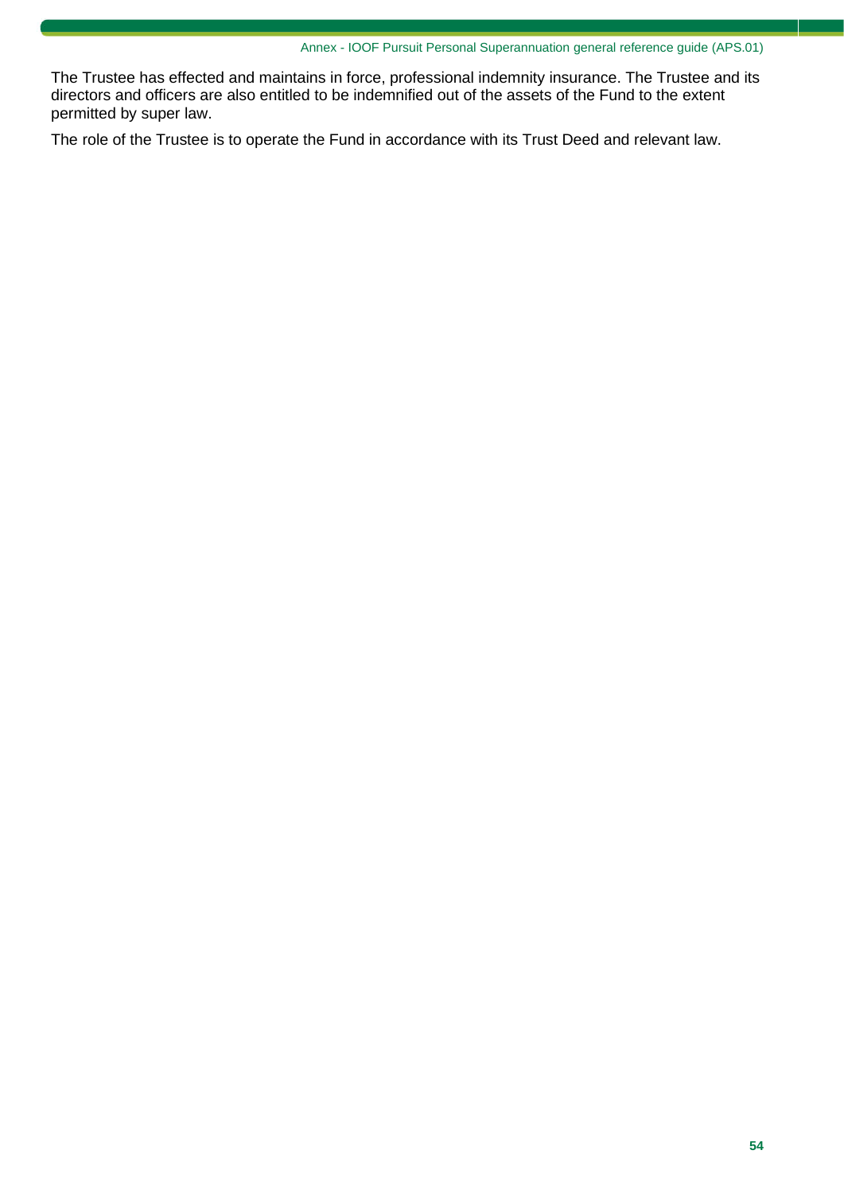The Trustee has effected and maintains in force, professional indemnity insurance. The Trustee and its directors and officers are also entitled to be indemnified out of the assets of the Fund to the extent permitted by super law.

The role of the Trustee is to operate the Fund in accordance with its Trust Deed and relevant law.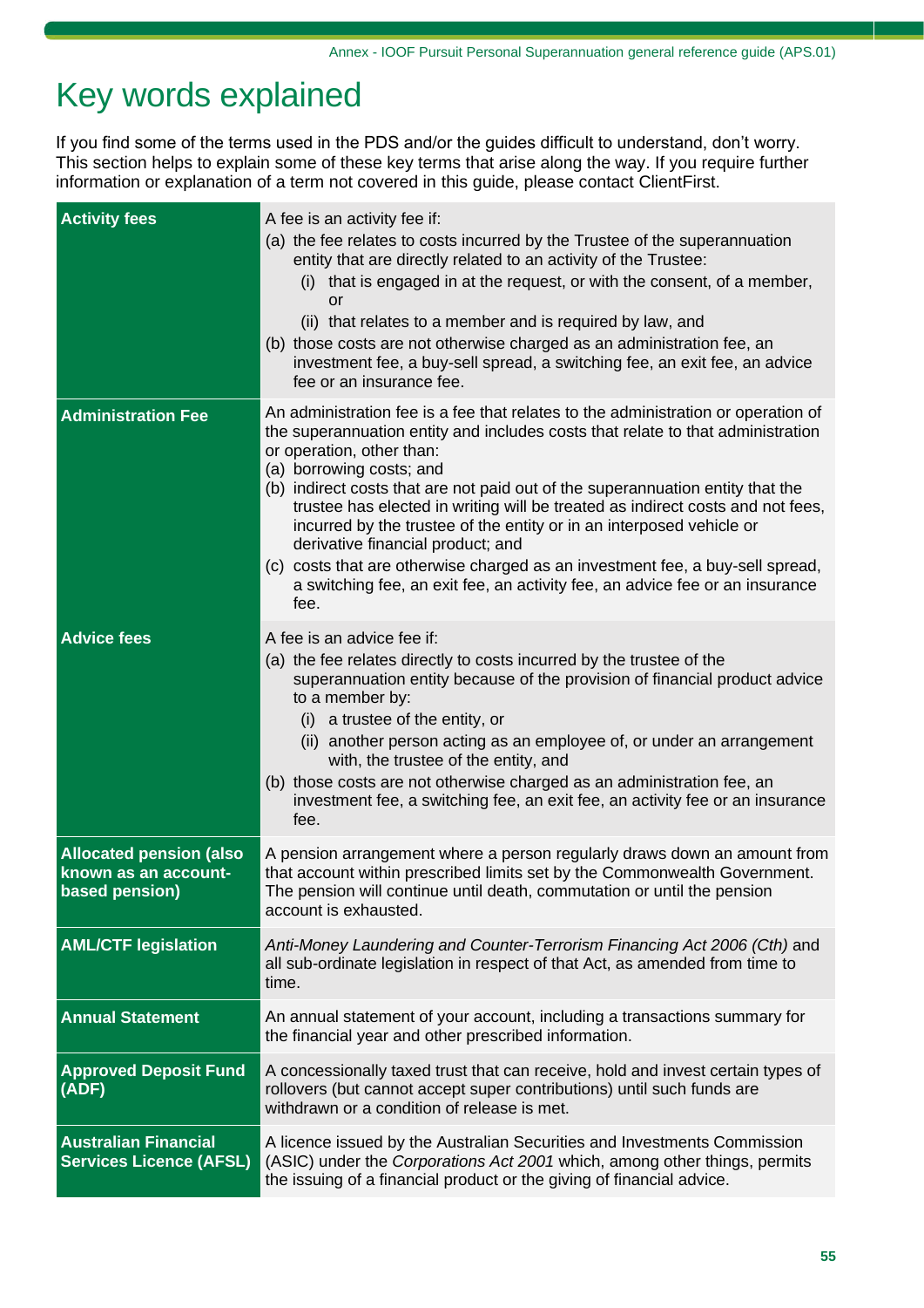# Key words explained

If you find some of the terms used in the PDS and/or the guides difficult to understand, don't worry. This section helps to explain some of these key terms that arise along the way. If you require further information or explanation of a term not covered in this guide, please contact ClientFirst.

| Term | Explanation |
|---|---|
| **Activity fees** | A fee is an activity fee if:<br>(a) the fee relates to costs incurred by the Trustee of the superannuation entity that are directly related to an activity of the Trustee:<br>(i) that is engaged in at the request, or with the consent, of a member, or<br>(ii) that relates to a member and is required by law, and<br>(b) those costs are not otherwise charged as an administration fee, an investment fee, a buy-sell spread, a switching fee, an exit fee, an advice fee or an insurance fee. |
| **Administration Fee** | An administration fee is a fee that relates to the administration or operation of the superannuation entity and includes costs that relate to that administration or operation, other than:<br>(a) borrowing costs; and<br>(b) indirect costs that are not paid out of the superannuation entity that the trustee has elected in writing will be treated as indirect costs and not fees, incurred by the trustee of the entity or in an interposed vehicle or derivative financial product; and<br>(c) costs that are otherwise charged as an investment fee, a buy-sell spread, a switching fee, an exit fee, an activity fee, an advice fee or an insurance fee. |
| **Advice fees** | A fee is an advice fee if:<br>(a) the fee relates directly to costs incurred by the trustee of the superannuation entity because of the provision of financial product advice to a member by:<br>(i) a trustee of the entity, or<br>(ii) another person acting as an employee of, or under an arrangement with, the trustee of the entity, and<br>(b) those costs are not otherwise charged as an administration fee, an investment fee, a switching fee, an exit fee, an activity fee or an insurance fee. |
| **Allocated pension (also known as an account-based pension)** | A pension arrangement where a person regularly draws down an amount from that account within prescribed limits set by the Commonwealth Government. The pension will continue until death, commutation or until the pension account is exhausted. |
| **AML/CTF legislation** | *Anti-Money Laundering and Counter-Terrorism Financing Act 2006 (Cth)* and all sub-ordinate legislation in respect of that Act, as amended from time to time. |
| **Annual Statement** | An annual statement of your account, including a transactions summary for the financial year and other prescribed information. |
| **Approved Deposit Fund (ADF)** | A concessionally taxed trust that can receive, hold and invest certain types of rollovers (but cannot accept super contributions) until such funds are withdrawn or a condition of release is met. |
| **Australian Financial Services Licence (AFSL)** | A licence issued by the Australian Securities and Investments Commission (ASIC) under the *Corporations Act 2001* which, among other things, permits the issuing of a financial product or the giving of financial advice. |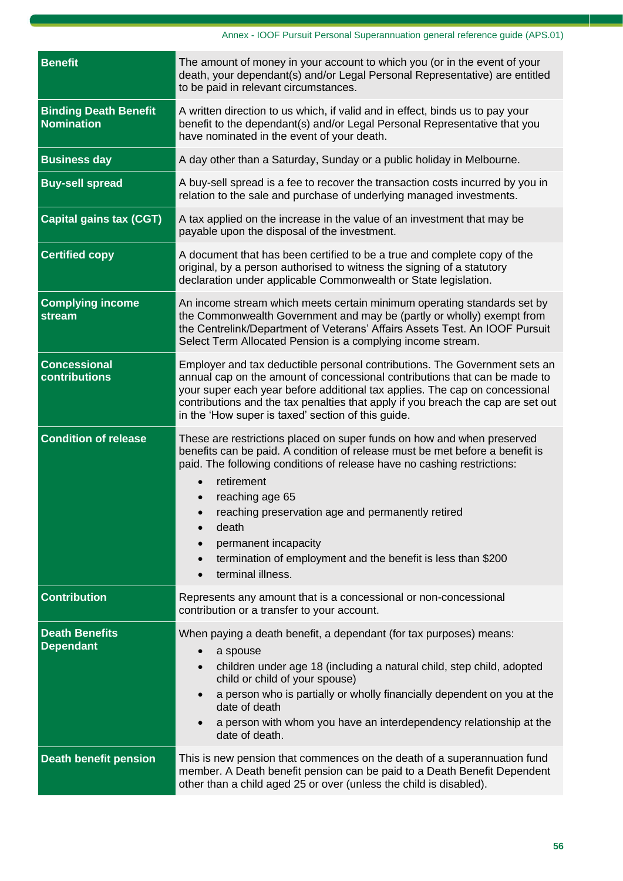| Benefit | The amount of money in your account to which you (or in the event of your death, your dependant(s) and/or Legal Personal Representative) are entitled to be paid in relevant circumstances. |
|---|---|
| **Binding Death Benefit Nomination** | A written direction to us which, if valid and in effect, binds us to pay your benefit to the dependant(s) and/or Legal Personal Representative that you have nominated in the event of your death. |
| **Business day** | A day other than a Saturday, Sunday or a public holiday in Melbourne. |
| **Buy-sell spread** | A buy-sell spread is a fee to recover the transaction costs incurred by you in relation to the sale and purchase of underlying managed investments. |
| **Capital gains tax (CGT)** | A tax applied on the increase in the value of an investment that may be payable upon the disposal of the investment. |
| **Certified copy** | A document that has been certified to be a true and complete copy of the original, by a person authorised to witness the signing of a statutory declaration under applicable Commonwealth or State legislation. |
| **Complying income stream** | An income stream which meets certain minimum operating standards set by the Commonwealth Government and may be (partly or wholly) exempt from the Centrelink/Department of Veterans' Affairs Assets Test. An IOOF Pursuit Select Term Allocated Pension is a complying income stream. |
| **Concessional contributions** | Employer and tax deductible personal contributions. The Government sets an annual cap on the amount of concessional contributions that can be made to your super each year before additional tax applies. The cap on concessional contributions and the tax penalties that apply if you breach the cap are set out in the 'How super is taxed' section of this guide. |
| **Condition of release** | These are restrictions placed on super funds on how and when preserved benefits can be paid. A condition of release must be met before a benefit is paid. The following conditions of release have no cashing restrictions:<br>• retirement<br>• reaching age 65<br>• reaching preservation age and permanently retired<br>• death<br>• permanent incapacity<br>• termination of employment and the benefit is less than $200<br>• terminal illness. |
| **Contribution** | Represents any amount that is a concessional or non-concessional contribution or a transfer to your account. |
| **Death Benefits Dependant** | When paying a death benefit, a dependant (for tax purposes) means:<br>• a spouse<br>• children under age 18 (including a natural child, step child, adopted child or child of your spouse)<br>• a person who is partially or wholly financially dependent on you at the date of death<br>• a person with whom you have an interdependency relationship at the date of death. |
| **Death benefit pension** | This is new pension that commences on the death of a superannuation fund member. A Death benefit pension can be paid to a Death Benefit Dependant other than a child aged 25 or over (unless the child is disabled). |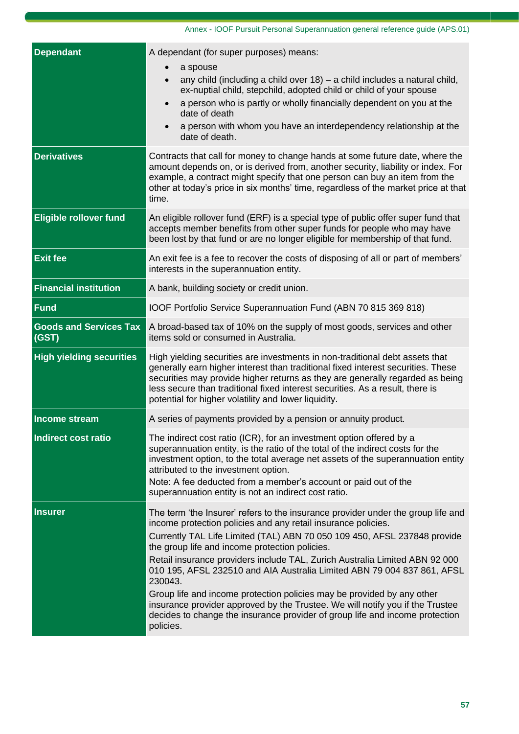| Term | Definition |
|---|---|
| **Dependant** | A dependant (for super purposes) means:<br>• a spouse<br>• any child (including a child over 18) – a child includes a natural child, ex-nuptial child, stepchild, adopted child or child of your spouse<br>• a person who is partly or wholly financially dependent on you at the date of death<br>• a person with whom you have an interdependency relationship at the date of death. |
| **Derivatives** | Contracts that call for money to change hands at some future date, where the amount depends on, or is derived from, another security, liability or index. For example, a contract might specify that one person can buy an item from the other at today's price in six months' time, regardless of the market price at that time. |
| **Eligible rollover fund** | An eligible rollover fund (ERF) is a special type of public offer super fund that accepts member benefits from other super funds for people who may have been lost by that fund or are no longer eligible for membership of that fund. |
| **Exit fee** | An exit fee is a fee to recover the costs of disposing of all or part of members' interests in the superannuation entity. |
| **Financial institution** | A bank, building society or credit union. |
| **Fund** | IOOF Portfolio Service Superannuation Fund (ABN 70 815 369 818) |
| **Goods and Services Tax (GST)** | A broad-based tax of 10% on the supply of most goods, services and other items sold or consumed in Australia. |
| **High yielding securities** | High yielding securities are investments in non-traditional debt assets that generally earn higher interest than traditional fixed interest securities. These securities may provide higher returns as they are generally regarded as being less secure than traditional fixed interest securities. As a result, there is potential for higher volatility and lower liquidity. |
| **Income stream** | A series of payments provided by a pension or annuity product. |
| **Indirect cost ratio** | The indirect cost ratio (ICR), for an investment option offered by a superannuation entity, is the ratio of the total of the indirect costs for the investment option, to the total average net assets of the superannuation entity attributed to the investment option.<br>Note: A fee deducted from a member's account or paid out of the superannuation entity is not an indirect cost ratio. |
| **Insurer** | The term 'the Insurer' refers to the insurance provider under the group life and income protection policies and any retail insurance policies.<br>Currently TAL Life Limited (TAL) ABN 70 050 109 450, AFSL 237848 provide the group life and income protection policies.<br>Retail insurance providers include TAL, Zurich Australia Limited ABN 92 000 010 195, AFSL 232510 and AIA Australia Limited ABN 79 004 837 861, AFSL 230043.<br>Group life and income protection policies may be provided by any other insurance provider approved by the Trustee. We will notify you if the Trustee decides to change the insurance provider of group life and income protection policies. |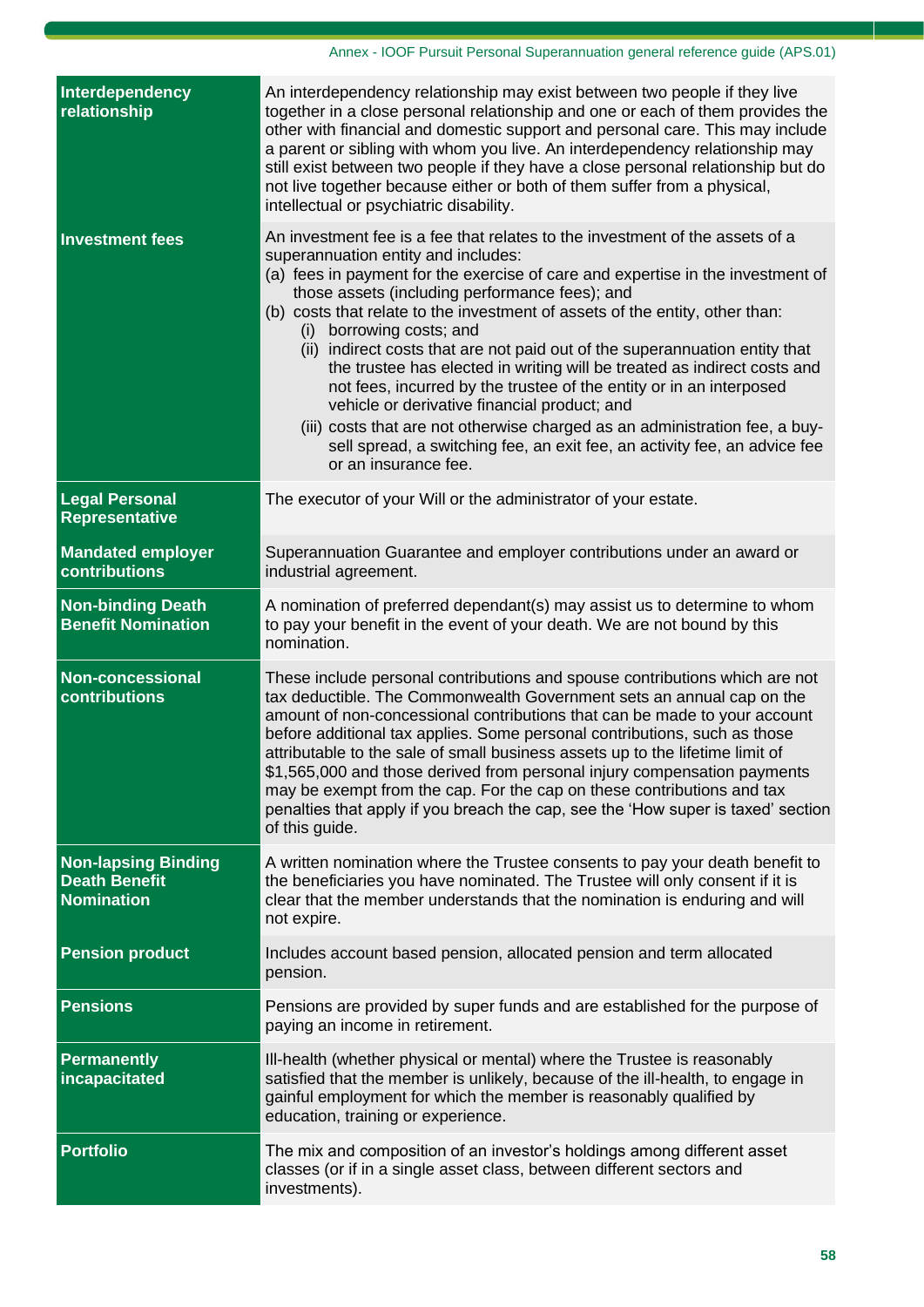| | |
|---|---|
| **Interdependency relationship** | An interdependency relationship may exist between two people if they live together in a close personal relationship and one or each of them provides the other with financial and domestic support and personal care. This may include a parent or sibling with whom you live. An interdependency relationship may still exist between two people if they have a close personal relationship but do not live together because either or both of them suffer from a physical, intellectual or psychiatric disability. |
| **Investment fees** | An investment fee is a fee that relates to the investment of the assets of a superannuation entity and includes:<br>(a) fees in payment for the exercise of care and expertise in the investment of those assets (including performance fees); and<br>(b) costs that relate to the investment of assets of the entity, other than:<br>(i) borrowing costs; and<br>(ii) indirect costs that are not paid out of the superannuation entity that the trustee has elected in writing will be treated as indirect costs and not fees, incurred by the trustee of the entity or in an interposed vehicle or derivative financial product; and<br>(iii) costs that are not otherwise charged as an administration fee, a buy-sell spread, a switching fee, an exit fee, an activity fee, an advice fee or an insurance fee. |
| **Legal Personal Representative** | The executor of your Will or the administrator of your estate. |
| **Mandated employer contributions** | Superannuation Guarantee and employer contributions under an award or industrial agreement. |
| **Non-binding Death Benefit Nomination** | A nomination of preferred dependant(s) may assist us to determine to whom to pay your benefit in the event of your death. We are not bound by this nomination. |
| **Non-concessional contributions** | These include personal contributions and spouse contributions which are not tax deductible. The Commonwealth Government sets an annual cap on the amount of non-concessional contributions that can be made to your account before additional tax applies. Some personal contributions, such as those attributable to the sale of small business assets up to the lifetime limit of $1,565,000 and those derived from personal injury compensation payments may be exempt from the cap. For the cap on these contributions and tax penalties that apply if you breach the cap, see the 'How super is taxed' section of this guide. |
| **Non-lapsing Binding Death Benefit Nomination** | A written nomination where the Trustee consents to pay your death benefit to the beneficiaries you have nominated. The Trustee will only consent if it is clear that the member understands that the nomination is enduring and will not expire. |
| **Pension product** | Includes account based pension, allocated pension and term allocated pension. |
| **Pensions** | Pensions are provided by super funds and are established for the purpose of paying an income in retirement. |
| **Permanently incapacitated** | Ill-health (whether physical or mental) where the Trustee is reasonably satisfied that the member is unlikely, because of the ill-health, to engage in gainful employment for which the member is reasonably qualified by education, training or experience. |
| **Portfolio** | The mix and composition of an investor's holdings among different asset classes (or if in a single asset class, between different sectors and investments). |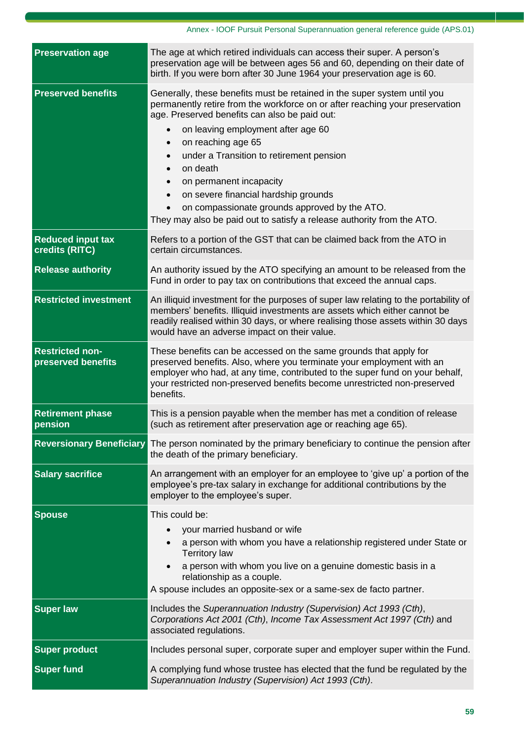| Term | Definition |
|---|---|
| **Preservation age** | The age at which retired individuals can access their super. A person's preservation age will be between ages 56 and 60, depending on their date of birth. If you were born after 30 June 1964 your preservation age is 60. |
| **Preserved benefits** | Generally, these benefits must be retained in the super system until you permanently retire from the workforce on or after reaching your preservation age. Preserved benefits can also be paid out:<br>• on leaving employment after age 60<br>• on reaching age 65<br>• under a Transition to retirement pension<br>• on death<br>• on permanent incapacity<br>• on severe financial hardship grounds<br>• on compassionate grounds approved by the ATO.<br>They may also be paid out to satisfy a release authority from the ATO. |
| **Reduced input tax credits (RITC)** | Refers to a portion of the GST that can be claimed back from the ATO in certain circumstances. |
| **Release authority** | An authority issued by the ATO specifying an amount to be released from the Fund in order to pay tax on contributions that exceed the annual caps. |
| **Restricted investment** | An illiquid investment for the purposes of super law relating to the portability of members' benefits. Illiquid investments are assets which either cannot be readily realised within 30 days, or where realising those assets within 30 days would have an adverse impact on their value. |
| **Restricted non-preserved benefits** | These benefits can be accessed on the same grounds that apply for preserved benefits. Also, where you terminate your employment with an employer who had, at any time, contributed to the super fund on your behalf, your restricted non-preserved benefits become unrestricted non-preserved benefits. |
| **Retirement phase pension** | This is a pension payable when the member has met a condition of release (such as retirement after preservation age or reaching age 65). |
| **Reversionary Beneficiary** | The person nominated by the primary beneficiary to continue the pension after the death of the primary beneficiary. |
| **Salary sacrifice** | An arrangement with an employer for an employee to 'give up' a portion of the employee's pre-tax salary in exchange for additional contributions by the employer to the employee's super. |
| **Spouse** | This could be:<br>• your married husband or wife<br>• a person with whom you have a relationship registered under State or Territory law<br>• a person with whom you live on a genuine domestic basis in a relationship as a couple.<br>A spouse includes an opposite-sex or a same-sex de facto partner. |
| **Super law** | Includes the *Superannuation Industry (Supervision) Act 1993 (Cth)*, *Corporations Act 2001 (Cth)*, *Income Tax Assessment Act 1997 (Cth)* and associated regulations. |
| **Super product** | Includes personal super, corporate super and employer super within the Fund. |
| **Super fund** | A complying fund whose trustee has elected that the fund be regulated by the *Superannuation Industry (Supervision) Act 1993 (Cth)*. |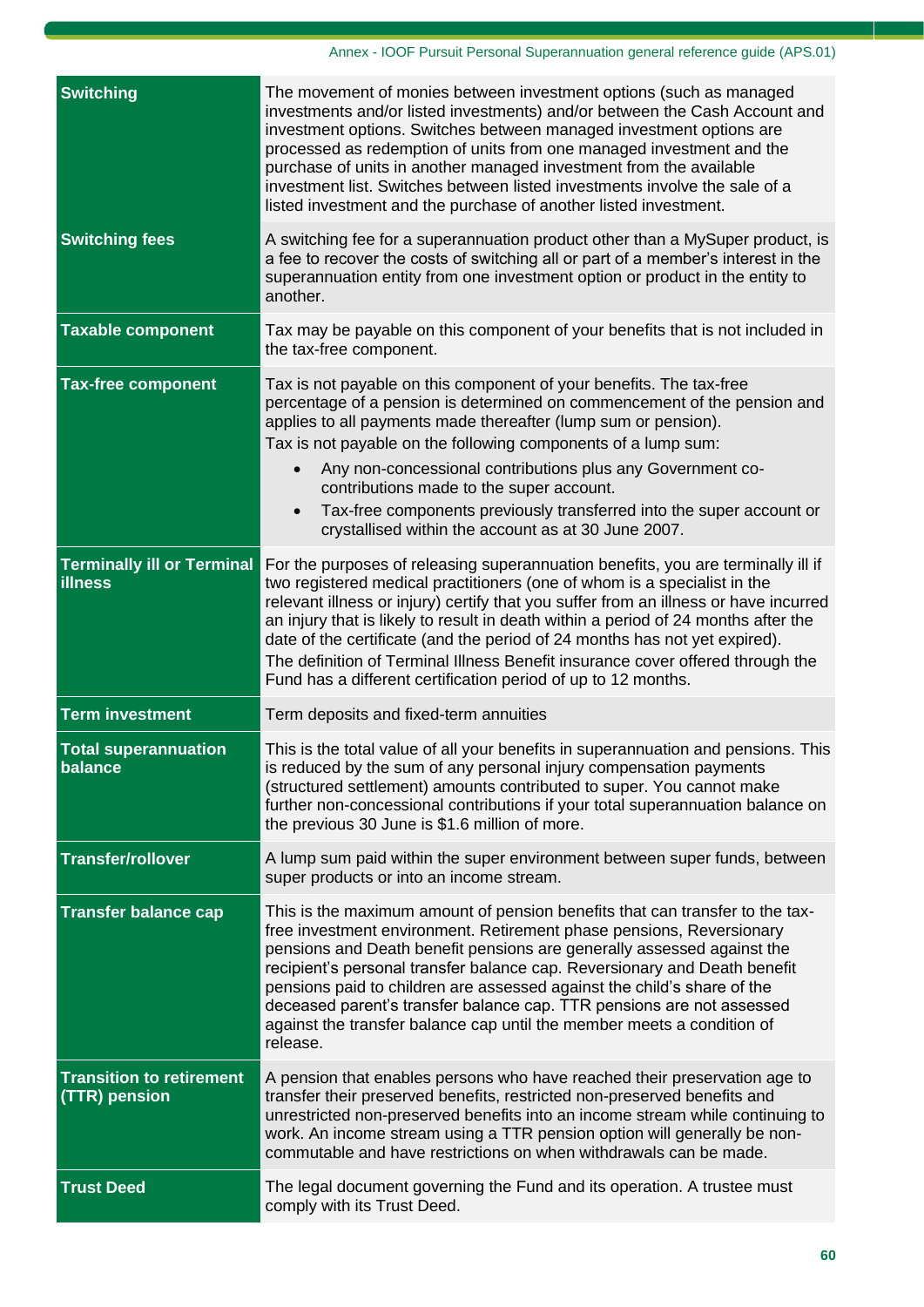| Term | Definition |
|---|---|
| **Switching** | The movement of monies between investment options (such as managed investments and/or listed investments) and/or between the Cash Account and investment options. Switches between managed investment options are processed as redemption of units from one managed investment and the purchase of units in another managed investment from the available investment list. Switches between listed investments involve the sale of a listed investment and the purchase of another listed investment. |
| **Switching fees** | A switching fee for a superannuation product other than a MySuper product, is a fee to recover the costs of switching all or part of a member's interest in the superannuation entity from one investment option or product in the entity to another. |
| **Taxable component** | Tax may be payable on this component of your benefits that is not included in the tax-free component. |
| **Tax-free component** | Tax is not payable on this component of your benefits. The tax-free percentage of a pension is determined on commencement of the pension and applies to all payments made thereafter (lump sum or pension).<br>Tax is not payable on the following components of a lump sum:<br>• Any non-concessional contributions plus any Government co-contributions made to the super account.<br>• Tax-free components previously transferred into the super account or crystallised within the account as at 30 June 2007. |
| **Terminally ill or Terminal illness** | For the purposes of releasing superannuation benefits, you are terminally ill if two registered medical practitioners (one of whom is a specialist in the relevant illness or injury) certify that you suffer from an illness or have incurred an injury that is likely to result in death within a period of 24 months after the date of the certificate (and the period of 24 months has not yet expired).<br>The definition of Terminal Illness Benefit insurance cover offered through the Fund has a different certification period of up to 12 months. |
| **Term investment** | Term deposits and fixed-term annuities |
| **Total superannuation balance** | This is the total value of all your benefits in superannuation and pensions. This is reduced by the sum of any personal injury compensation payments (structured settlement) amounts contributed to super. You cannot make further non-concessional contributions if your total superannuation balance on the previous 30 June is $1.6 million of more. |
| **Transfer/rollover** | A lump sum paid within the super environment between super funds, between super products or into an income stream. |
| **Transfer balance cap** | This is the maximum amount of pension benefits that can transfer to the tax-free investment environment. Retirement phase pensions, Reversionary pensions and Death benefit pensions are generally assessed against the recipient's personal transfer balance cap. Reversionary and Death benefit pensions paid to children are assessed against the child's share of the deceased parent's transfer balance cap. TTR pensions are not assessed against the transfer balance cap until the member meets a condition of release. |
| **Transition to retirement (TTR) pension** | A pension that enables persons who have reached their preservation age to transfer their preserved benefits, restricted non-preserved benefits and unrestricted non-preserved benefits into an income stream while continuing to work. An income stream using a TTR pension option will generally be non-commutable and have restrictions on when withdrawals can be made. |
| **Trust Deed** | The legal document governing the Fund and its operation. A trustee must comply with its Trust Deed. |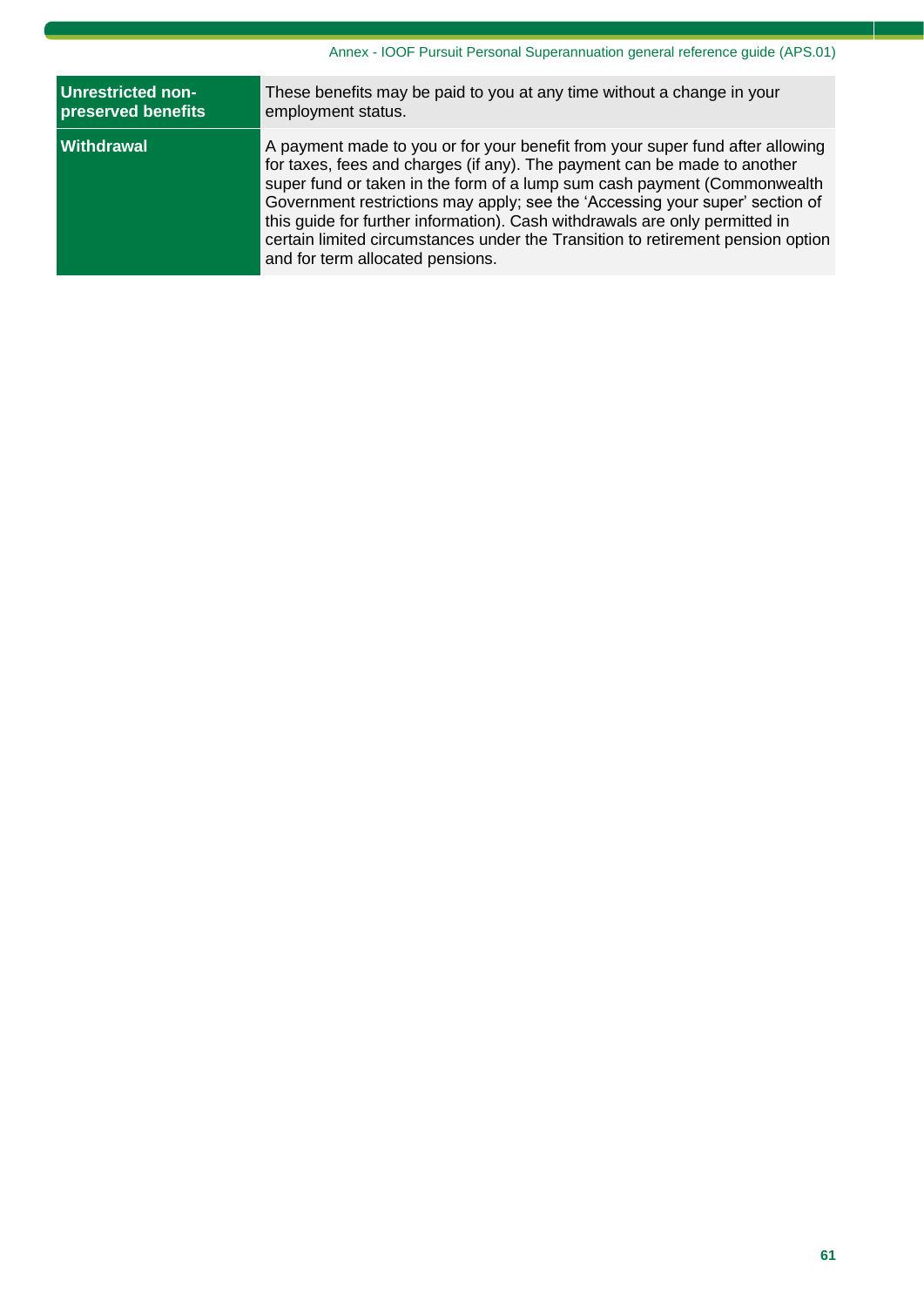| Term | Definition |
| --- | --- |
| **Unrestricted non-preserved benefits** | These benefits may be paid to you at any time without a change in your employment status. |
| **Withdrawal** | A payment made to you or for your benefit from your super fund after allowing for taxes, fees and charges (if any). The payment can be made to another super fund or taken in the form of a lump sum cash payment (Commonwealth Government restrictions may apply; see the 'Accessing your super' section of this guide for further information). Cash withdrawals are only permitted in certain limited circumstances under the Transition to retirement pension option and for term allocated pensions. |